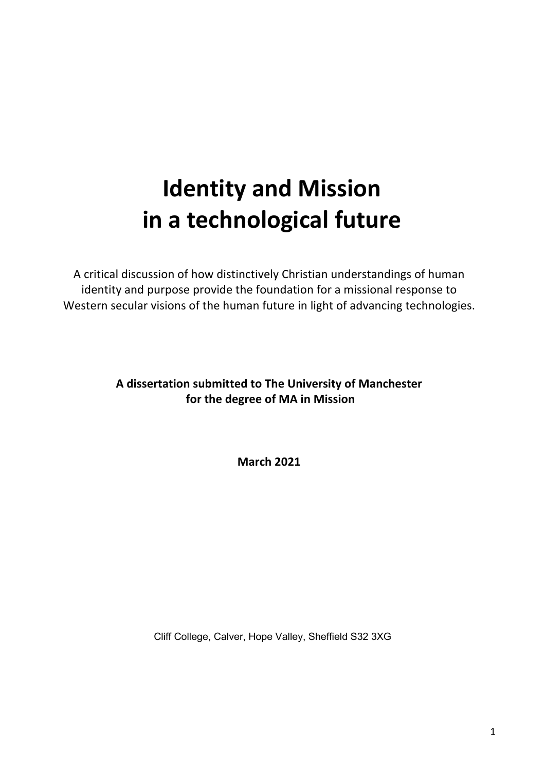# Identity and Mission in a technological future

A critical discussion of how distinctively Christian understandings of human identity and purpose provide the foundation for a missional response to Western secular visions of the human future in light of advancing technologies.

**A dissertation submitted to The University of Manchester for the degree of MA in Mission**

**March 2021**

Cliff College, Calver, Hope Valley, Sheffield S32 3XG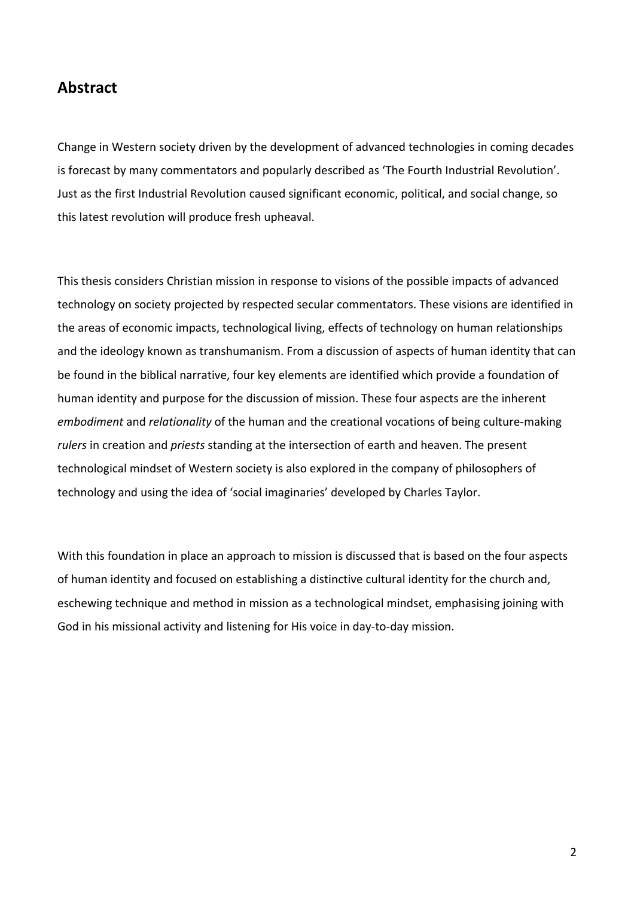## Abstract

Change in Western society driven by the development of advanced technologies in coming decades is forecast by many commentators and popularly described as 'The Fourth Industrial Revolution'. Just as the first Industrial Revolution caused significant economic, political, and social change, so this latest revolution will produce fresh upheaval.

This thesis considers Christian mission in response to visions of the possible impacts of advanced technology on society projected by respected secular commentators. These visions are identified in the areas of economic impacts, technological living, effects of technology on human relationships and the ideology known as transhumanism. From a discussion of aspects of human identity that can be found in the biblical narrative, four key elements are identified which provide a foundation of human identity and purpose for the discussion of mission. These four aspects are the inherent *embodiment* and *relationality* of the human and the creational vocations of being culture-making *rulers* in creation and *priests* standing at the intersection of earth and heaven. The present technological mindset of Western society is also explored in the company of philosophers of technology and using the idea of 'social imaginaries' developed by Charles Taylor.

With this foundation in place an approach to mission is discussed that is based on the four aspects of human identity and focused on establishing a distinctive cultural identity for the church and, eschewing technique and method in mission as a technological mindset, emphasising joining with God in his missional activity and listening for His voice in day-to-day mission.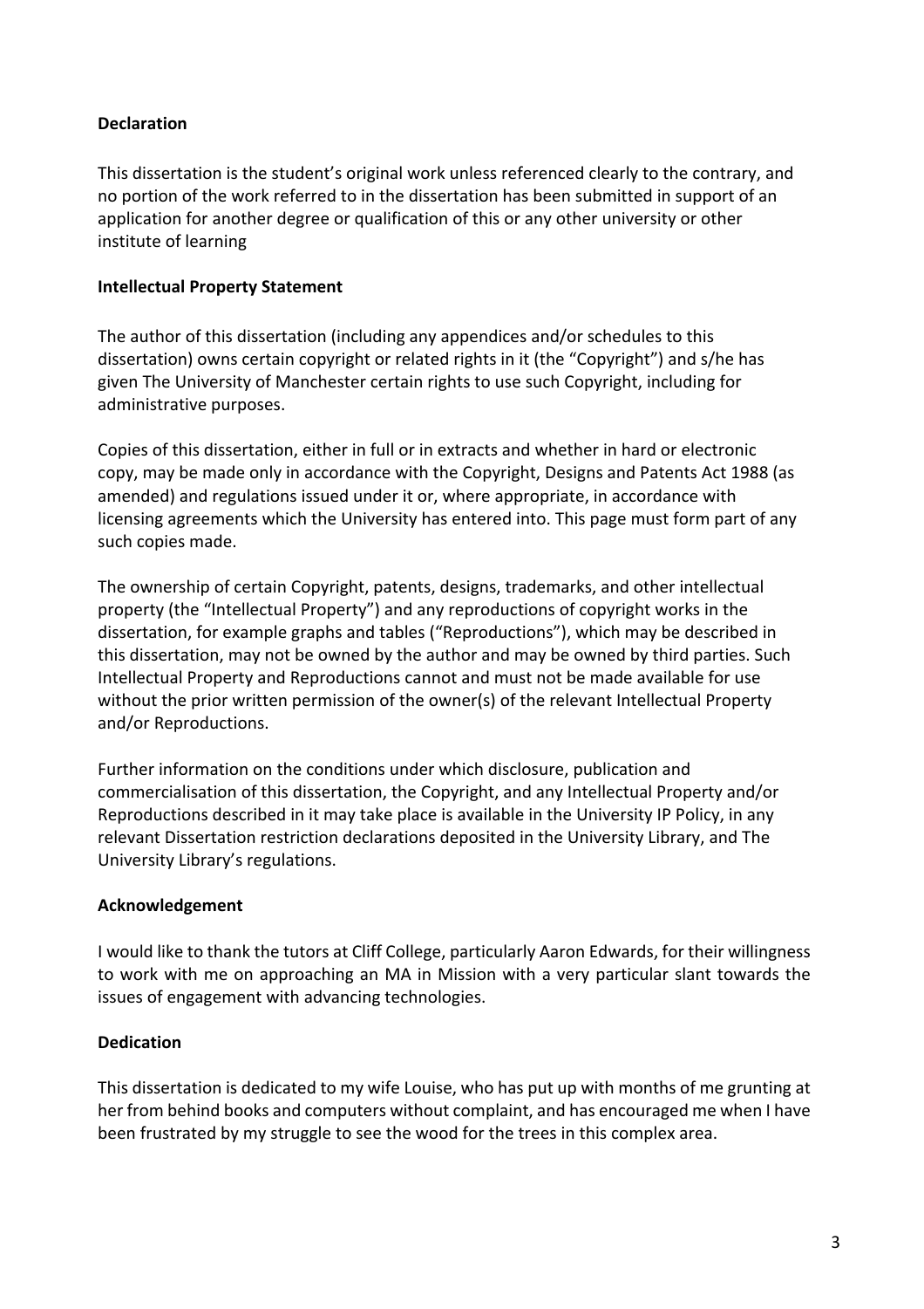**Declaration**

This dissertation is the student's original work unless referenced clearly to the contrary, and no portion of the work referred to in the dissertation has been submitted in support of an application for another degree or qualification of this or any other university or other institute of learning

**Intellectual Property Statement**

The author of this dissertation (including any appendices and/or schedules to this dissertation) owns certain copyright or related rights in it (the "Copyright") and s/he has given The University of Manchester certain rights to use such Copyright, including for administrative purposes.

Copies of this dissertation, either in full or in extracts and whether in hard or electronic copy, may be made only in accordance with the Copyright, Designs and Patents Act 1988 (as amended) and regulations issued under it or, where appropriate, in accordance with licensing agreements which the University has entered into. This page must form part of any such copies made.

The ownership of certain Copyright, patents, designs, trademarks, and other intellectual property (the "Intellectual Property") and any reproductions of copyright works in the dissertation, for example graphs and tables ("Reproductions"), which may be described in this dissertation, may not be owned by the author and may be owned by third parties. Such Intellectual Property and Reproductions cannot and must not be made available for use without the prior written permission of the owner(s) of the relevant Intellectual Property and/or Reproductions.

Further information on the conditions under which disclosure, publication and commercialisation of this dissertation, the Copyright, and any Intellectual Property and/or Reproductions described in it may take place is available in the University IP Policy, in any relevant Dissertation restriction declarations deposited in the University Library, and The University Library's regulations.

**Acknowledgement**

I would like to thank the tutors at Cliff College, particularly Aaron Edwards, for their willingness to work with me on approaching an MA in Mission with a very particular slant towards the issues of engagement with advancing technologies.

**Dedication**

This dissertation is dedicated to my wife Louise, who has put up with months of me grunting at her from behind books and computers without complaint, and has encouraged me when I have been frustrated by my struggle to see the wood for the trees in this complex area.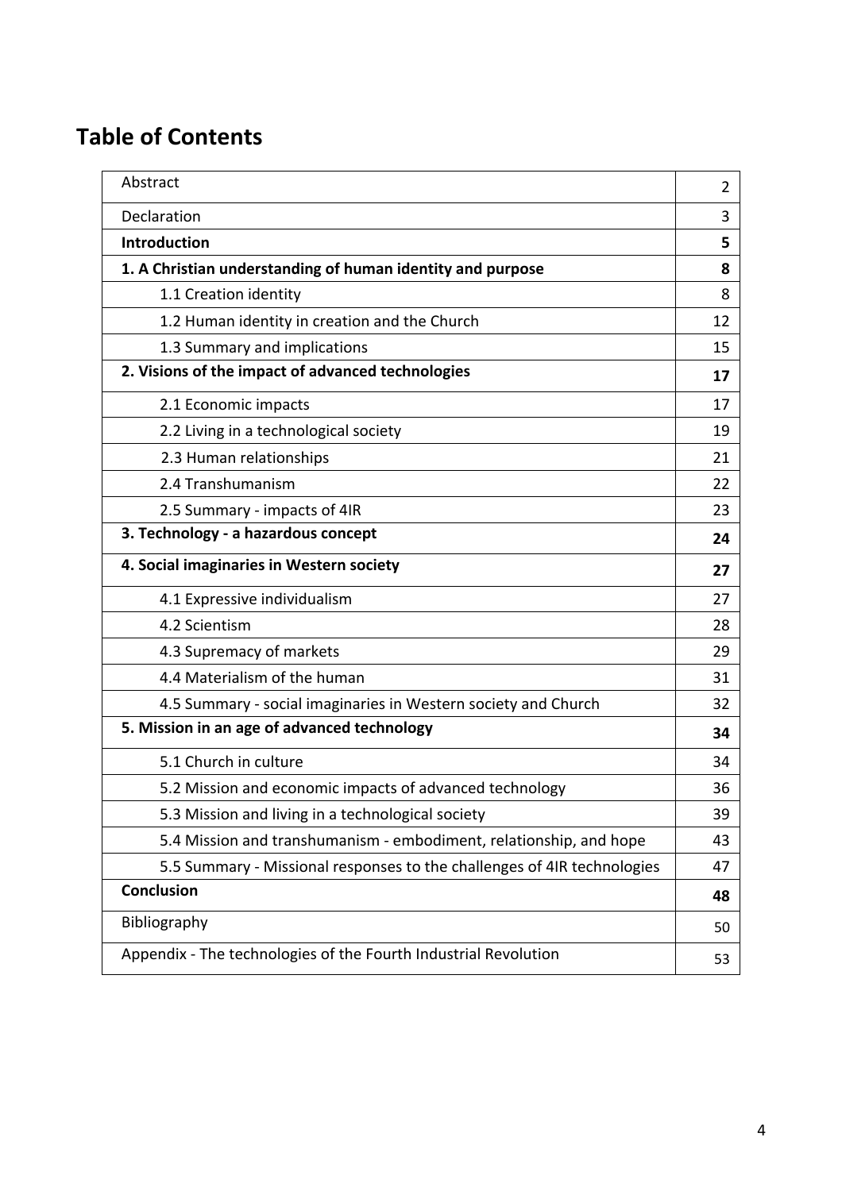# Table of Contents

| | |
|---|---|
| Abstract | 2 |
| Declaration | 3 |
| **Introduction** | **5** |
| **1. A Christian understanding of human identity and purpose** | **8** |
| 1.1 Creation identity | 8 |
| 1.2 Human identity in creation and the Church | 12 |
| 1.3 Summary and implications | 15 |
| **2. Visions of the impact of advanced technologies** | **17** |
| 2.1 Economic impacts | 17 |
| 2.2 Living in a technological society | 19 |
| 2.3 Human relationships | 21 |
| 2.4 Transhumanism | 22 |
| 2.5 Summary - impacts of 4IR | 23 |
| **3. Technology - a hazardous concept** | **24** |
| **4. Social imaginaries in Western society** | **27** |
| 4.1 Expressive individualism | 27 |
| 4.2 Scientism | 28 |
| 4.3 Supremacy of markets | 29 |
| 4.4 Materialism of the human | 31 |
| 4.5 Summary - social imaginaries in Western society and Church | 32 |
| **5. Mission in an age of advanced technology** | **34** |
| 5.1 Church in culture | 34 |
| 5.2 Mission and economic impacts of advanced technology | 36 |
| 5.3 Mission and living in a technological society | 39 |
| 5.4 Mission and transhumanism - embodiment, relationship, and hope | 43 |
| 5.5 Summary - Missional responses to the challenges of 4IR technologies | 47 |
| **Conclusion** | **48** |
| Bibliography | 50 |
| Appendix - The technologies of the Fourth Industrial Revolution | 53 |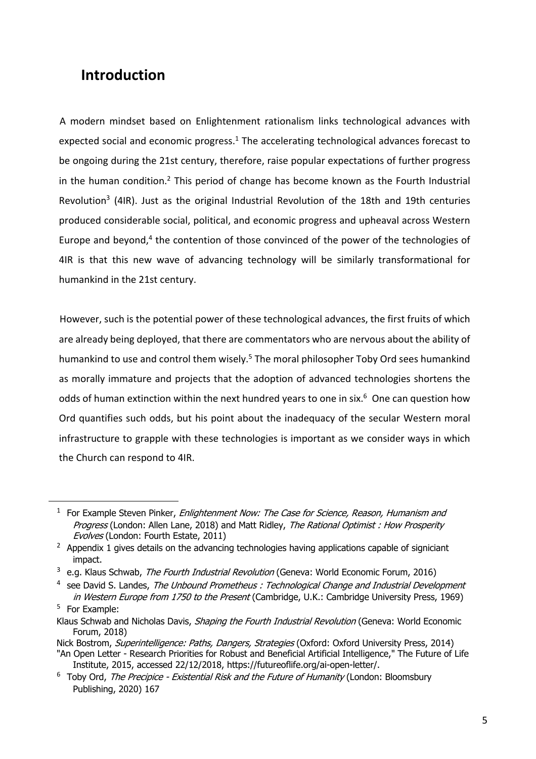## Introduction

A modern mindset based on Enlightenment rationalism links technological advances with expected social and economic progress.[1] The accelerating technological advances forecast to be ongoing during the 21st century, therefore, raise popular expectations of further progress in the human condition.[2] This period of change has become known as the Fourth Industrial Revolution[3] (4IR). Just as the original Industrial Revolution of the 18th and 19th centuries produced considerable social, political, and economic progress and upheaval across Western Europe and beyond,[4] the contention of those convinced of the power of the technologies of 4IR is that this new wave of advancing technology will be similarly transformational for humankind in the 21st century.

However, such is the potential power of these technological advances, the first fruits of which are already being deployed, that there are commentators who are nervous about the ability of humankind to use and control them wisely.[5] The moral philosopher Toby Ord sees humankind as morally immature and projects that the adoption of advanced technologies shortens the odds of human extinction within the next hundred years to one in six.[6] One can question how Ord quantifies such odds, but his point about the inadequacy of the secular Western moral infrastructure to grapple with these technologies is important as we consider ways in which the Church can respond to 4IR.

---

[1] For Example Steven Pinker, *Enlightenment Now: The Case for Science, Reason, Humanism and Progress* (London: Allen Lane, 2018) and Matt Ridley, *The Rational Optimist : How Prosperity Evolves* (London: Fourth Estate, 2011)

[2] Appendix 1 gives details on the advancing technologies having applications capable of signiciant impact.

[3] e.g. Klaus Schwab, *The Fourth Industrial Revolution* (Geneva: World Economic Forum, 2016)

[4] see David S. Landes, *The Unbound Prometheus : Technological Change and Industrial Development in Western Europe from 1750 to the Present* (Cambridge, U.K.: Cambridge University Press, 1969)

[5] For Example:

Klaus Schwab and Nicholas Davis, *Shaping the Fourth Industrial Revolution* (Geneva: World Economic Forum, 2018)

Nick Bostrom, *Superintelligence: Paths, Dangers, Strategies* (Oxford: Oxford University Press, 2014)

"An Open Letter - Research Priorities for Robust and Beneficial Artificial Intelligence," The Future of Life Institute, 2015, accessed 22/12/2018, https://futureoflife.org/ai-open-letter/.

[6] Toby Ord, *The Precipice - Existential Risk and the Future of Humanity* (London: Bloomsbury Publishing, 2020) 167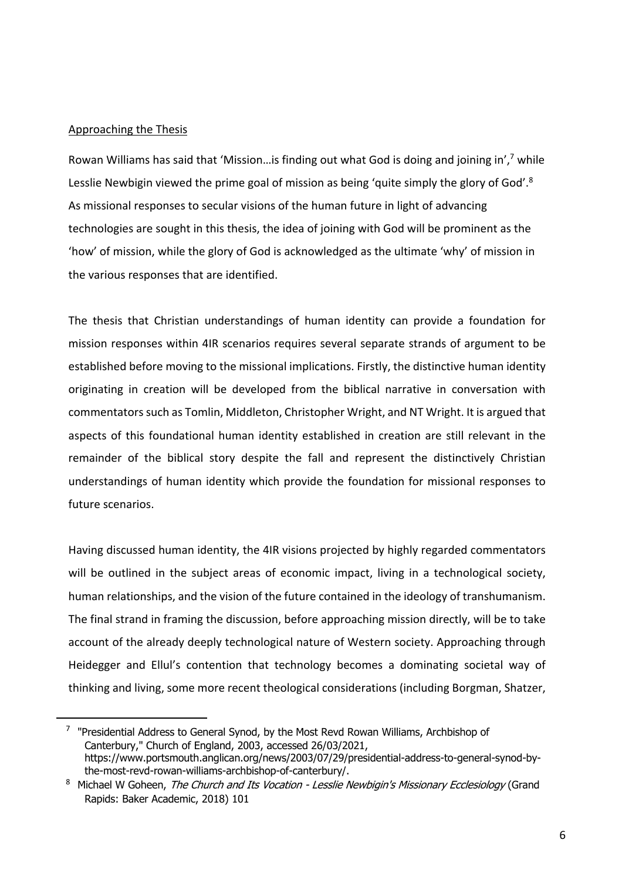Approaching the Thesis

Rowan Williams has said that 'Mission…is finding out what God is doing and joining in',[7] while Lesslie Newbigin viewed the prime goal of mission as being 'quite simply the glory of God'.[8] As missional responses to secular visions of the human future in light of advancing technologies are sought in this thesis, the idea of joining with God will be prominent as the 'how' of mission, while the glory of God is acknowledged as the ultimate 'why' of mission in the various responses that are identified.

The thesis that Christian understandings of human identity can provide a foundation for mission responses within 4IR scenarios requires several separate strands of argument to be established before moving to the missional implications. Firstly, the distinctive human identity originating in creation will be developed from the biblical narrative in conversation with commentators such as Tomlin, Middleton, Christopher Wright, and NT Wright. It is argued that aspects of this foundational human identity established in creation are still relevant in the remainder of the biblical story despite the fall and represent the distinctively Christian understandings of human identity which provide the foundation for missional responses to future scenarios.

Having discussed human identity, the 4IR visions projected by highly regarded commentators will be outlined in the subject areas of economic impact, living in a technological society, human relationships, and the vision of the future contained in the ideology of transhumanism. The final strand in framing the discussion, before approaching mission directly, will be to take account of the already deeply technological nature of Western society. Approaching through Heidegger and Ellul's contention that technology becomes a dominating societal way of thinking and living, some more recent theological considerations (including Borgman, Shatzer,

---

[7] "Presidential Address to General Synod, by the Most Revd Rowan Williams, Archbishop of Canterbury," Church of England, 2003, accessed 26/03/2021, https://www.portsmouth.anglican.org/news/2003/07/29/presidential-address-to-general-synod-by-the-most-revd-rowan-williams-archbishop-of-canterbury/.

[8] Michael W Goheen, *The Church and Its Vocation - Lesslie Newbigin's Missionary Ecclesiology* (Grand Rapids: Baker Academic, 2018) 101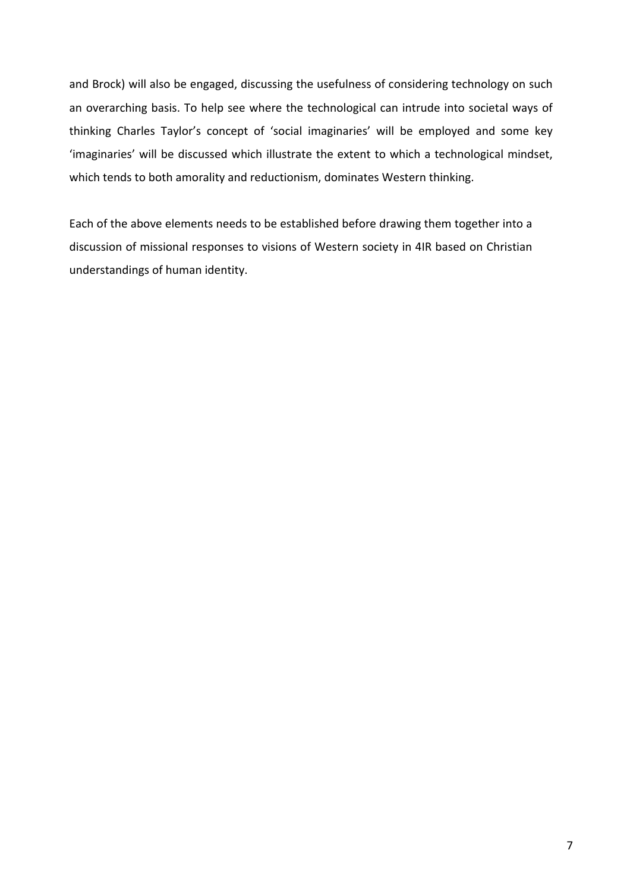and Brock) will also be engaged, discussing the usefulness of considering technology on such an overarching basis. To help see where the technological can intrude into societal ways of thinking Charles Taylor's concept of 'social imaginaries' will be employed and some key 'imaginaries' will be discussed which illustrate the extent to which a technological mindset, which tends to both amorality and reductionism, dominates Western thinking.

Each of the above elements needs to be established before drawing them together into a discussion of missional responses to visions of Western society in 4IR based on Christian understandings of human identity.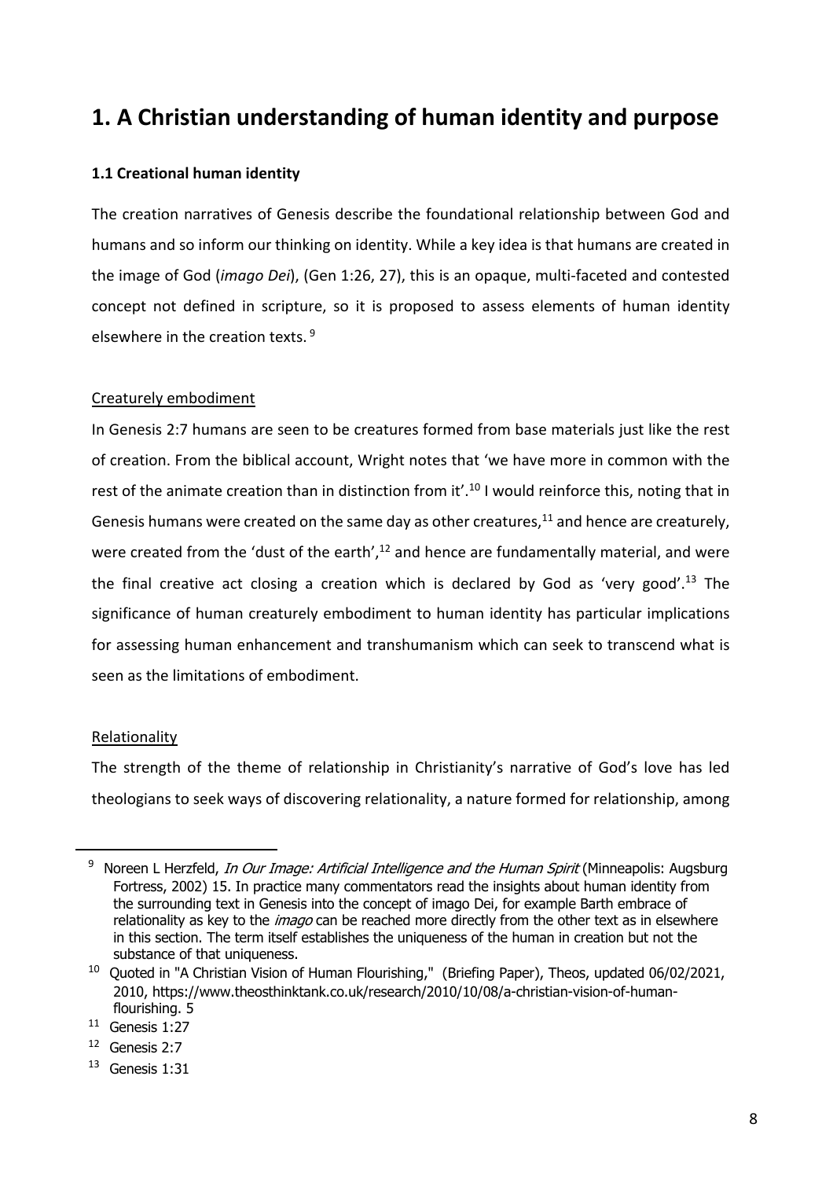# 1. A Christian understanding of human identity and purpose

### 1.1 Creational human identity

The creation narratives of Genesis describe the foundational relationship between God and humans and so inform our thinking on identity. While a key idea is that humans are created in the image of God (*imago Dei*), (Gen 1:26, 27), this is an opaque, multi-faceted and contested concept not defined in scripture, so it is proposed to assess elements of human identity elsewhere in the creation texts. [9]

Creaturely embodiment

In Genesis 2:7 humans are seen to be creatures formed from base materials just like the rest of creation. From the biblical account, Wright notes that 'we have more in common with the rest of the animate creation than in distinction from it'.[10] I would reinforce this, noting that in Genesis humans were created on the same day as other creatures,[11] and hence are creaturely, were created from the 'dust of the earth',[12] and hence are fundamentally material, and were the final creative act closing a creation which is declared by God as 'very good'.[13] The significance of human creaturely embodiment to human identity has particular implications for assessing human enhancement and transhumanism which can seek to transcend what is seen as the limitations of embodiment.

Relationality

The strength of the theme of relationship in Christianity's narrative of God's love has led theologians to seek ways of discovering relationality, a nature formed for relationship, among

---

[9] Noreen L Herzfeld, *In Our Image: Artificial Intelligence and the Human Spirit* (Minneapolis: Augsburg Fortress, 2002) 15. In practice many commentators read the insights about human identity from the surrounding text in Genesis into the concept of imago Dei, for example Barth embrace of relationality as key to the *imago* can be reached more directly from the other text as in elsewhere in this section. The term itself establishes the uniqueness of the human in creation but not the substance of that uniqueness.

[10] Quoted in "A Christian Vision of Human Flourishing," (Briefing Paper), Theos, updated 06/02/2021, 2010, https://www.theosthinktank.co.uk/research/2010/10/08/a-christian-vision-of-human-flourishing. 5

[11] Genesis 1:27

[12] Genesis 2:7

[13] Genesis 1:31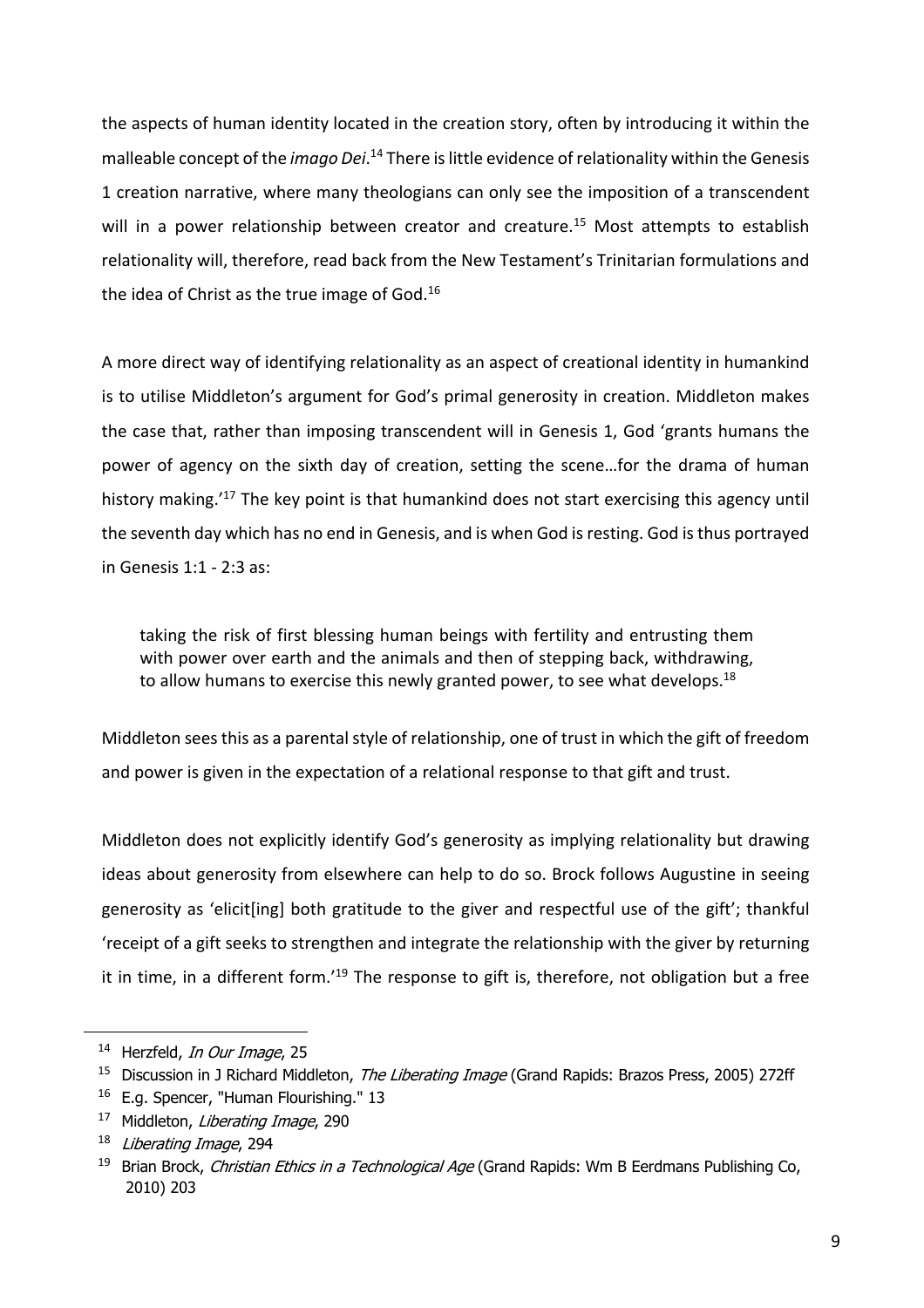the aspects of human identity located in the creation story, often by introducing it within the malleable concept of the *imago Dei*.[14] There is little evidence of relationality within the Genesis 1 creation narrative, where many theologians can only see the imposition of a transcendent will in a power relationship between creator and creature.[15] Most attempts to establish relationality will, therefore, read back from the New Testament's Trinitarian formulations and the idea of Christ as the true image of God.[16]

A more direct way of identifying relationality as an aspect of creational identity in humankind is to utilise Middleton's argument for God's primal generosity in creation. Middleton makes the case that, rather than imposing transcendent will in Genesis 1, God 'grants humans the power of agency on the sixth day of creation, setting the scene…for the drama of human history making.'[17] The key point is that humankind does not start exercising this agency until the seventh day which has no end in Genesis, and is when God is resting. God is thus portrayed in Genesis 1:1 - 2:3 as:

> taking the risk of first blessing human beings with fertility and entrusting them with power over earth and the animals and then of stepping back, withdrawing, to allow humans to exercise this newly granted power, to see what develops.[18]

Middleton sees this as a parental style of relationship, one of trust in which the gift of freedom and power is given in the expectation of a relational response to that gift and trust.

Middleton does not explicitly identify God's generosity as implying relationality but drawing ideas about generosity from elsewhere can help to do so. Brock follows Augustine in seeing generosity as 'elicit[ing] both gratitude to the giver and respectful use of the gift'; thankful 'receipt of a gift seeks to strengthen and integrate the relationship with the giver by returning it in time, in a different form.'[19] The response to gift is, therefore, not obligation but a free

---

[14] Herzfeld, *In Our Image*, 25

[15] Discussion in J Richard Middleton, *The Liberating Image* (Grand Rapids: Brazos Press, 2005) 272ff

[16] E.g. Spencer, "Human Flourishing." 13

[17] Middleton, *Liberating Image*, 290

[18] *Liberating Image*, 294

[19] Brian Brock, *Christian Ethics in a Technological Age* (Grand Rapids: Wm B Eerdmans Publishing Co, 2010) 203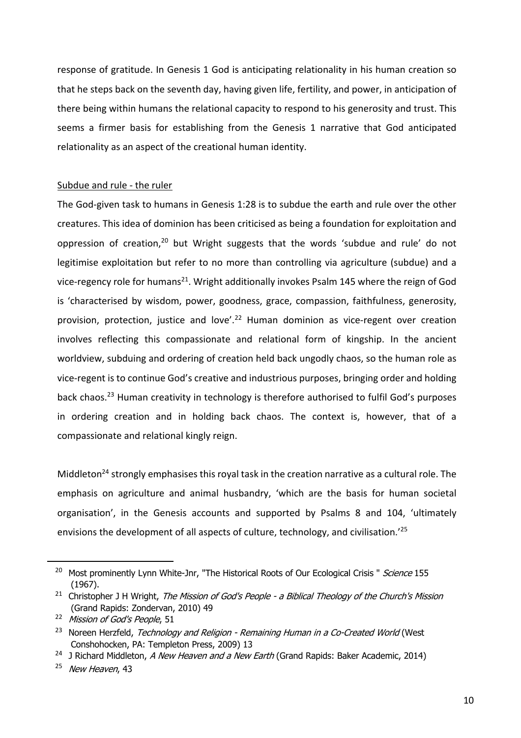response of gratitude. In Genesis 1 God is anticipating relationality in his human creation so that he steps back on the seventh day, having given life, fertility, and power, in anticipation of there being within humans the relational capacity to respond to his generosity and trust. This seems a firmer basis for establishing from the Genesis 1 narrative that God anticipated relationality as an aspect of the creational human identity.

Subdue and rule - the ruler

The God-given task to humans in Genesis 1:28 is to subdue the earth and rule over the other creatures. This idea of dominion has been criticised as being a foundation for exploitation and oppression of creation,[20] but Wright suggests that the words 'subdue and rule' do not legitimise exploitation but refer to no more than controlling via agriculture (subdue) and a vice-regency role for humans[21]. Wright additionally invokes Psalm 145 where the reign of God is 'characterised by wisdom, power, goodness, grace, compassion, faithfulness, generosity, provision, protection, justice and love'.[22] Human dominion as vice-regent over creation involves reflecting this compassionate and relational form of kingship. In the ancient worldview, subduing and ordering of creation held back ungodly chaos, so the human role as vice-regent is to continue God's creative and industrious purposes, bringing order and holding back chaos.[23] Human creativity in technology is therefore authorised to fulfil God's purposes in ordering creation and in holding back chaos. The context is, however, that of a compassionate and relational kingly reign.

Middleton[24] strongly emphasises this royal task in the creation narrative as a cultural role. The emphasis on agriculture and animal husbandry, 'which are the basis for human societal organisation', in the Genesis accounts and supported by Psalms 8 and 104, 'ultimately envisions the development of all aspects of culture, technology, and civilisation.'[25]

---

[20] Most prominently Lynn White-Jnr, "The Historical Roots of Our Ecological Crisis " *Science* 155 (1967).

[21] Christopher J H Wright, *The Mission of God's People - a Biblical Theology of the Church's Mission* (Grand Rapids: Zondervan, 2010) 49

[22] *Mission of God's People*, 51

[23] Noreen Herzfeld, *Technology and Religion - Remaining Human in a Co-Created World* (West Conshohocken, PA: Templeton Press, 2009) 13

[24] J Richard Middleton, *A New Heaven and a New Earth* (Grand Rapids: Baker Academic, 2014)

[25] *New Heaven*, 43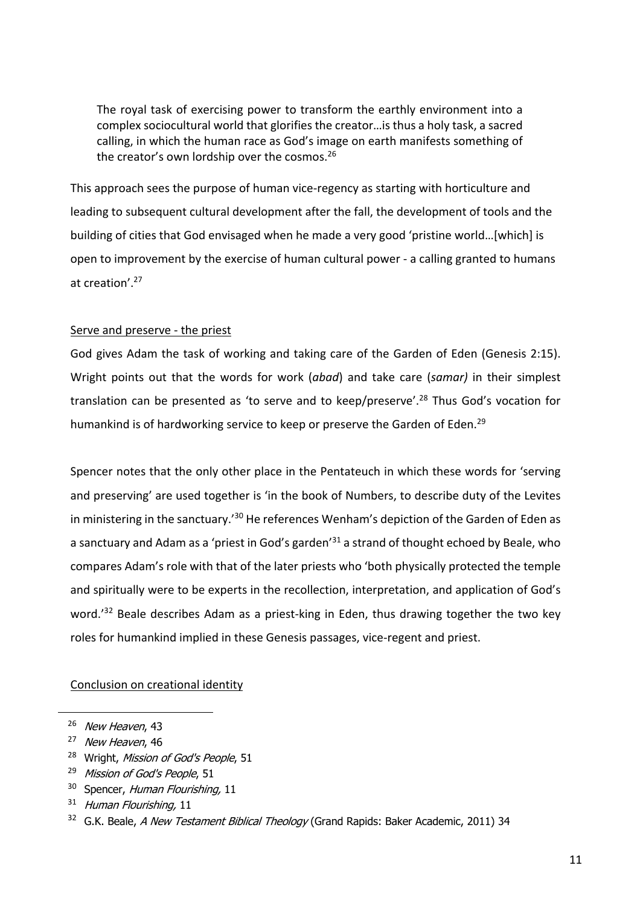> The royal task of exercising power to transform the earthly environment into a complex sociocultural world that glorifies the creator…is thus a holy task, a sacred calling, in which the human race as God's image on earth manifests something of the creator's own lordship over the cosmos.[26]

This approach sees the purpose of human vice-regency as starting with horticulture and leading to subsequent cultural development after the fall, the development of tools and the building of cities that God envisaged when he made a very good 'pristine world…[which] is open to improvement by the exercise of human cultural power - a calling granted to humans at creation'.[27]

Serve and preserve - the priest

God gives Adam the task of working and taking care of the Garden of Eden (Genesis 2:15). Wright points out that the words for work (*abad*) and take care (*samar)* in their simplest translation can be presented as 'to serve and to keep/preserve'.[28] Thus God's vocation for humankind is of hardworking service to keep or preserve the Garden of Eden.[29]

Spencer notes that the only other place in the Pentateuch in which these words for 'serving and preserving' are used together is 'in the book of Numbers, to describe duty of the Levites in ministering in the sanctuary.'[30] He references Wenham's depiction of the Garden of Eden as a sanctuary and Adam as a 'priest in God's garden'[31] a strand of thought echoed by Beale, who compares Adam's role with that of the later priests who 'both physically protected the temple and spiritually were to be experts in the recollection, interpretation, and application of God's word.'[32] Beale describes Adam as a priest-king in Eden, thus drawing together the two key roles for humankind implied in these Genesis passages, vice-regent and priest.

Conclusion on creational identity

---

[26] *New Heaven*, 43

[27] *New Heaven*, 46

[28] Wright, *Mission of God's People*, 51

[29] *Mission of God's People*, 51

[30] Spencer, *Human Flourishing,* 11

[31] *Human Flourishing,* 11

[32] G.K. Beale, *A New Testament Biblical Theology* (Grand Rapids: Baker Academic, 2011) 34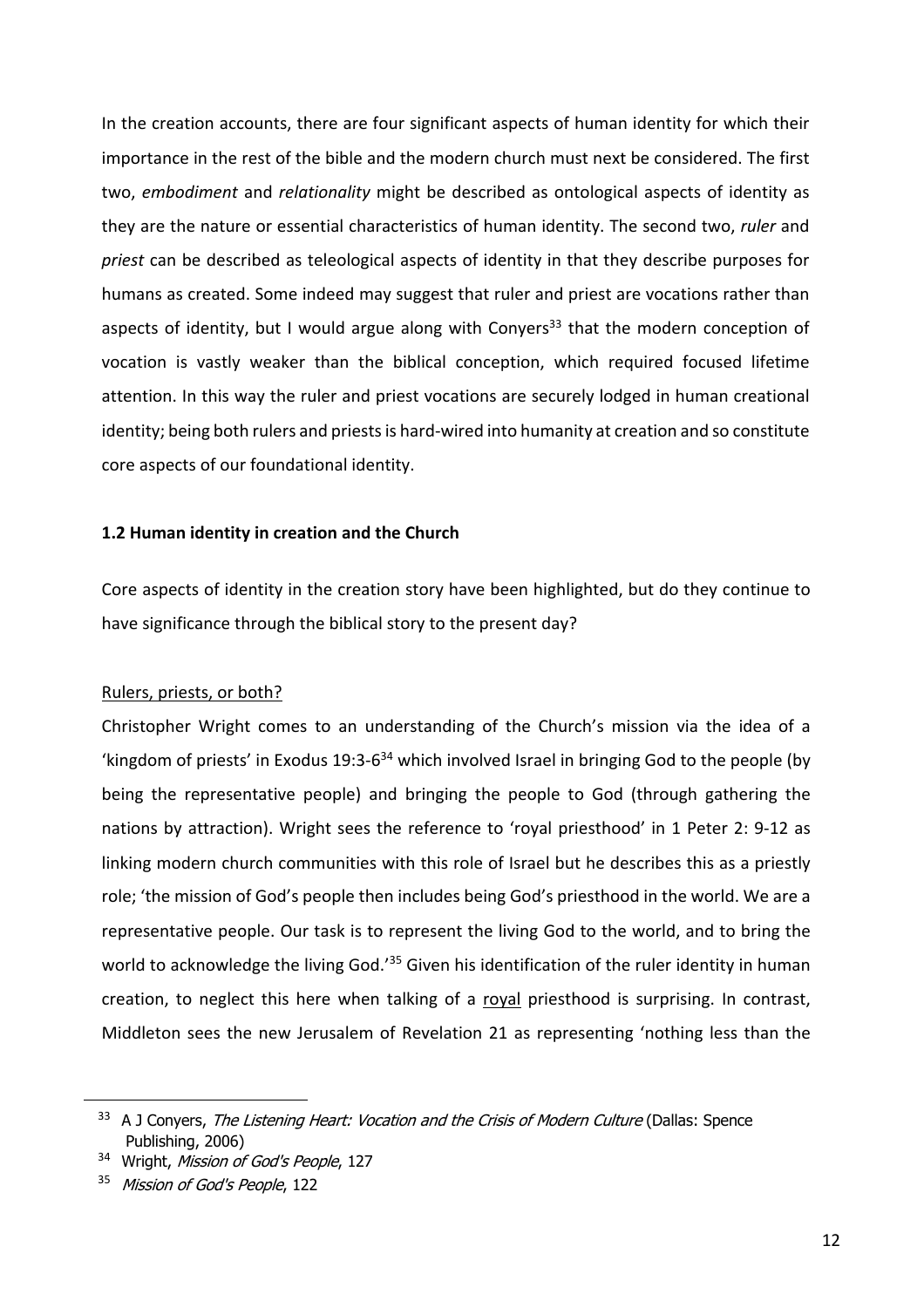In the creation accounts, there are four significant aspects of human identity for which their importance in the rest of the bible and the modern church must next be considered. The first two, *embodiment* and *relationality* might be described as ontological aspects of identity as they are the nature or essential characteristics of human identity. The second two, *ruler* and *priest* can be described as teleological aspects of identity in that they describe purposes for humans as created. Some indeed may suggest that ruler and priest are vocations rather than aspects of identity, but I would argue along with Conyers[33] that the modern conception of vocation is vastly weaker than the biblical conception, which required focused lifetime attention. In this way the ruler and priest vocations are securely lodged in human creational identity; being both rulers and priests is hard-wired into humanity at creation and so constitute core aspects of our foundational identity.

### 1.2 Human identity in creation and the Church

Core aspects of identity in the creation story have been highlighted, but do they continue to have significance through the biblical story to the present day?

<u>Rulers, priests, or both?</u>

Christopher Wright comes to an understanding of the Church's mission via the idea of a 'kingdom of priests' in Exodus 19:3-6[34] which involved Israel in bringing God to the people (by being the representative people) and bringing the people to God (through gathering the nations by attraction). Wright sees the reference to 'royal priesthood' in 1 Peter 2: 9-12 as linking modern church communities with this role of Israel but he describes this as a priestly role; 'the mission of God's people then includes being God's priesthood in the world. We are a representative people. Our task is to represent the living God to the world, and to bring the world to acknowledge the living God.'[35] Given his identification of the ruler identity in human creation, to neglect this here when talking of a <u>royal</u> priesthood is surprising. In contrast, Middleton sees the new Jerusalem of Revelation 21 as representing 'nothing less than the

---

[33] A J Conyers, *The Listening Heart: Vocation and the Crisis of Modern Culture* (Dallas: Spence Publishing, 2006)

[34] Wright, *Mission of God's People*, 127

[35] *Mission of God's People*, 122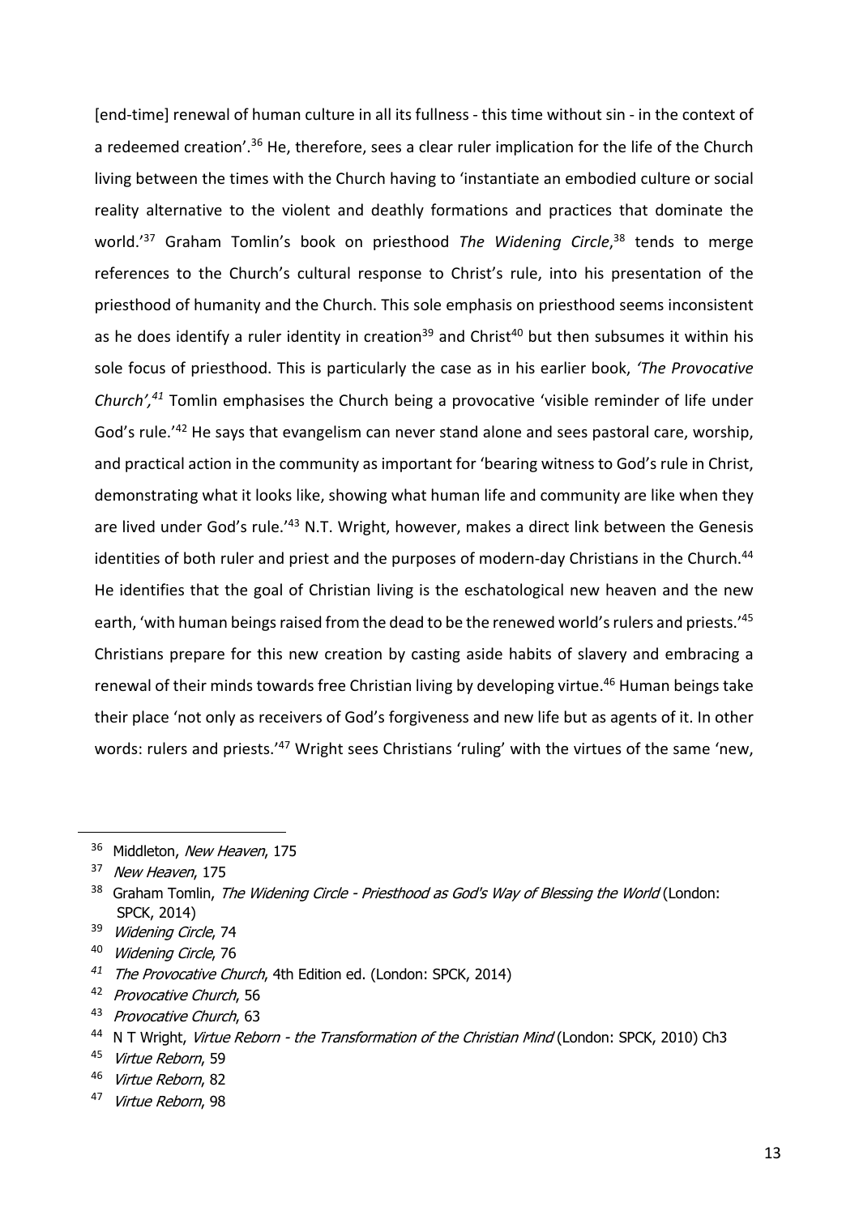[end-time] renewal of human culture in all its fullness - this time without sin - in the context of a redeemed creation'.[36] He, therefore, sees a clear ruler implication for the life of the Church living between the times with the Church having to 'instantiate an embodied culture or social reality alternative to the violent and deathly formations and practices that dominate the world.'[37] Graham Tomlin's book on priesthood *The Widening Circle*,[38] tends to merge references to the Church's cultural response to Christ's rule, into his presentation of the priesthood of humanity and the Church. This sole emphasis on priesthood seems inconsistent as he does identify a ruler identity in creation[39] and Christ[40] but then subsumes it within his sole focus of priesthood. This is particularly the case as in his earlier book, *'The Provocative Church',*[41] Tomlin emphasises the Church being a provocative 'visible reminder of life under God's rule.'[42] He says that evangelism can never stand alone and sees pastoral care, worship, and practical action in the community as important for 'bearing witness to God's rule in Christ, demonstrating what it looks like, showing what human life and community are like when they are lived under God's rule.'[43] N.T. Wright, however, makes a direct link between the Genesis identities of both ruler and priest and the purposes of modern-day Christians in the Church.[44] He identifies that the goal of Christian living is the eschatological new heaven and the new earth, 'with human beings raised from the dead to be the renewed world's rulers and priests.'[45] Christians prepare for this new creation by casting aside habits of slavery and embracing a renewal of their minds towards free Christian living by developing virtue.[46] Human beings take their place 'not only as receivers of God's forgiveness and new life but as agents of it. In other words: rulers and priests.'[47] Wright sees Christians 'ruling' with the virtues of the same 'new,

---

[36] Middleton, *New Heaven*, 175

[37] *New Heaven*, 175

[38] Graham Tomlin, *The Widening Circle - Priesthood as God's Way of Blessing the World* (London: SPCK, 2014)

[39] *Widening Circle*, 74

[40] *Widening Circle*, 76

[41] *The Provocative Church*, 4th Edition ed. (London: SPCK, 2014)

[42] *Provocative Church*, 56

[43] *Provocative Church*, 63

[44] N T Wright, *Virtue Reborn - the Transformation of the Christian Mind* (London: SPCK, 2010) Ch3

[45] *Virtue Reborn*, 59

[46] *Virtue Reborn*, 82

[47] *Virtue Reborn*, 98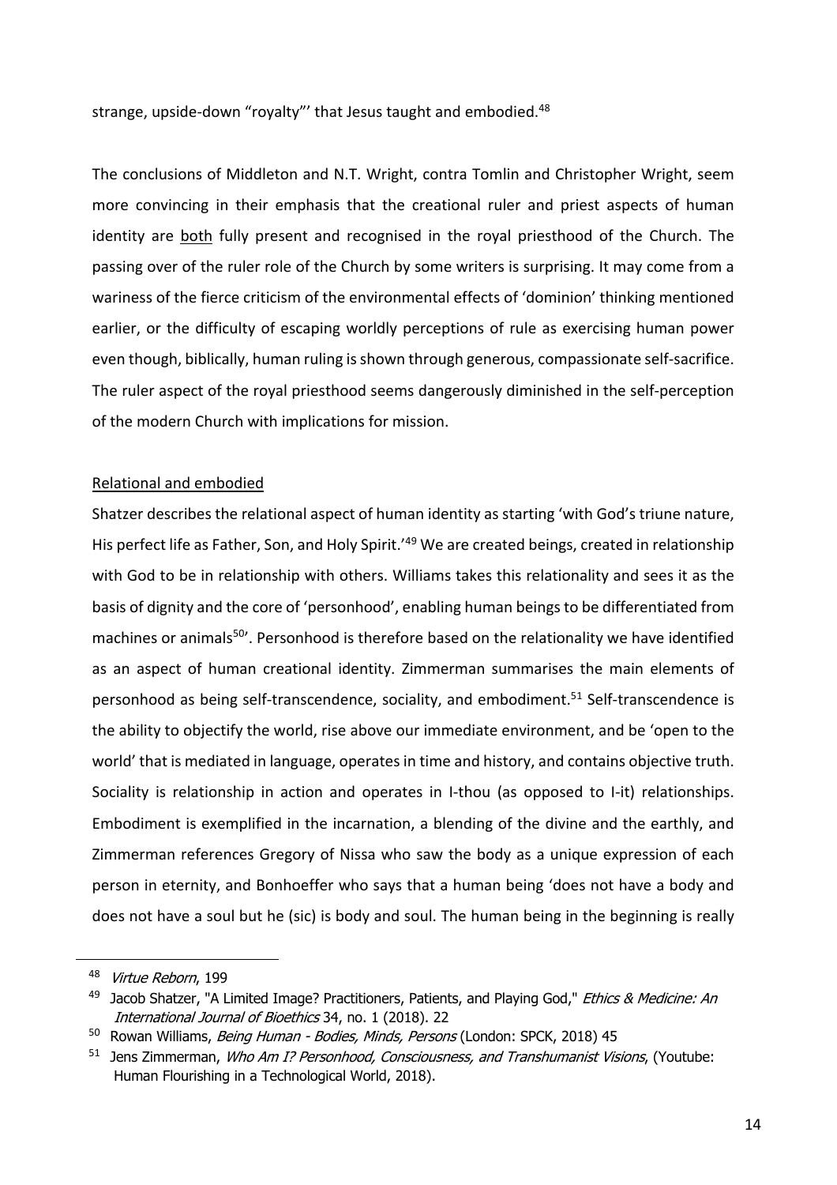strange, upside-down "royalty"' that Jesus taught and embodied.[48]

The conclusions of Middleton and N.T. Wright, contra Tomlin and Christopher Wright, seem more convincing in their emphasis that the creational ruler and priest aspects of human identity are <u>both</u> fully present and recognised in the royal priesthood of the Church. The passing over of the ruler role of the Church by some writers is surprising. It may come from a wariness of the fierce criticism of the environmental effects of 'dominion' thinking mentioned earlier, or the difficulty of escaping worldly perceptions of rule as exercising human power even though, biblically, human ruling is shown through generous, compassionate self-sacrifice. The ruler aspect of the royal priesthood seems dangerously diminished in the self-perception of the modern Church with implications for mission.

<u>Relational and embodied</u>

Shatzer describes the relational aspect of human identity as starting 'with God's triune nature, His perfect life as Father, Son, and Holy Spirit.'[49] We are created beings, created in relationship with God to be in relationship with others. Williams takes this relationality and sees it as the basis of dignity and the core of 'personhood', enabling human beings to be differentiated from machines or animals[50]'. Personhood is therefore based on the relationality we have identified as an aspect of human creational identity. Zimmerman summarises the main elements of personhood as being self-transcendence, sociality, and embodiment.[51] Self-transcendence is the ability to objectify the world, rise above our immediate environment, and be 'open to the world' that is mediated in language, operates in time and history, and contains objective truth. Sociality is relationship in action and operates in I-thou (as opposed to I-it) relationships. Embodiment is exemplified in the incarnation, a blending of the divine and the earthly, and Zimmerman references Gregory of Nissa who saw the body as a unique expression of each person in eternity, and Bonhoeffer who says that a human being 'does not have a body and does not have a soul but he (sic) is body and soul. The human being in the beginning is really

---

[48] *Virtue Reborn*, 199

[49] Jacob Shatzer, "A Limited Image? Practitioners, Patients, and Playing God," *Ethics & Medicine: An International Journal of Bioethics* 34, no. 1 (2018). 22

[50] Rowan Williams, *Being Human - Bodies, Minds, Persons* (London: SPCK, 2018) 45

[51] Jens Zimmerman, *Who Am I? Personhood, Consciousness, and Transhumanist Visions*, (Youtube: Human Flourishing in a Technological World, 2018).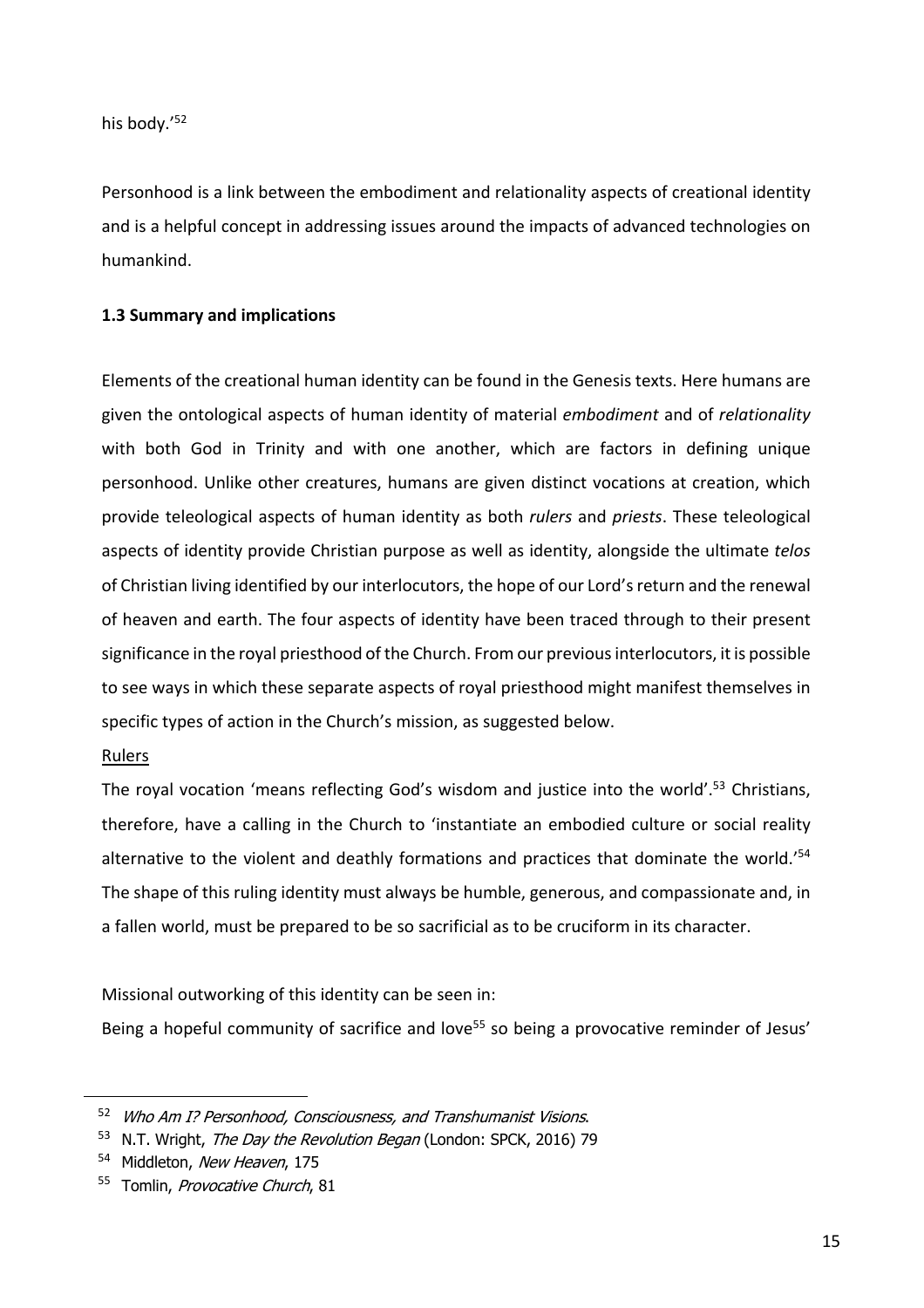his body.'[52]

Personhood is a link between the embodiment and relationality aspects of creational identity and is a helpful concept in addressing issues around the impacts of advanced technologies on humankind.

### 1.3 Summary and implications

Elements of the creational human identity can be found in the Genesis texts. Here humans are given the ontological aspects of human identity of material *embodiment* and of *relationality* with both God in Trinity and with one another, which are factors in defining unique personhood. Unlike other creatures, humans are given distinct vocations at creation, which provide teleological aspects of human identity as both *rulers* and *priests*. These teleological aspects of identity provide Christian purpose as well as identity, alongside the ultimate *telos* of Christian living identified by our interlocutors, the hope of our Lord's return and the renewal of heaven and earth. The four aspects of identity have been traced through to their present significance in the royal priesthood of the Church. From our previous interlocutors, it is possible to see ways in which these separate aspects of royal priesthood might manifest themselves in specific types of action in the Church's mission, as suggested below.

<u>Rulers</u>

The royal vocation 'means reflecting God's wisdom and justice into the world'.[53] Christians, therefore, have a calling in the Church to 'instantiate an embodied culture or social reality alternative to the violent and deathly formations and practices that dominate the world.'[54] The shape of this ruling identity must always be humble, generous, and compassionate and, in a fallen world, must be prepared to be so sacrificial as to be cruciform in its character.

Missional outworking of this identity can be seen in:

Being a hopeful community of sacrifice and love[55] so being a provocative reminder of Jesus'

---

[52] *Who Am I? Personhood, Consciousness, and Transhumanist Visions*.

[53] N.T. Wright, *The Day the Revolution Began* (London: SPCK, 2016) 79

[54] Middleton, *New Heaven*, 175

[55] Tomlin, *Provocative Church*, 81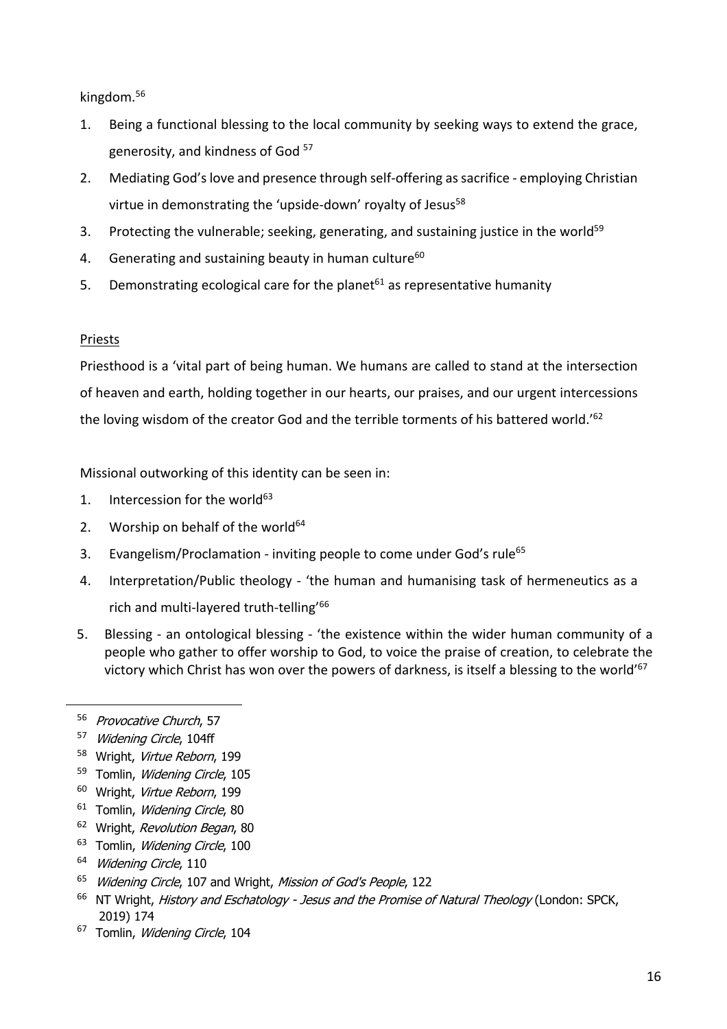kingdom.[56]

1. Being a functional blessing to the local community by seeking ways to extend the grace, generosity, and kindness of God [57]
2. Mediating God's love and presence through self-offering as sacrifice - employing Christian virtue in demonstrating the 'upside-down' royalty of Jesus[58]
3. Protecting the vulnerable; seeking, generating, and sustaining justice in the world[59]
4. Generating and sustaining beauty in human culture[60]
5. Demonstrating ecological care for the planet[61] as representative humanity

<u>Priests</u>

Priesthood is a 'vital part of being human. We humans are called to stand at the intersection of heaven and earth, holding together in our hearts, our praises, and our urgent intercessions the loving wisdom of the creator God and the terrible torments of his battered world.'[62]

Missional outworking of this identity can be seen in:

1. Intercession for the world[63]
2. Worship on behalf of the world[64]
3. Evangelism/Proclamation - inviting people to come under God's rule[65]
4. Interpretation/Public theology - 'the human and humanising task of hermeneutics as a rich and multi-layered truth-telling'[66]
5. Blessing - an ontological blessing - 'the existence within the wider human community of a people who gather to offer worship to God, to voice the praise of creation, to celebrate the victory which Christ has won over the powers of darkness, is itself a blessing to the world'[67]

---

[56] *Provocative Church*, 57

[57] *Widening Circle*, 104ff

[58] Wright, *Virtue Reborn*, 199

[59] Tomlin, *Widening Circle*, 105

[60] Wright, *Virtue Reborn*, 199

[61] Tomlin, *Widening Circle*, 80

[62] Wright, *Revolution Began*, 80

[63] Tomlin, *Widening Circle*, 100

[64] *Widening Circle*, 110

[65] *Widening Circle*, 107 and Wright, *Mission of God's People*, 122

[66] NT Wright, *History and Eschatology - Jesus and the Promise of Natural Theology* (London: SPCK, 2019) 174

[67] Tomlin, *Widening Circle*, 104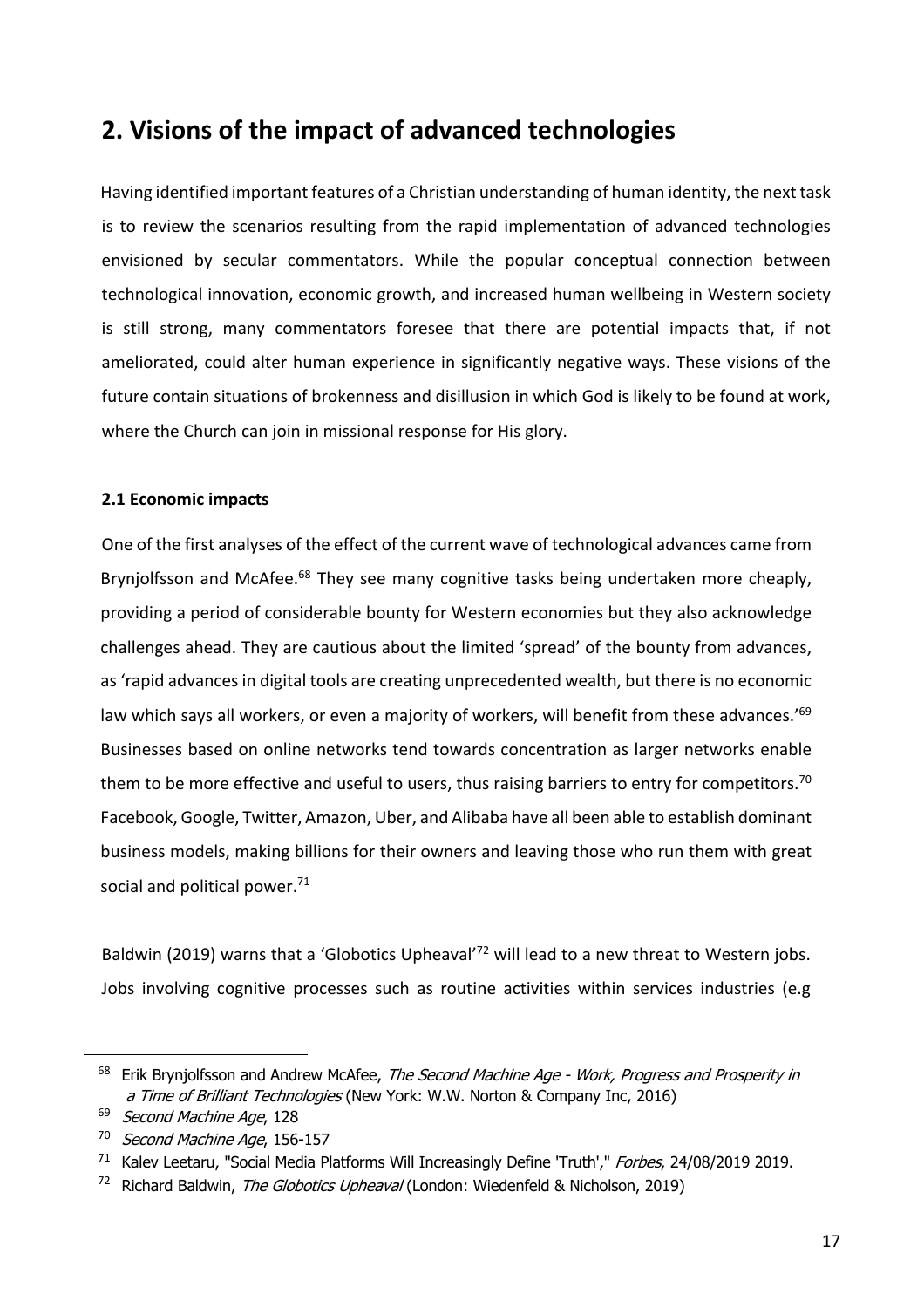## 2. Visions of the impact of advanced technologies

Having identified important features of a Christian understanding of human identity, the next task is to review the scenarios resulting from the rapid implementation of advanced technologies envisioned by secular commentators. While the popular conceptual connection between technological innovation, economic growth, and increased human wellbeing in Western society is still strong, many commentators foresee that there are potential impacts that, if not ameliorated, could alter human experience in significantly negative ways. These visions of the future contain situations of brokenness and disillusion in which God is likely to be found at work, where the Church can join in missional response for His glory.

### 2.1 Economic impacts

One of the first analyses of the effect of the current wave of technological advances came from Brynjolfsson and McAfee.[68] They see many cognitive tasks being undertaken more cheaply, providing a period of considerable bounty for Western economies but they also acknowledge challenges ahead. They are cautious about the limited 'spread' of the bounty from advances, as 'rapid advances in digital tools are creating unprecedented wealth, but there is no economic law which says all workers, or even a majority of workers, will benefit from these advances.'[69] Businesses based on online networks tend towards concentration as larger networks enable them to be more effective and useful to users, thus raising barriers to entry for competitors.[70] Facebook, Google, Twitter, Amazon, Uber, and Alibaba have all been able to establish dominant business models, making billions for their owners and leaving those who run them with great social and political power.[71]

Baldwin (2019) warns that a 'Globotics Upheaval'[72] will lead to a new threat to Western jobs. Jobs involving cognitive processes such as routine activities within services industries (e.g

---

[68] Erik Brynjolfsson and Andrew McAfee, *The Second Machine Age - Work, Progress and Prosperity in a Time of Brilliant Technologies* (New York: W.W. Norton & Company Inc, 2016)

[69] *Second Machine Age*, 128

[70] *Second Machine Age*, 156-157

[71] Kalev Leetaru, "Social Media Platforms Will Increasingly Define 'Truth'," *Forbes*, 24/08/2019 2019.

[72] Richard Baldwin, *The Globotics Upheaval* (London: Wiedenfeld & Nicholson, 2019)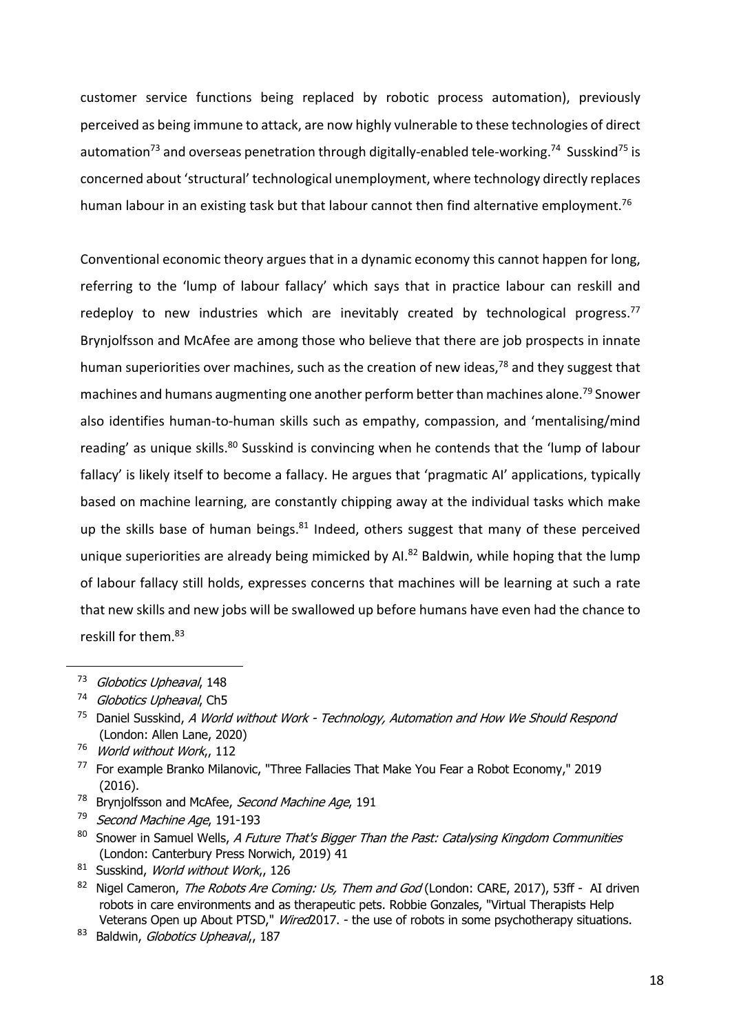customer service functions being replaced by robotic process automation), previously perceived as being immune to attack, are now highly vulnerable to these technologies of direct automation[73] and overseas penetration through digitally-enabled tele-working.[74] Susskind[75] is concerned about 'structural' technological unemployment, where technology directly replaces human labour in an existing task but that labour cannot then find alternative employment.[76]

Conventional economic theory argues that in a dynamic economy this cannot happen for long, referring to the 'lump of labour fallacy' which says that in practice labour can reskill and redeploy to new industries which are inevitably created by technological progress.[77] Brynjolfsson and McAfee are among those who believe that there are job prospects in innate human superiorities over machines, such as the creation of new ideas,[78] and they suggest that machines and humans augmenting one another perform better than machines alone.[79] Snower also identifies human-to-human skills such as empathy, compassion, and 'mentalising/mind reading' as unique skills.[80] Susskind is convincing when he contends that the 'lump of labour fallacy' is likely itself to become a fallacy. He argues that 'pragmatic AI' applications, typically based on machine learning, are constantly chipping away at the individual tasks which make up the skills base of human beings.[81] Indeed, others suggest that many of these perceived unique superiorities are already being mimicked by AI.[82] Baldwin, while hoping that the lump of labour fallacy still holds, expresses concerns that machines will be learning at such a rate that new skills and new jobs will be swallowed up before humans have even had the chance to reskill for them.[83]

---

[73] *Globotics Upheaval*, 148

[74] *Globotics Upheaval*, Ch5

[75] Daniel Susskind, *A World without Work - Technology, Automation and How We Should Respond* (London: Allen Lane, 2020)

[76] *World without Work*,, 112

[77] For example Branko Milanovic, "Three Fallacies That Make You Fear a Robot Economy," 2019 (2016).

[78] Brynjolfsson and McAfee, *Second Machine Age*, 191

[79] *Second Machine Age*, 191-193

[80] Snower in Samuel Wells, *A Future That's Bigger Than the Past: Catalysing Kingdom Communities* (London: Canterbury Press Norwich, 2019) 41

[81] Susskind, *World without Work*,, 126

[82] Nigel Cameron, *The Robots Are Coming: Us, Them and God* (London: CARE, 2017), 53ff - AI driven robots in care environments and as therapeutic pets. Robbie Gonzales, "Virtual Therapists Help Veterans Open up About PTSD," *Wired*2017. - the use of robots in some psychotherapy situations.

[83] Baldwin, *Globotics Upheaval*,, 187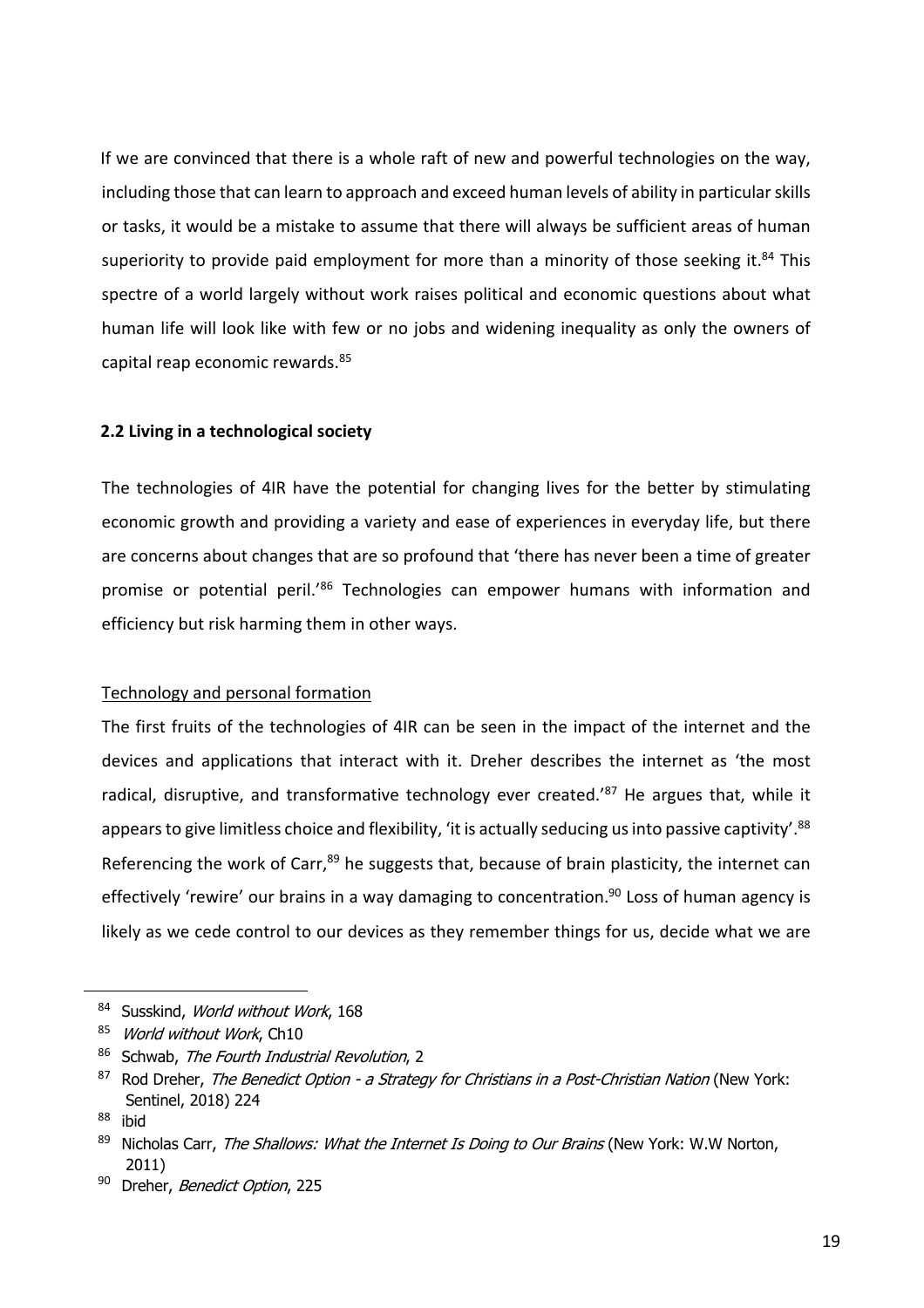If we are convinced that there is a whole raft of new and powerful technologies on the way, including those that can learn to approach and exceed human levels of ability in particular skills or tasks, it would be a mistake to assume that there will always be sufficient areas of human superiority to provide paid employment for more than a minority of those seeking it.[84] This spectre of a world largely without work raises political and economic questions about what human life will look like with few or no jobs and widening inequality as only the owners of capital reap economic rewards.[85]

### 2.2 Living in a technological society

The technologies of 4IR have the potential for changing lives for the better by stimulating economic growth and providing a variety and ease of experiences in everyday life, but there are concerns about changes that are so profound that 'there has never been a time of greater promise or potential peril.'[86] Technologies can empower humans with information and efficiency but risk harming them in other ways.

#### Technology and personal formation

The first fruits of the technologies of 4IR can be seen in the impact of the internet and the devices and applications that interact with it. Dreher describes the internet as 'the most radical, disruptive, and transformative technology ever created.'[87] He argues that, while it appears to give limitless choice and flexibility, 'it is actually seducing us into passive captivity'.[88] Referencing the work of Carr,[89] he suggests that, because of brain plasticity, the internet can effectively 'rewire' our brains in a way damaging to concentration.[90] Loss of human agency is likely as we cede control to our devices as they remember things for us, decide what we are

---

[84] Susskind, *World without Work*, 168

[85] *World without Work*, Ch10

[86] Schwab, *The Fourth Industrial Revolution*, 2

[87] Rod Dreher, *The Benedict Option - a Strategy for Christians in a Post-Christian Nation* (New York: Sentinel, 2018) 224

[88] ibid

[89] Nicholas Carr, *The Shallows: What the Internet Is Doing to Our Brains* (New York: W.W Norton, 2011)

[90] Dreher, *Benedict Option*, 225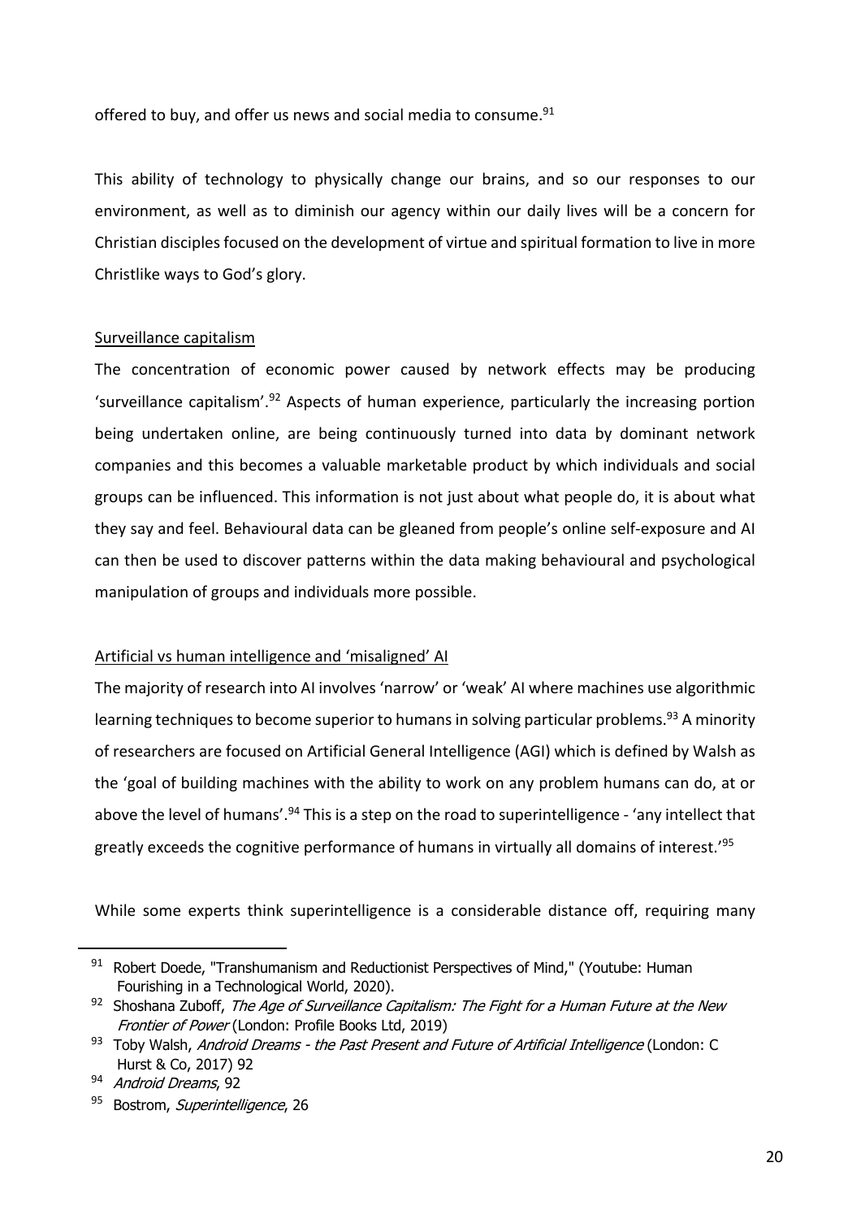offered to buy, and offer us news and social media to consume.[91]

This ability of technology to physically change our brains, and so our responses to our environment, as well as to diminish our agency within our daily lives will be a concern for Christian disciples focused on the development of virtue and spiritual formation to live in more Christlike ways to God's glory.

### Surveillance capitalism

The concentration of economic power caused by network effects may be producing 'surveillance capitalism'.[92] Aspects of human experience, particularly the increasing portion being undertaken online, are being continuously turned into data by dominant network companies and this becomes a valuable marketable product by which individuals and social groups can be influenced. This information is not just about what people do, it is about what they say and feel. Behavioural data can be gleaned from people's online self-exposure and AI can then be used to discover patterns within the data making behavioural and psychological manipulation of groups and individuals more possible.

### Artificial vs human intelligence and 'misaligned' AI

The majority of research into AI involves 'narrow' or 'weak' AI where machines use algorithmic learning techniques to become superior to humans in solving particular problems.[93] A minority of researchers are focused on Artificial General Intelligence (AGI) which is defined by Walsh as the 'goal of building machines with the ability to work on any problem humans can do, at or above the level of humans'.[94] This is a step on the road to superintelligence - 'any intellect that greatly exceeds the cognitive performance of humans in virtually all domains of interest.'[95]

While some experts think superintelligence is a considerable distance off, requiring many

---

[91] Robert Doede, "Transhumanism and Reductionist Perspectives of Mind," (Youtube: Human Fourishing in a Technological World, 2020).

[92] Shoshana Zuboff, *The Age of Surveillance Capitalism: The Fight for a Human Future at the New Frontier of Power* (London: Profile Books Ltd, 2019)

[93] Toby Walsh, *Android Dreams - the Past Present and Future of Artificial Intelligence* (London: C Hurst & Co, 2017) 92

[94] *Android Dreams*, 92

[95] Bostrom, *Superintelligence*, 26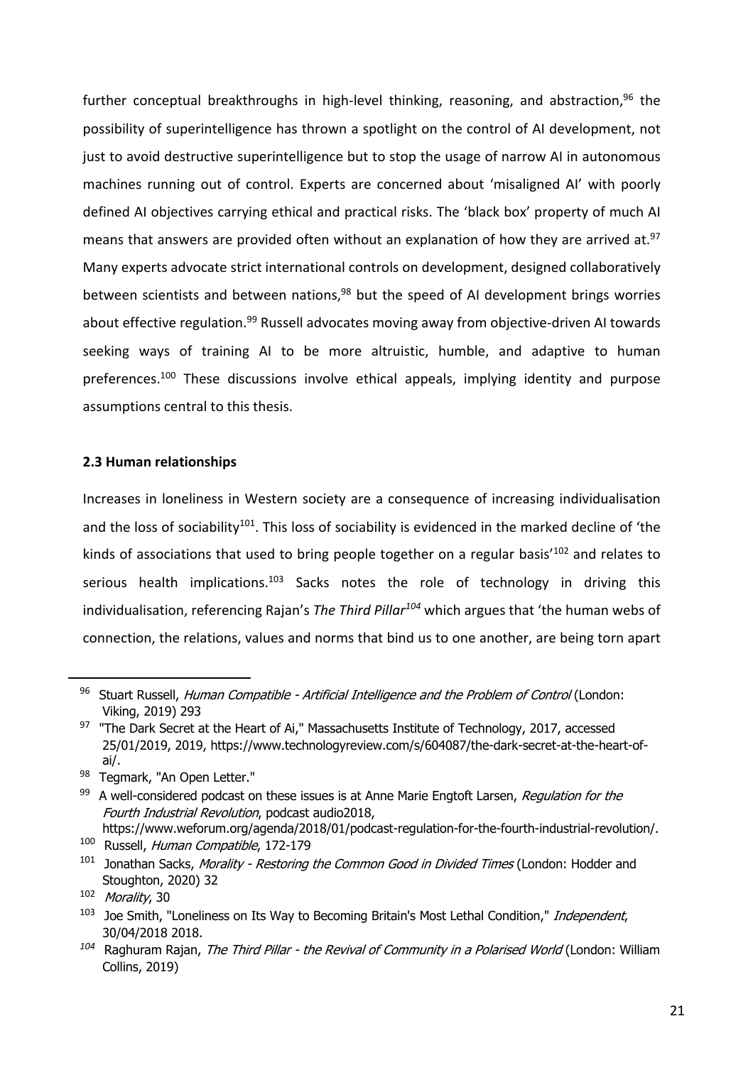further conceptual breakthroughs in high-level thinking, reasoning, and abstraction,[96] the possibility of superintelligence has thrown a spotlight on the control of AI development, not just to avoid destructive superintelligence but to stop the usage of narrow AI in autonomous machines running out of control. Experts are concerned about 'misaligned AI' with poorly defined AI objectives carrying ethical and practical risks. The 'black box' property of much AI means that answers are provided often without an explanation of how they are arrived at.[97] Many experts advocate strict international controls on development, designed collaboratively between scientists and between nations,[98] but the speed of AI development brings worries about effective regulation.[99] Russell advocates moving away from objective-driven AI towards seeking ways of training AI to be more altruistic, humble, and adaptive to human preferences.[100] These discussions involve ethical appeals, implying identity and purpose assumptions central to this thesis.

### 2.3 Human relationships

Increases in loneliness in Western society are a consequence of increasing individualisation and the loss of sociability[101]. This loss of sociability is evidenced in the marked decline of 'the kinds of associations that used to bring people together on a regular basis'[102] and relates to serious health implications.[103] Sacks notes the role of technology in driving this individualisation, referencing Rajan's *The Third Pillar*[104] which argues that 'the human webs of connection, the relations, values and norms that bind us to one another, are being torn apart

---

[96] Stuart Russell, *Human Compatible - Artificial Intelligence and the Problem of Control* (London: Viking, 2019) 293

[97] "The Dark Secret at the Heart of Ai," Massachusetts Institute of Technology, 2017, accessed 25/01/2019, 2019, https://www.technologyreview.com/s/604087/the-dark-secret-at-the-heart-of-ai/.

[98] Tegmark, "An Open Letter."

[99] A well-considered podcast on these issues is at Anne Marie Engtoft Larsen, *Regulation for the Fourth Industrial Revolution*, podcast audio2018, https://www.weforum.org/agenda/2018/01/podcast-regulation-for-the-fourth-industrial-revolution/.

[100] Russell, *Human Compatible*, 172-179

[101] Jonathan Sacks, *Morality - Restoring the Common Good in Divided Times* (London: Hodder and Stoughton, 2020) 32

[102] *Morality*, 30

[103] Joe Smith, "Loneliness on Its Way to Becoming Britain's Most Lethal Condition," *Independent*, 30/04/2018 2018.

[104] Raghuram Rajan, *The Third Pillar - the Revival of Community in a Polarised World* (London: William Collins, 2019)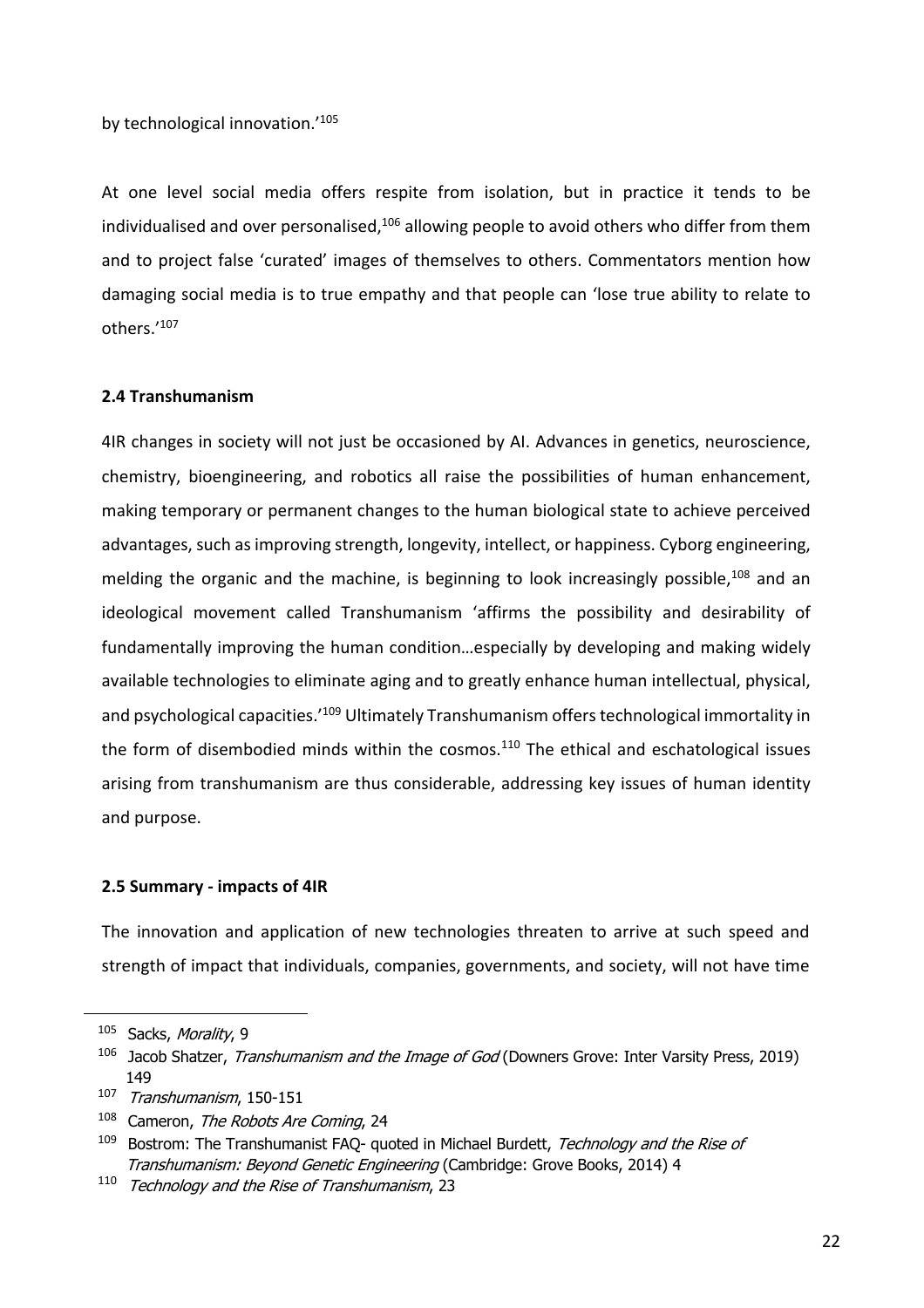by technological innovation.'[105]

At one level social media offers respite from isolation, but in practice it tends to be individualised and over personalised,[106] allowing people to avoid others who differ from them and to project false 'curated' images of themselves to others. Commentators mention how damaging social media is to true empathy and that people can 'lose true ability to relate to others.'[107]

### 2.4 Transhumanism

4IR changes in society will not just be occasioned by AI. Advances in genetics, neuroscience, chemistry, bioengineering, and robotics all raise the possibilities of human enhancement, making temporary or permanent changes to the human biological state to achieve perceived advantages, such as improving strength, longevity, intellect, or happiness. Cyborg engineering, melding the organic and the machine, is beginning to look increasingly possible,[108] and an ideological movement called Transhumanism 'affirms the possibility and desirability of fundamentally improving the human condition…especially by developing and making widely available technologies to eliminate aging and to greatly enhance human intellectual, physical, and psychological capacities.'[109] Ultimately Transhumanism offers technological immortality in the form of disembodied minds within the cosmos.[110] The ethical and eschatological issues arising from transhumanism are thus considerable, addressing key issues of human identity and purpose.

### 2.5 Summary - impacts of 4IR

The innovation and application of new technologies threaten to arrive at such speed and strength of impact that individuals, companies, governments, and society, will not have time

---

[105] Sacks, *Morality*, 9

[106] Jacob Shatzer, *Transhumanism and the Image of God* (Downers Grove: Inter Varsity Press, 2019) 149

[107] *Transhumanism*, 150-151

[108] Cameron, *The Robots Are Coming*, 24

[109] Bostrom: The Transhumanist FAQ- quoted in Michael Burdett, *Technology and the Rise of Transhumanism: Beyond Genetic Engineering* (Cambridge: Grove Books, 2014) 4

[110] *Technology and the Rise of Transhumanism*, 23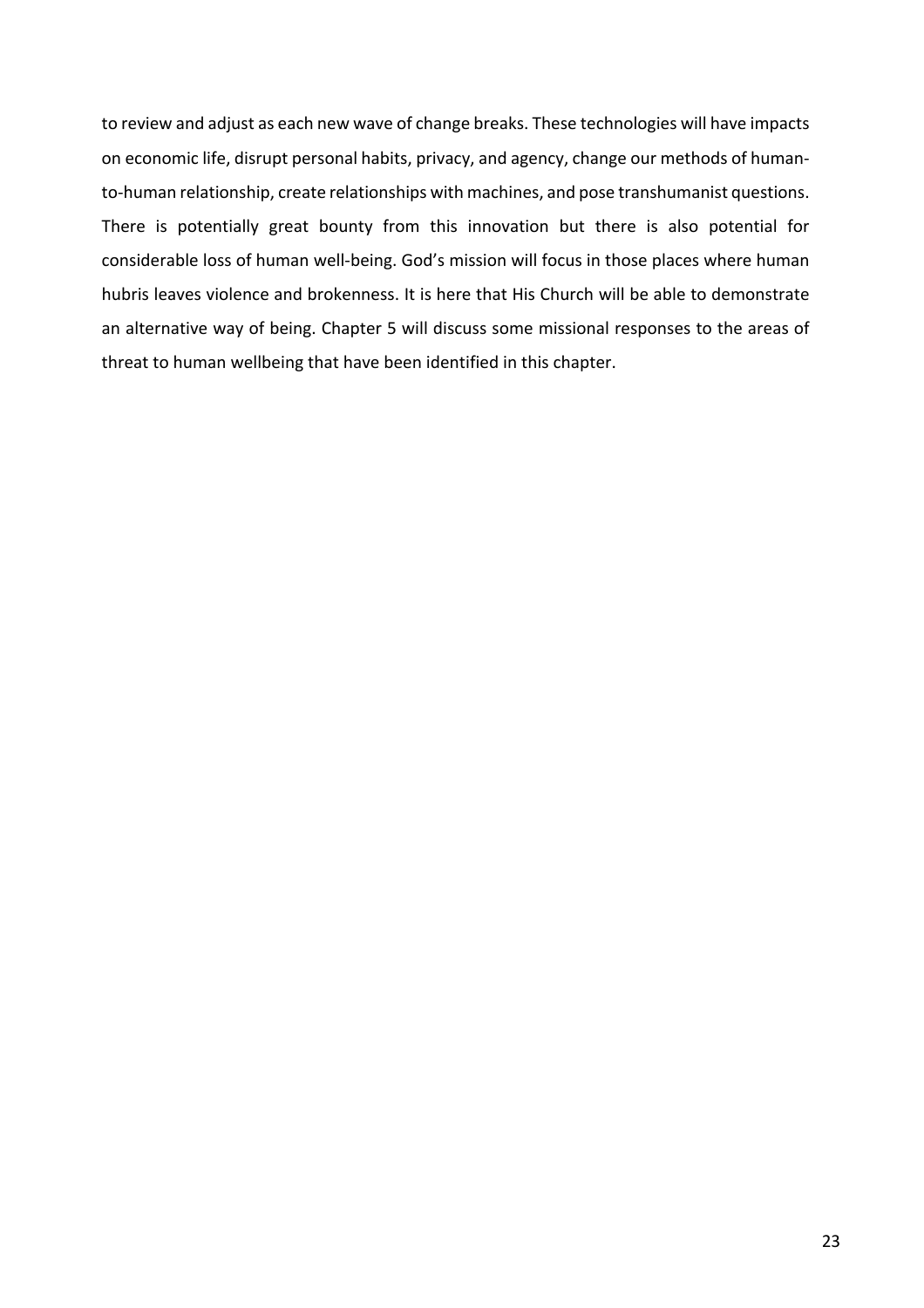to review and adjust as each new wave of change breaks. These technologies will have impacts on economic life, disrupt personal habits, privacy, and agency, change our methods of human-to-human relationship, create relationships with machines, and pose transhumanist questions. There is potentially great bounty from this innovation but there is also potential for considerable loss of human well-being. God's mission will focus in those places where human hubris leaves violence and brokenness. It is here that His Church will be able to demonstrate an alternative way of being. Chapter 5 will discuss some missional responses to the areas of threat to human wellbeing that have been identified in this chapter.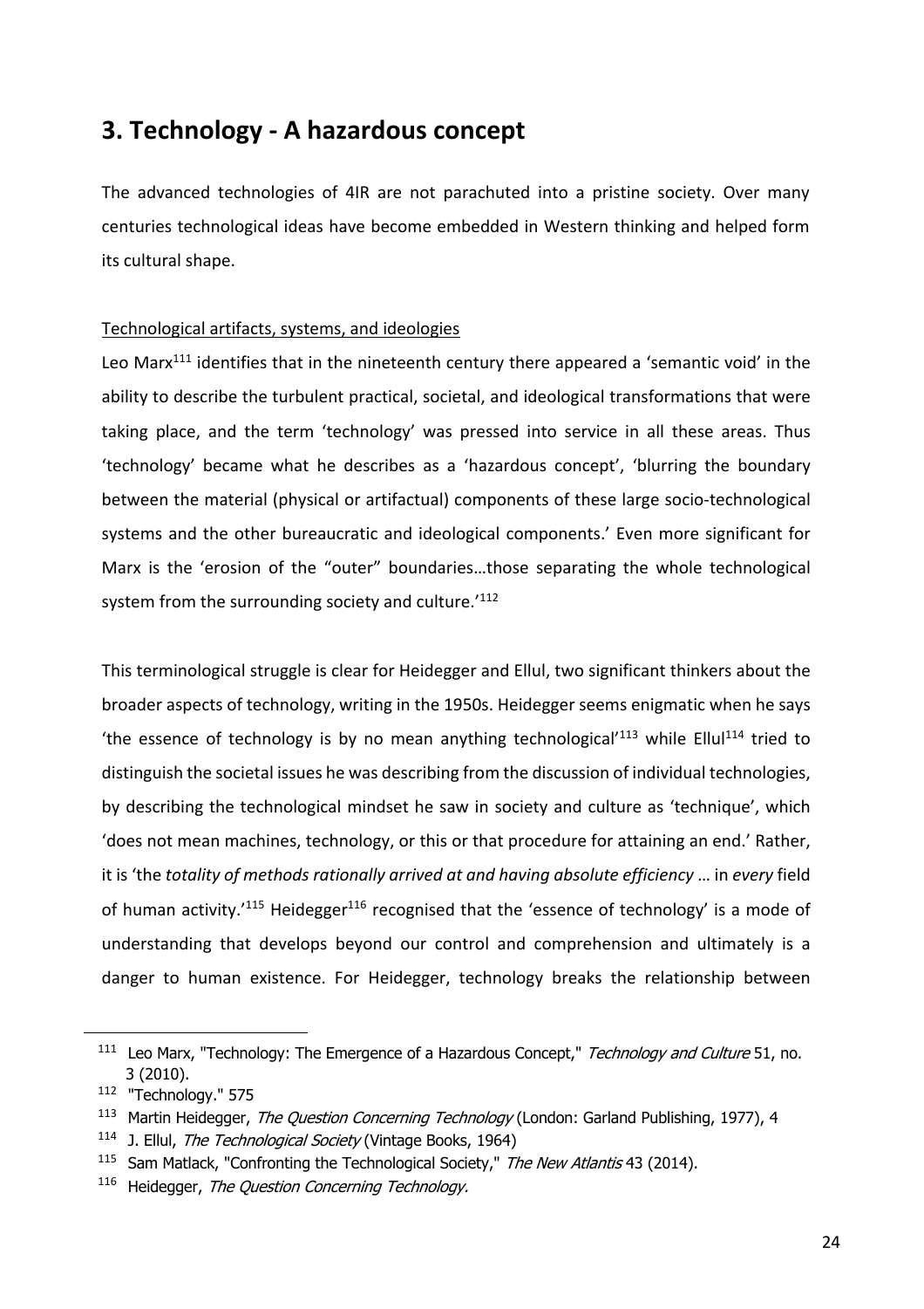## 3. Technology - A hazardous concept

The advanced technologies of 4IR are not parachuted into a pristine society. Over many centuries technological ideas have become embedded in Western thinking and helped form its cultural shape.

Technological artifacts, systems, and ideologies

Leo Marx[111] identifies that in the nineteenth century there appeared a 'semantic void' in the ability to describe the turbulent practical, societal, and ideological transformations that were taking place, and the term 'technology' was pressed into service in all these areas. Thus 'technology' became what he describes as a 'hazardous concept', 'blurring the boundary between the material (physical or artifactual) components of these large socio-technological systems and the other bureaucratic and ideological components.' Even more significant for Marx is the 'erosion of the "outer" boundaries…those separating the whole technological system from the surrounding society and culture.'[112]

This terminological struggle is clear for Heidegger and Ellul, two significant thinkers about the broader aspects of technology, writing in the 1950s. Heidegger seems enigmatic when he says 'the essence of technology is by no mean anything technological'[113] while Ellul[114] tried to distinguish the societal issues he was describing from the discussion of individual technologies, by describing the technological mindset he saw in society and culture as 'technique', which 'does not mean machines, technology, or this or that procedure for attaining an end.' Rather, it is 'the *totality of methods rationally arrived at and having absolute efficiency* … in *every* field of human activity.'[115] Heidegger[116] recognised that the 'essence of technology' is a mode of understanding that develops beyond our control and comprehension and ultimately is a danger to human existence. For Heidegger, technology breaks the relationship between

---

[111] Leo Marx, "Technology: The Emergence of a Hazardous Concept," *Technology and Culture* 51, no. 3 (2010).

[112] "Technology." 575

[113] Martin Heidegger, *The Question Concerning Technology* (London: Garland Publishing, 1977), 4

[114] J. Ellul, *The Technological Society* (Vintage Books, 1964)

[115] Sam Matlack, "Confronting the Technological Society," *The New Atlantis* 43 (2014).

[116] Heidegger, *The Question Concerning Technology.*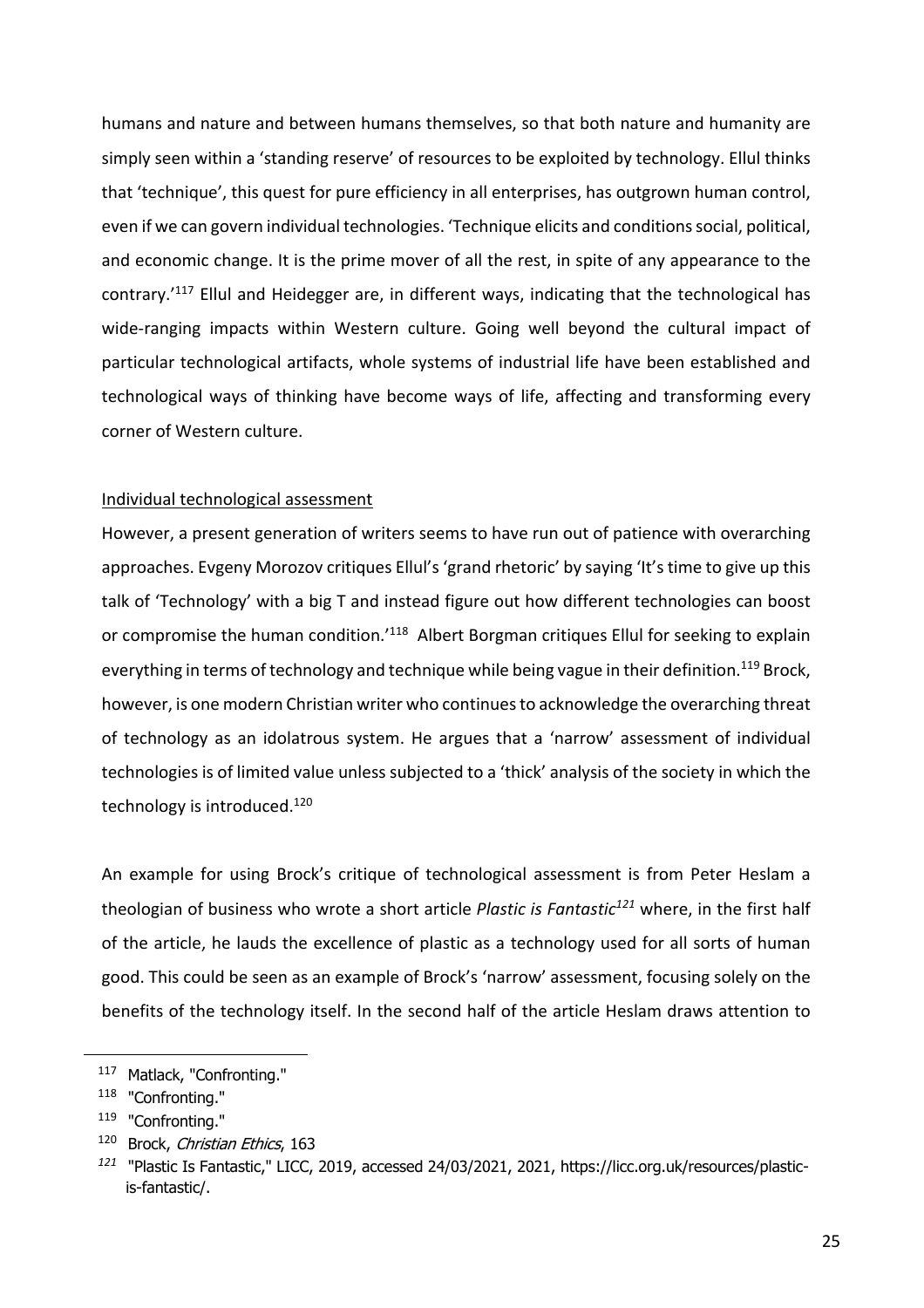humans and nature and between humans themselves, so that both nature and humanity are simply seen within a 'standing reserve' of resources to be exploited by technology. Ellul thinks that 'technique', this quest for pure efficiency in all enterprises, has outgrown human control, even if we can govern individual technologies. 'Technique elicits and conditions social, political, and economic change. It is the prime mover of all the rest, in spite of any appearance to the contrary.'[117] Ellul and Heidegger are, in different ways, indicating that the technological has wide-ranging impacts within Western culture. Going well beyond the cultural impact of particular technological artifacts, whole systems of industrial life have been established and technological ways of thinking have become ways of life, affecting and transforming every corner of Western culture.

<u>Individual technological assessment</u>

However, a present generation of writers seems to have run out of patience with overarching approaches. Evgeny Morozov critiques Ellul's 'grand rhetoric' by saying 'It's time to give up this talk of 'Technology' with a big T and instead figure out how different technologies can boost or compromise the human condition.'[118] Albert Borgman critiques Ellul for seeking to explain everything in terms of technology and technique while being vague in their definition.[119] Brock, however, is one modern Christian writer who continues to acknowledge the overarching threat of technology as an idolatrous system. He argues that a 'narrow' assessment of individual technologies is of limited value unless subjected to a 'thick' analysis of the society in which the technology is introduced.[120]

An example for using Brock's critique of technological assessment is from Peter Heslam a theologian of business who wrote a short article *Plastic is Fantastic*[121] where, in the first half of the article, he lauds the excellence of plastic as a technology used for all sorts of human good. This could be seen as an example of Brock's 'narrow' assessment, focusing solely on the benefits of the technology itself. In the second half of the article Heslam draws attention to

---

[117] Matlack, "Confronting."

[118] "Confronting."

[119] "Confronting."

[120] Brock, *Christian Ethics*, 163

[121] "Plastic Is Fantastic," LICC, 2019, accessed 24/03/2021, 2021, https://licc.org.uk/resources/plastic-is-fantastic/.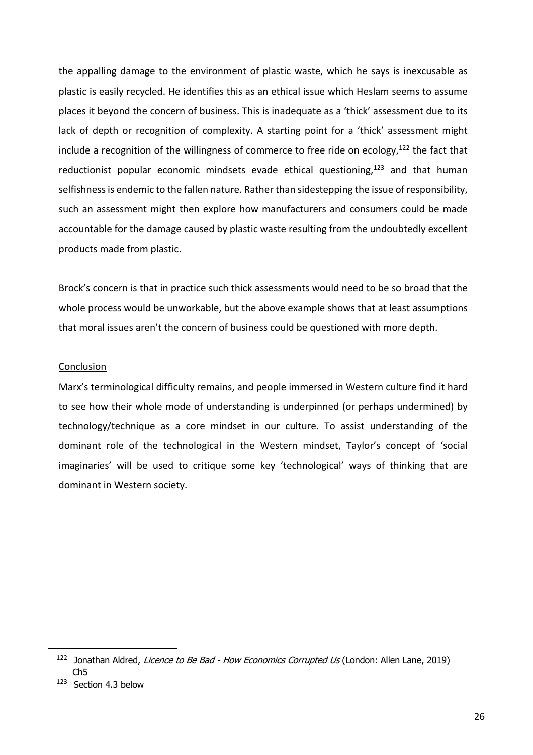the appalling damage to the environment of plastic waste, which he says is inexcusable as plastic is easily recycled. He identifies this as an ethical issue which Heslam seems to assume places it beyond the concern of business. This is inadequate as a 'thick' assessment due to its lack of depth or recognition of complexity. A starting point for a 'thick' assessment might include a recognition of the willingness of commerce to free ride on ecology,[122] the fact that reductionist popular economic mindsets evade ethical questioning,[123] and that human selfishness is endemic to the fallen nature. Rather than sidestepping the issue of responsibility, such an assessment might then explore how manufacturers and consumers could be made accountable for the damage caused by plastic waste resulting from the undoubtedly excellent products made from plastic.

Brock's concern is that in practice such thick assessments would need to be so broad that the whole process would be unworkable, but the above example shows that at least assumptions that moral issues aren't the concern of business could be questioned with more depth.

<u>Conclusion</u>

Marx's terminological difficulty remains, and people immersed in Western culture find it hard to see how their whole mode of understanding is underpinned (or perhaps undermined) by technology/technique as a core mindset in our culture. To assist understanding of the dominant role of the technological in the Western mindset, Taylor's concept of 'social imaginaries' will be used to critique some key 'technological' ways of thinking that are dominant in Western society.

---

[122] Jonathan Aldred, *Licence to Be Bad - How Economics Corrupted Us* (London: Allen Lane, 2019) Ch5

[123] Section 4.3 below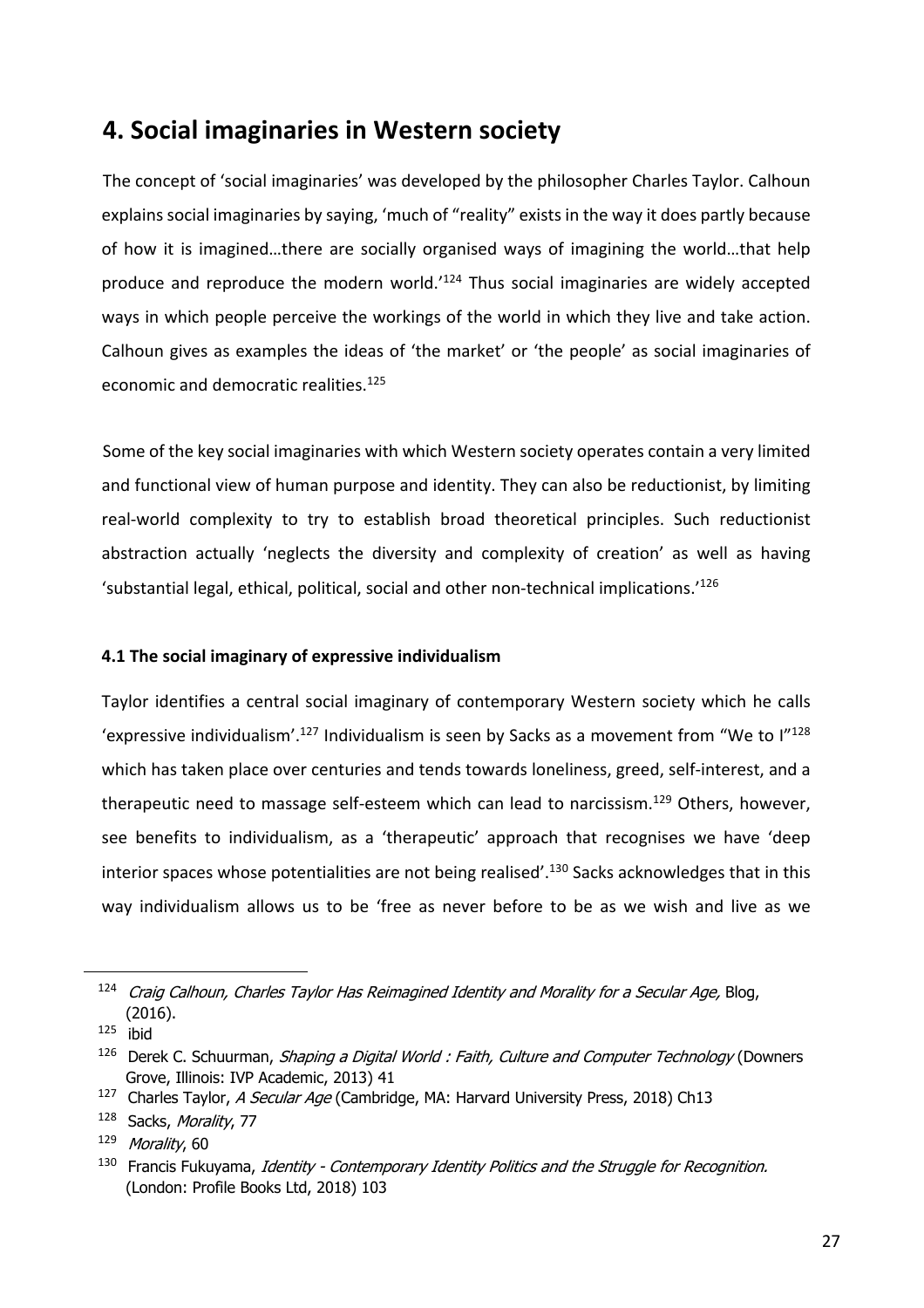## 4. Social imaginaries in Western society

The concept of 'social imaginaries' was developed by the philosopher Charles Taylor. Calhoun explains social imaginaries by saying, 'much of "reality" exists in the way it does partly because of how it is imagined…there are socially organised ways of imagining the world…that help produce and reproduce the modern world.'[124] Thus social imaginaries are widely accepted ways in which people perceive the workings of the world in which they live and take action. Calhoun gives as examples the ideas of 'the market' or 'the people' as social imaginaries of economic and democratic realities.[125]

Some of the key social imaginaries with which Western society operates contain a very limited and functional view of human purpose and identity. They can also be reductionist, by limiting real-world complexity to try to establish broad theoretical principles. Such reductionist abstraction actually 'neglects the diversity and complexity of creation' as well as having 'substantial legal, ethical, political, social and other non-technical implications.'[126]

### 4.1 The social imaginary of expressive individualism

Taylor identifies a central social imaginary of contemporary Western society which he calls 'expressive individualism'.[127] Individualism is seen by Sacks as a movement from "We to I"[128] which has taken place over centuries and tends towards loneliness, greed, self-interest, and a therapeutic need to massage self-esteem which can lead to narcissism.[129] Others, however, see benefits to individualism, as a 'therapeutic' approach that recognises we have 'deep interior spaces whose potentialities are not being realised'.[130] Sacks acknowledges that in this way individualism allows us to be 'free as never before to be as we wish and live as we

---

[124] *Craig Calhoun, Charles Taylor Has Reimagined Identity and Morality for a Secular Age,* Blog, (2016).

[125] ibid

[126] Derek C. Schuurman, *Shaping a Digital World : Faith, Culture and Computer Technology* (Downers Grove, Illinois: IVP Academic, 2013) 41

[127] Charles Taylor, *A Secular Age* (Cambridge, MA: Harvard University Press, 2018) Ch13

[128] Sacks, *Morality*, 77

[129] *Morality*, 60

[130] Francis Fukuyama, *Identity - Contemporary Identity Politics and the Struggle for Recognition.* (London: Profile Books Ltd, 2018) 103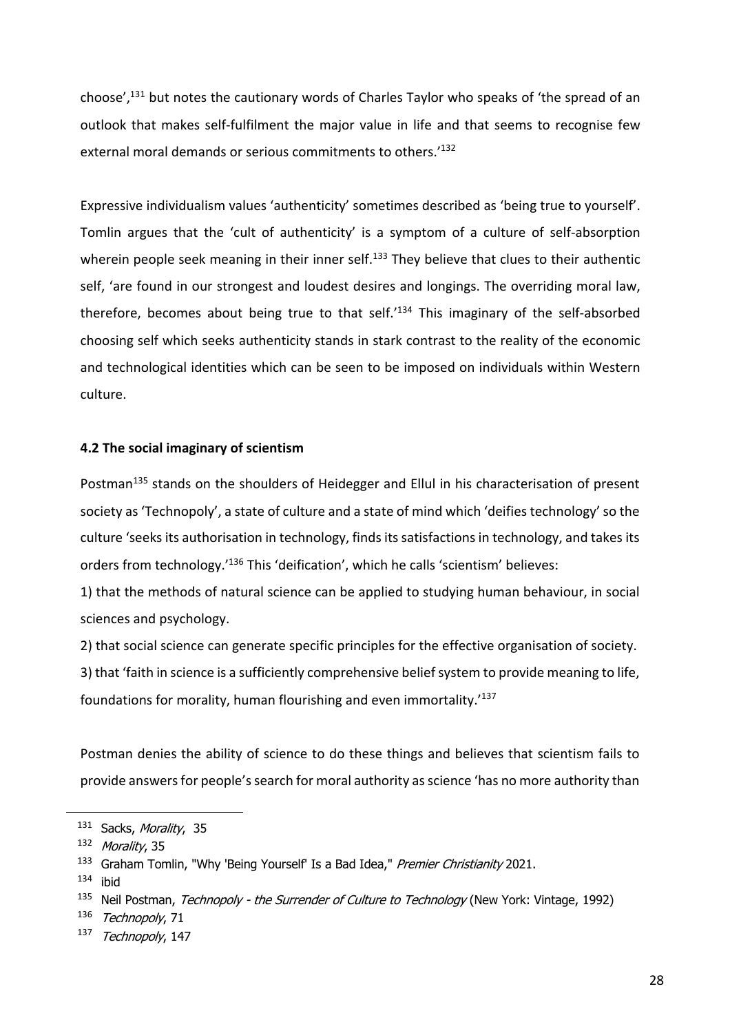choose',[131] but notes the cautionary words of Charles Taylor who speaks of 'the spread of an outlook that makes self-fulfilment the major value in life and that seems to recognise few external moral demands or serious commitments to others.'[132]

Expressive individualism values 'authenticity' sometimes described as 'being true to yourself'. Tomlin argues that the 'cult of authenticity' is a symptom of a culture of self-absorption wherein people seek meaning in their inner self.[133] They believe that clues to their authentic self, 'are found in our strongest and loudest desires and longings. The overriding moral law, therefore, becomes about being true to that self.'[134] This imaginary of the self-absorbed choosing self which seeks authenticity stands in stark contrast to the reality of the economic and technological identities which can be seen to be imposed on individuals within Western culture.

### 4.2 The social imaginary of scientism

Postman[135] stands on the shoulders of Heidegger and Ellul in his characterisation of present society as 'Technopoly', a state of culture and a state of mind which 'deifies technology' so the culture 'seeks its authorisation in technology, finds its satisfactions in technology, and takes its orders from technology.'[136] This 'deification', which he calls 'scientism' believes:

1) that the methods of natural science can be applied to studying human behaviour, in social sciences and psychology.

2) that social science can generate specific principles for the effective organisation of society.

3) that 'faith in science is a sufficiently comprehensive belief system to provide meaning to life, foundations for morality, human flourishing and even immortality.'[137]

Postman denies the ability of science to do these things and believes that scientism fails to provide answers for people's search for moral authority as science 'has no more authority than

---

[131] Sacks, *Morality*, 35

[132] *Morality*, 35

[133] Graham Tomlin, "Why 'Being Yourself' Is a Bad Idea," *Premier Christianity* 2021.

[134] ibid

[135] Neil Postman, *Technopoly - the Surrender of Culture to Technology* (New York: Vintage, 1992)

[136] *Technopoly*, 71

[137] *Technopoly*, 147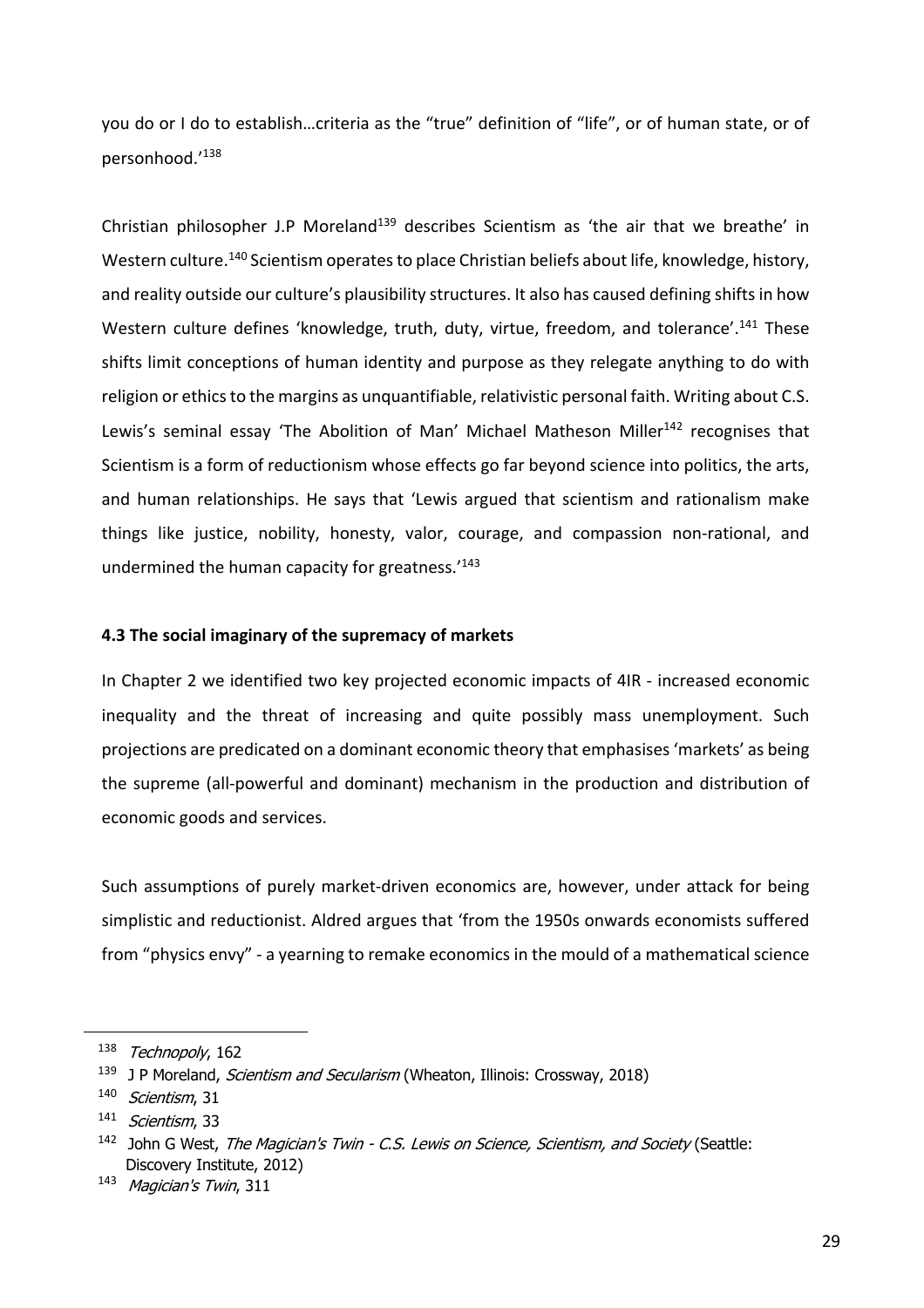you do or I do to establish…criteria as the "true" definition of "life", or of human state, or of personhood.'[138]

Christian philosopher J.P Moreland[139] describes Scientism as 'the air that we breathe' in Western culture.[140] Scientism operates to place Christian beliefs about life, knowledge, history, and reality outside our culture's plausibility structures. It also has caused defining shifts in how Western culture defines 'knowledge, truth, duty, virtue, freedom, and tolerance'.[141] These shifts limit conceptions of human identity and purpose as they relegate anything to do with religion or ethics to the margins as unquantifiable, relativistic personal faith. Writing about C.S. Lewis's seminal essay 'The Abolition of Man' Michael Matheson Miller[142] recognises that Scientism is a form of reductionism whose effects go far beyond science into politics, the arts, and human relationships. He says that 'Lewis argued that scientism and rationalism make things like justice, nobility, honesty, valor, courage, and compassion non-rational, and undermined the human capacity for greatness.'[143]

### 4.3 The social imaginary of the supremacy of markets

In Chapter 2 we identified two key projected economic impacts of 4IR - increased economic inequality and the threat of increasing and quite possibly mass unemployment. Such projections are predicated on a dominant economic theory that emphasises 'markets' as being the supreme (all-powerful and dominant) mechanism in the production and distribution of economic goods and services.

Such assumptions of purely market-driven economics are, however, under attack for being simplistic and reductionist. Aldred argues that 'from the 1950s onwards economists suffered from "physics envy" - a yearning to remake economics in the mould of a mathematical science

---

[138] *Technopoly*, 162

[139] J P Moreland, *Scientism and Secularism* (Wheaton, Illinois: Crossway, 2018)

[140] *Scientism*, 31

[141] *Scientism*, 33

[142] John G West, *The Magician's Twin - C.S. Lewis on Science, Scientism, and Society* (Seattle: Discovery Institute, 2012)

[143] *Magician's Twin*, 311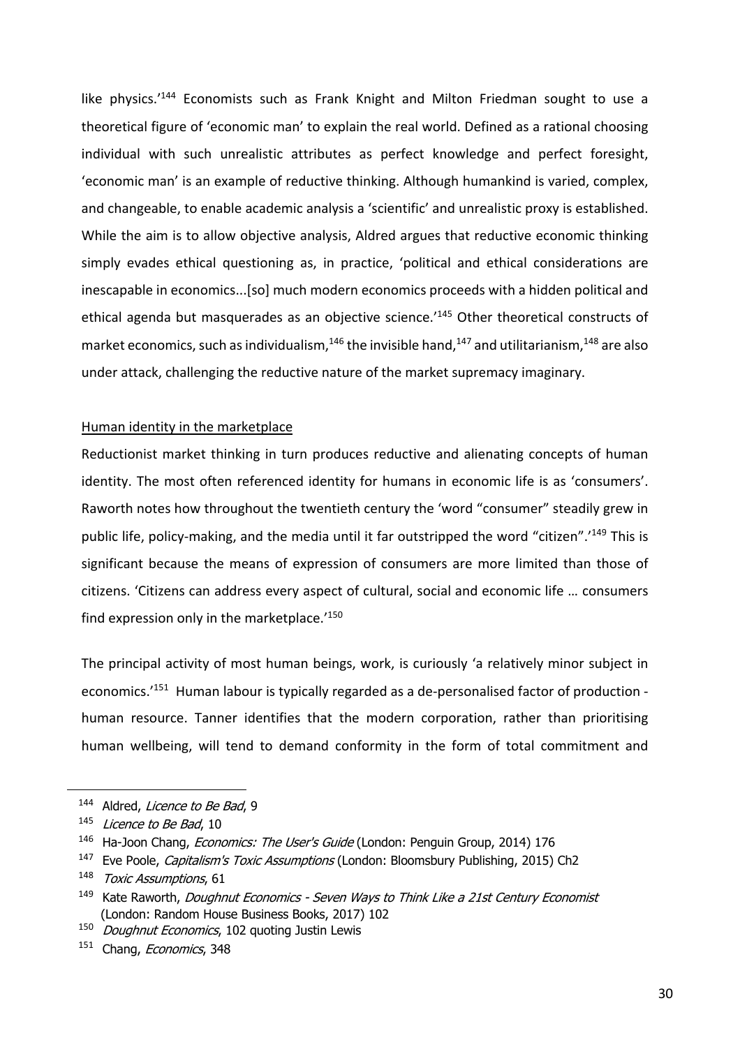like physics.'[144] Economists such as Frank Knight and Milton Friedman sought to use a theoretical figure of 'economic man' to explain the real world. Defined as a rational choosing individual with such unrealistic attributes as perfect knowledge and perfect foresight, 'economic man' is an example of reductive thinking. Although humankind is varied, complex, and changeable, to enable academic analysis a 'scientific' and unrealistic proxy is established. While the aim is to allow objective analysis, Aldred argues that reductive economic thinking simply evades ethical questioning as, in practice, 'political and ethical considerations are inescapable in economics...[so] much modern economics proceeds with a hidden political and ethical agenda but masquerades as an objective science.'[145] Other theoretical constructs of market economics, such as individualism,[146] the invisible hand,[147] and utilitarianism,[148] are also under attack, challenging the reductive nature of the market supremacy imaginary.

Human identity in the marketplace

Reductionist market thinking in turn produces reductive and alienating concepts of human identity. The most often referenced identity for humans in economic life is as 'consumers'. Raworth notes how throughout the twentieth century the 'word "consumer" steadily grew in public life, policy-making, and the media until it far outstripped the word "citizen".'[149] This is significant because the means of expression of consumers are more limited than those of citizens. 'Citizens can address every aspect of cultural, social and economic life … consumers find expression only in the marketplace.'[150]

The principal activity of most human beings, work, is curiously 'a relatively minor subject in economics.'[151] Human labour is typically regarded as a de-personalised factor of production - human resource. Tanner identifies that the modern corporation, rather than prioritising human wellbeing, will tend to demand conformity in the form of total commitment and

---

[144] Aldred, *Licence to Be Bad*, 9

[145] *Licence to Be Bad*, 10

[146] Ha-Joon Chang, *Economics: The User's Guide* (London: Penguin Group, 2014) 176

[147] Eve Poole, *Capitalism's Toxic Assumptions* (London: Bloomsbury Publishing, 2015) Ch2

[148] *Toxic Assumptions*, 61

[149] Kate Raworth, *Doughnut Economics - Seven Ways to Think Like a 21st Century Economist* (London: Random House Business Books, 2017) 102

[150] *Doughnut Economics*, 102 quoting Justin Lewis

[151] Chang, *Economics*, 348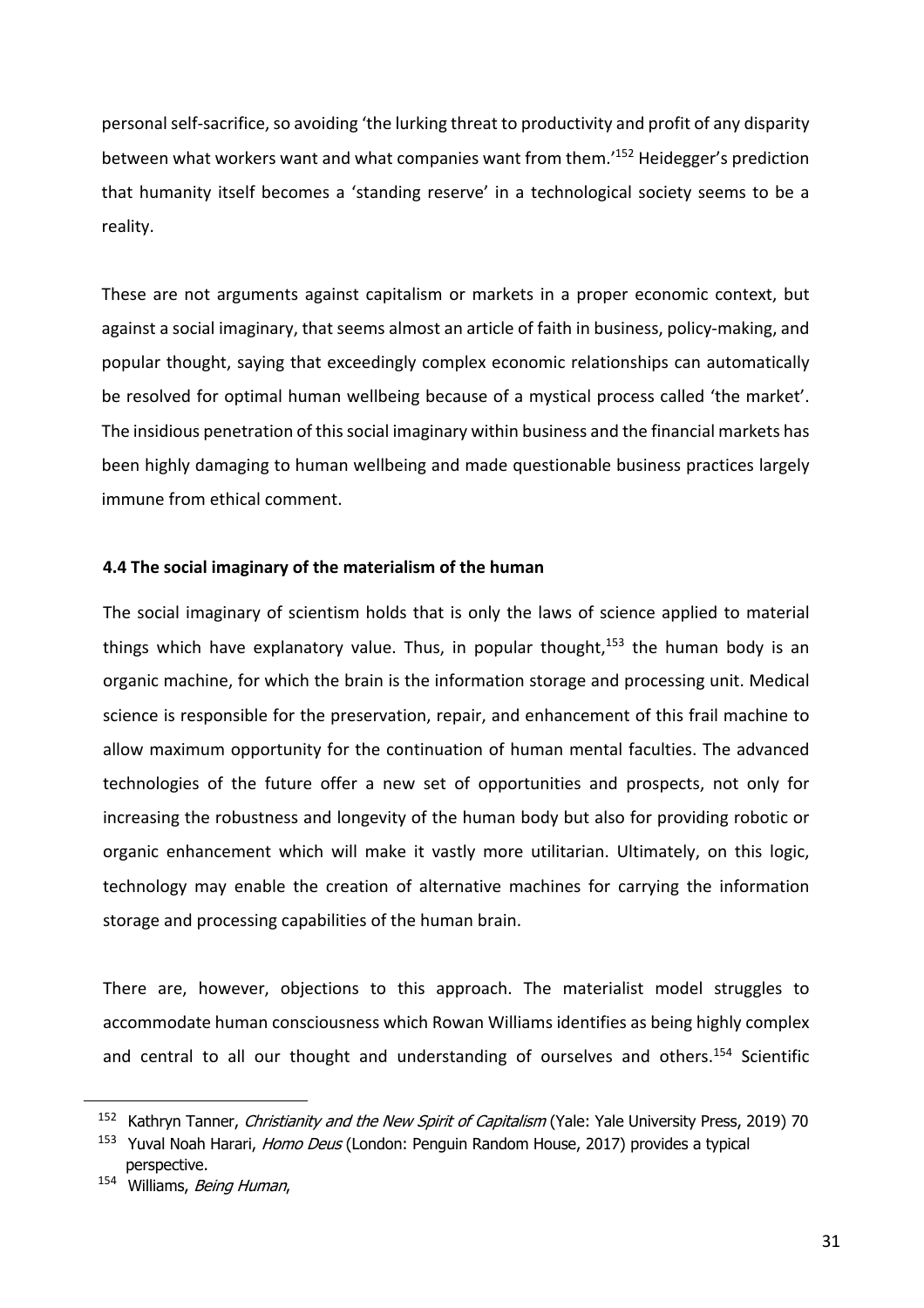personal self-sacrifice, so avoiding 'the lurking threat to productivity and profit of any disparity between what workers want and what companies want from them.'[152] Heidegger's prediction that humanity itself becomes a 'standing reserve' in a technological society seems to be a reality.

These are not arguments against capitalism or markets in a proper economic context, but against a social imaginary, that seems almost an article of faith in business, policy-making, and popular thought, saying that exceedingly complex economic relationships can automatically be resolved for optimal human wellbeing because of a mystical process called 'the market'. The insidious penetration of this social imaginary within business and the financial markets has been highly damaging to human wellbeing and made questionable business practices largely immune from ethical comment.

#### 4.4 The social imaginary of the materialism of the human

The social imaginary of scientism holds that is only the laws of science applied to material things which have explanatory value. Thus, in popular thought,[153] the human body is an organic machine, for which the brain is the information storage and processing unit. Medical science is responsible for the preservation, repair, and enhancement of this frail machine to allow maximum opportunity for the continuation of human mental faculties. The advanced technologies of the future offer a new set of opportunities and prospects, not only for increasing the robustness and longevity of the human body but also for providing robotic or organic enhancement which will make it vastly more utilitarian. Ultimately, on this logic, technology may enable the creation of alternative machines for carrying the information storage and processing capabilities of the human brain.

There are, however, objections to this approach. The materialist model struggles to accommodate human consciousness which Rowan Williams identifies as being highly complex and central to all our thought and understanding of ourselves and others.[154] Scientific

---

[152] Kathryn Tanner, *Christianity and the New Spirit of Capitalism* (Yale: Yale University Press, 2019) 70

[153] Yuval Noah Harari, *Homo Deus* (London: Penguin Random House, 2017) provides a typical perspective.

[154] Williams, *Being Human*,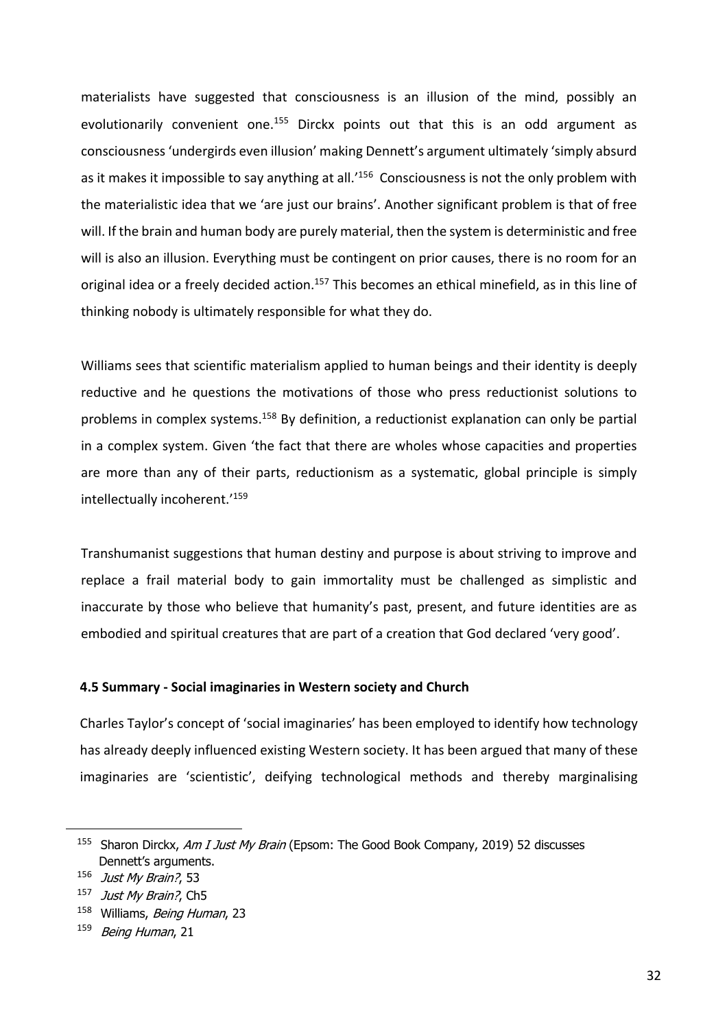materialists have suggested that consciousness is an illusion of the mind, possibly an evolutionarily convenient one.[155] Dirckx points out that this is an odd argument as consciousness 'undergirds even illusion' making Dennett's argument ultimately 'simply absurd as it makes it impossible to say anything at all.'[156] Consciousness is not the only problem with the materialistic idea that we 'are just our brains'. Another significant problem is that of free will. If the brain and human body are purely material, then the system is deterministic and free will is also an illusion. Everything must be contingent on prior causes, there is no room for an original idea or a freely decided action.[157] This becomes an ethical minefield, as in this line of thinking nobody is ultimately responsible for what they do.

Williams sees that scientific materialism applied to human beings and their identity is deeply reductive and he questions the motivations of those who press reductionist solutions to problems in complex systems.[158] By definition, a reductionist explanation can only be partial in a complex system. Given 'the fact that there are wholes whose capacities and properties are more than any of their parts, reductionism as a systematic, global principle is simply intellectually incoherent.'[159]

Transhumanist suggestions that human destiny and purpose is about striving to improve and replace a frail material body to gain immortality must be challenged as simplistic and inaccurate by those who believe that humanity's past, present, and future identities are as embodied and spiritual creatures that are part of a creation that God declared 'very good'.

### 4.5 Summary - Social imaginaries in Western society and Church

Charles Taylor's concept of 'social imaginaries' has been employed to identify how technology has already deeply influenced existing Western society. It has been argued that many of these imaginaries are 'scientistic', deifying technological methods and thereby marginalising

---

[155] Sharon Dirckx, *Am I Just My Brain* (Epsom: The Good Book Company, 2019) 52 discusses Dennett's arguments.

[156] *Just My Brain?*, 53

[157] *Just My Brain?*, Ch5

[158] Williams, *Being Human*, 23

[159] *Being Human*, 21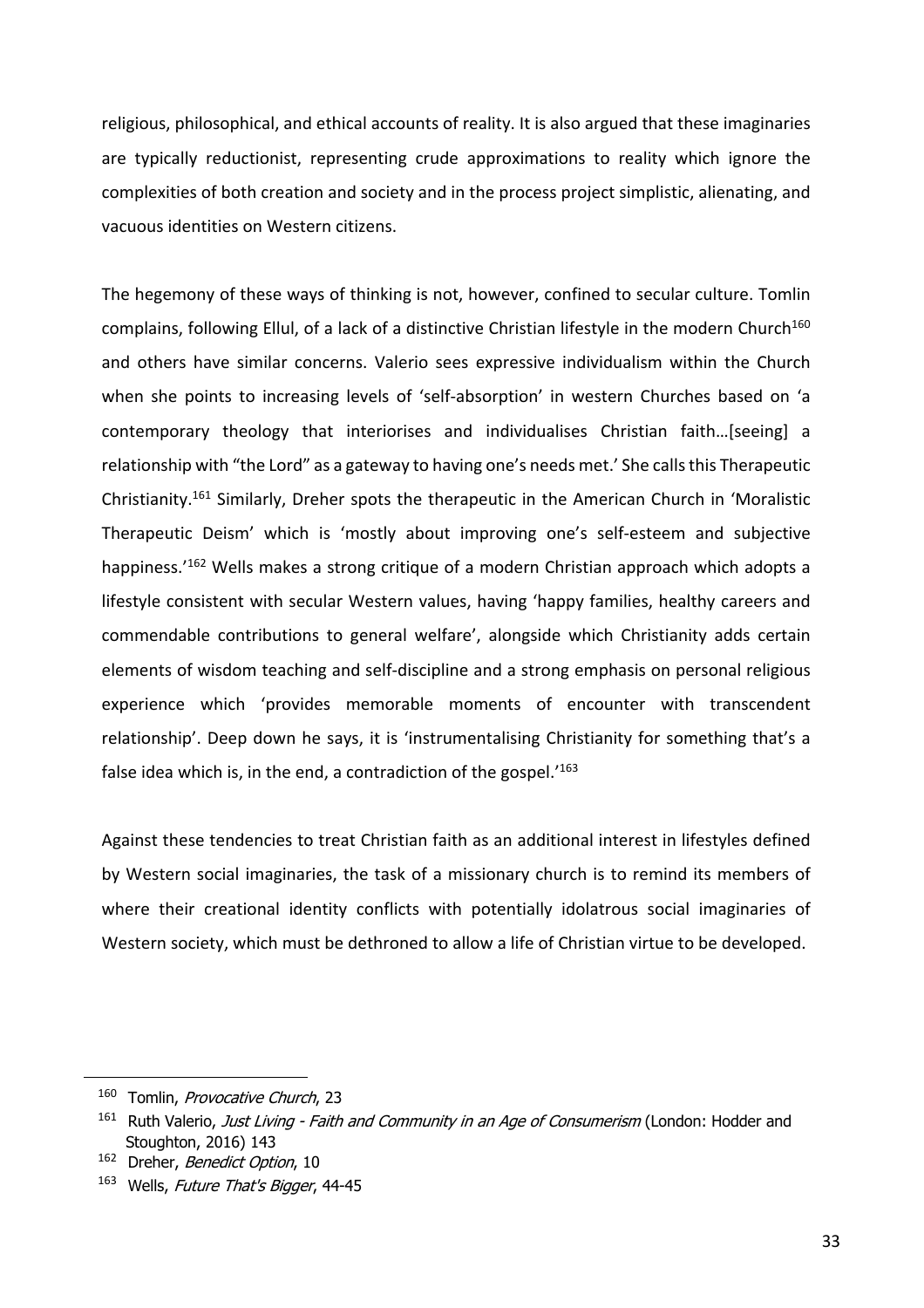religious, philosophical, and ethical accounts of reality. It is also argued that these imaginaries are typically reductionist, representing crude approximations to reality which ignore the complexities of both creation and society and in the process project simplistic, alienating, and vacuous identities on Western citizens.

The hegemony of these ways of thinking is not, however, confined to secular culture. Tomlin complains, following Ellul, of a lack of a distinctive Christian lifestyle in the modern Church[160] and others have similar concerns. Valerio sees expressive individualism within the Church when she points to increasing levels of 'self-absorption' in western Churches based on 'a contemporary theology that interiorises and individualises Christian faith…[seeing] a relationship with "the Lord" as a gateway to having one's needs met.' She calls this Therapeutic Christianity.[161] Similarly, Dreher spots the therapeutic in the American Church in 'Moralistic Therapeutic Deism' which is 'mostly about improving one's self-esteem and subjective happiness.'[162] Wells makes a strong critique of a modern Christian approach which adopts a lifestyle consistent with secular Western values, having 'happy families, healthy careers and commendable contributions to general welfare', alongside which Christianity adds certain elements of wisdom teaching and self-discipline and a strong emphasis on personal religious experience which 'provides memorable moments of encounter with transcendent relationship'. Deep down he says, it is 'instrumentalising Christianity for something that's a false idea which is, in the end, a contradiction of the gospel.'[163]

Against these tendencies to treat Christian faith as an additional interest in lifestyles defined by Western social imaginaries, the task of a missionary church is to remind its members of where their creational identity conflicts with potentially idolatrous social imaginaries of Western society, which must be dethroned to allow a life of Christian virtue to be developed.

---

[160] Tomlin, *Provocative Church*, 23

[161] Ruth Valerio, *Just Living - Faith and Community in an Age of Consumerism* (London: Hodder and Stoughton, 2016) 143

[162] Dreher, *Benedict Option*, 10

[163] Wells, *Future That's Bigger*, 44-45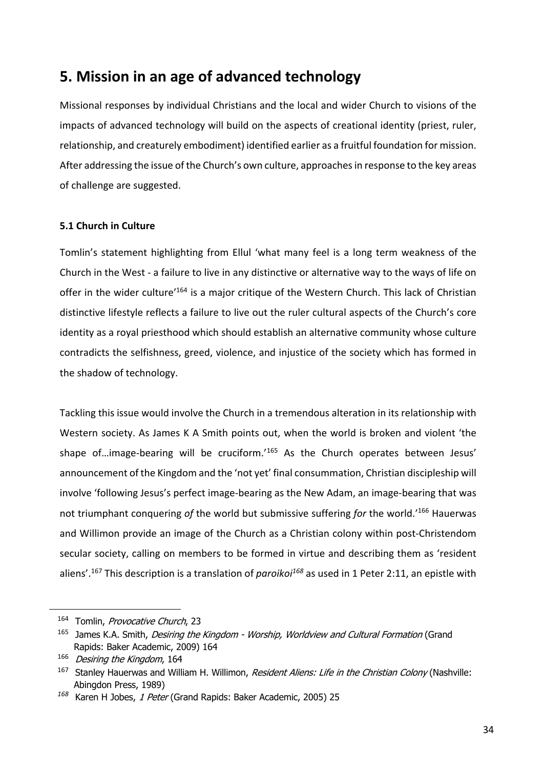## 5. Mission in an age of advanced technology

Missional responses by individual Christians and the local and wider Church to visions of the impacts of advanced technology will build on the aspects of creational identity (priest, ruler, relationship, and creaturely embodiment) identified earlier as a fruitful foundation for mission. After addressing the issue of the Church's own culture, approaches in response to the key areas of challenge are suggested.

### 5.1 Church in Culture

Tomlin's statement highlighting from Ellul 'what many feel is a long term weakness of the Church in the West - a failure to live in any distinctive or alternative way to the ways of life on offer in the wider culture'[164] is a major critique of the Western Church. This lack of Christian distinctive lifestyle reflects a failure to live out the ruler cultural aspects of the Church's core identity as a royal priesthood which should establish an alternative community whose culture contradicts the selfishness, greed, violence, and injustice of the society which has formed in the shadow of technology.

Tackling this issue would involve the Church in a tremendous alteration in its relationship with Western society. As James K A Smith points out, when the world is broken and violent 'the shape of…image-bearing will be cruciform.'[165] As the Church operates between Jesus' announcement of the Kingdom and the 'not yet' final consummation, Christian discipleship will involve 'following Jesus's perfect image-bearing as the New Adam, an image-bearing that was not triumphant conquering *of* the world but submissive suffering *for* the world.'[166] Hauerwas and Willimon provide an image of the Church as a Christian colony within post-Christendom secular society, calling on members to be formed in virtue and describing them as 'resident aliens'.[167] This description is a translation of *paroikoi*[168] as used in 1 Peter 2:11, an epistle with

---

[164] Tomlin, *Provocative Church*, 23

[165] James K.A. Smith, *Desiring the Kingdom - Worship, Worldview and Cultural Formation* (Grand Rapids: Baker Academic, 2009) 164

[166] *Desiring the Kingdom*, 164

[167] Stanley Hauerwas and William H. Willimon, *Resident Aliens: Life in the Christian Colony* (Nashville: Abingdon Press, 1989)

[168] Karen H Jobes, *1 Peter* (Grand Rapids: Baker Academic, 2005) 25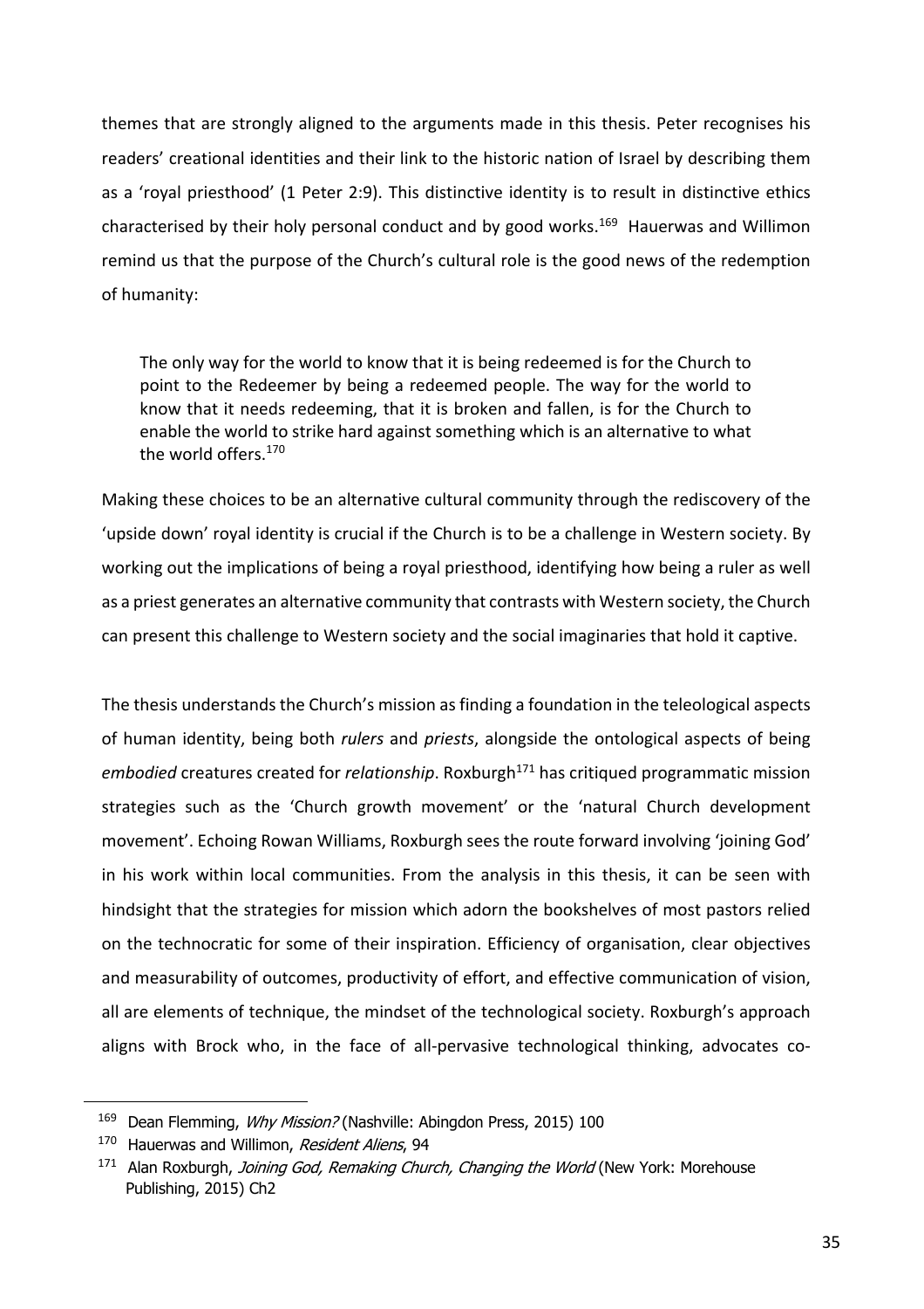themes that are strongly aligned to the arguments made in this thesis. Peter recognises his readers' creational identities and their link to the historic nation of Israel by describing them as a 'royal priesthood' (1 Peter 2:9). This distinctive identity is to result in distinctive ethics characterised by their holy personal conduct and by good works.[169] Hauerwas and Willimon remind us that the purpose of the Church's cultural role is the good news of the redemption of humanity:

> The only way for the world to know that it is being redeemed is for the Church to point to the Redeemer by being a redeemed people. The way for the world to know that it needs redeeming, that it is broken and fallen, is for the Church to enable the world to strike hard against something which is an alternative to what the world offers.[170]

Making these choices to be an alternative cultural community through the rediscovery of the 'upside down' royal identity is crucial if the Church is to be a challenge in Western society. By working out the implications of being a royal priesthood, identifying how being a ruler as well as a priest generates an alternative community that contrasts with Western society, the Church can present this challenge to Western society and the social imaginaries that hold it captive.

The thesis understands the Church's mission as finding a foundation in the teleological aspects of human identity, being both *rulers* and *priests*, alongside the ontological aspects of being *embodied* creatures created for *relationship*. Roxburgh[171] has critiqued programmatic mission strategies such as the 'Church growth movement' or the 'natural Church development movement'. Echoing Rowan Williams, Roxburgh sees the route forward involving 'joining God' in his work within local communities. From the analysis in this thesis, it can be seen with hindsight that the strategies for mission which adorn the bookshelves of most pastors relied on the technocratic for some of their inspiration. Efficiency of organisation, clear objectives and measurability of outcomes, productivity of effort, and effective communication of vision, all are elements of technique, the mindset of the technological society. Roxburgh's approach aligns with Brock who, in the face of all-pervasive technological thinking, advocates co-

---

[169] Dean Flemming, *Why Mission?* (Nashville: Abingdon Press, 2015) 100

[170] Hauerwas and Willimon, *Resident Aliens*, 94

[171] Alan Roxburgh, *Joining God, Remaking Church, Changing the World* (New York: Morehouse Publishing, 2015) Ch2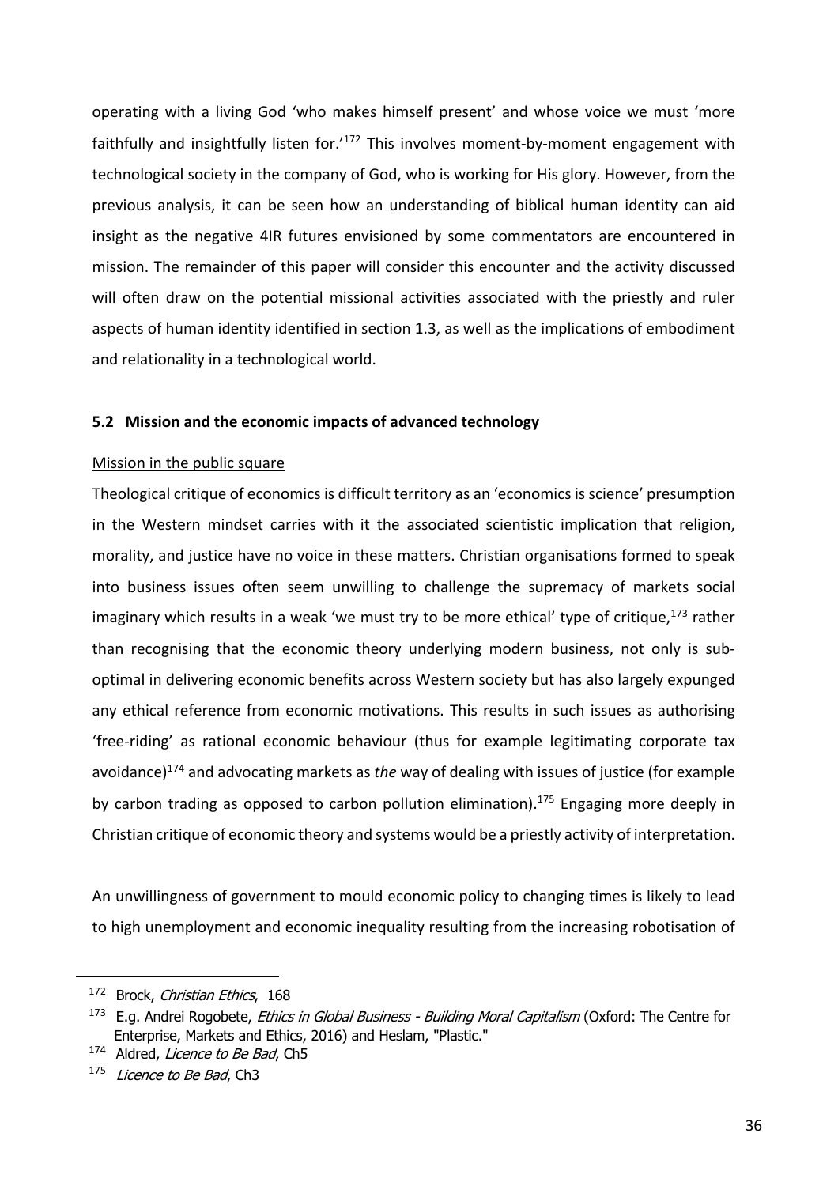operating with a living God 'who makes himself present' and whose voice we must 'more faithfully and insightfully listen for.'[172] This involves moment-by-moment engagement with technological society in the company of God, who is working for His glory. However, from the previous analysis, it can be seen how an understanding of biblical human identity can aid insight as the negative 4IR futures envisioned by some commentators are encountered in mission. The remainder of this paper will consider this encounter and the activity discussed will often draw on the potential missional activities associated with the priestly and ruler aspects of human identity identified in section 1.3, as well as the implications of embodiment and relationality in a technological world.

### 5.2 Mission and the economic impacts of advanced technology

Mission in the public square

Theological critique of economics is difficult territory as an 'economics is science' presumption in the Western mindset carries with it the associated scientistic implication that religion, morality, and justice have no voice in these matters. Christian organisations formed to speak into business issues often seem unwilling to challenge the supremacy of markets social imaginary which results in a weak 'we must try to be more ethical' type of critique,[173] rather than recognising that the economic theory underlying modern business, not only is sub-optimal in delivering economic benefits across Western society but has also largely expunged any ethical reference from economic motivations. This results in such issues as authorising 'free-riding' as rational economic behaviour (thus for example legitimating corporate tax avoidance)[174] and advocating markets as *the* way of dealing with issues of justice (for example by carbon trading as opposed to carbon pollution elimination).[175] Engaging more deeply in Christian critique of economic theory and systems would be a priestly activity of interpretation.

An unwillingness of government to mould economic policy to changing times is likely to lead to high unemployment and economic inequality resulting from the increasing robotisation of

---

[172] Brock, *Christian Ethics*, 168

[173] E.g. Andrei Rogobete, *Ethics in Global Business - Building Moral Capitalism* (Oxford: The Centre for Enterprise, Markets and Ethics, 2016) and Heslam, "Plastic."

[174] Aldred, *Licence to Be Bad*, Ch5

[175] *Licence to Be Bad*, Ch3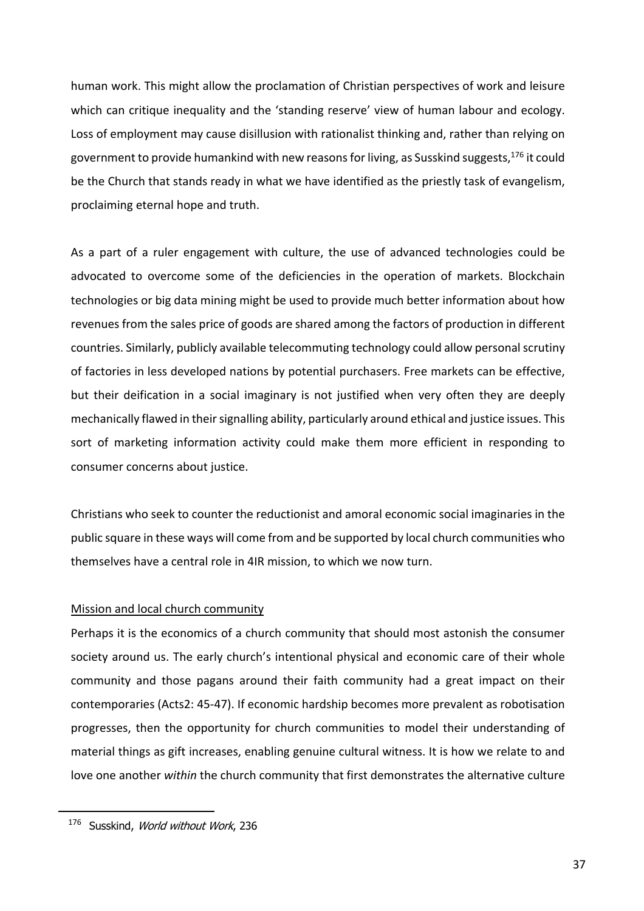human work. This might allow the proclamation of Christian perspectives of work and leisure which can critique inequality and the 'standing reserve' view of human labour and ecology. Loss of employment may cause disillusion with rationalist thinking and, rather than relying on government to provide humankind with new reasons for living, as Susskind suggests,[176] it could be the Church that stands ready in what we have identified as the priestly task of evangelism, proclaiming eternal hope and truth.

As a part of a ruler engagement with culture, the use of advanced technologies could be advocated to overcome some of the deficiencies in the operation of markets. Blockchain technologies or big data mining might be used to provide much better information about how revenues from the sales price of goods are shared among the factors of production in different countries. Similarly, publicly available telecommuting technology could allow personal scrutiny of factories in less developed nations by potential purchasers. Free markets can be effective, but their deification in a social imaginary is not justified when very often they are deeply mechanically flawed in their signalling ability, particularly around ethical and justice issues. This sort of marketing information activity could make them more efficient in responding to consumer concerns about justice.

Christians who seek to counter the reductionist and amoral economic social imaginaries in the public square in these ways will come from and be supported by local church communities who themselves have a central role in 4IR mission, to which we now turn.

Mission and local church community

Perhaps it is the economics of a church community that should most astonish the consumer society around us. The early church's intentional physical and economic care of their whole community and those pagans around their faith community had a great impact on their contemporaries (Acts2: 45-47). If economic hardship becomes more prevalent as robotisation progresses, then the opportunity for church communities to model their understanding of material things as gift increases, enabling genuine cultural witness. It is how we relate to and love one another *within* the church community that first demonstrates the alternative culture

[176] Susskind, *World without Work*, 236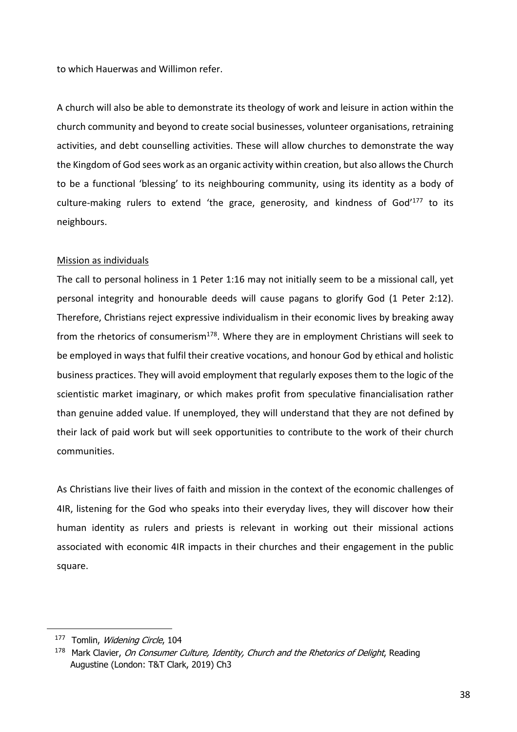to which Hauerwas and Willimon refer.

A church will also be able to demonstrate its theology of work and leisure in action within the church community and beyond to create social businesses, volunteer organisations, retraining activities, and debt counselling activities. These will allow churches to demonstrate the way the Kingdom of God sees work as an organic activity within creation, but also allows the Church to be a functional 'blessing' to its neighbouring community, using its identity as a body of culture-making rulers to extend 'the grace, generosity, and kindness of God'[177] to its neighbours.

<u>Mission as individuals</u>

The call to personal holiness in 1 Peter 1:16 may not initially seem to be a missional call, yet personal integrity and honourable deeds will cause pagans to glorify God (1 Peter 2:12). Therefore, Christians reject expressive individualism in their economic lives by breaking away from the rhetorics of consumerism[178]. Where they are in employment Christians will seek to be employed in ways that fulfil their creative vocations, and honour God by ethical and holistic business practices. They will avoid employment that regularly exposes them to the logic of the scientistic market imaginary, or which makes profit from speculative financialisation rather than genuine added value. If unemployed, they will understand that they are not defined by their lack of paid work but will seek opportunities to contribute to the work of their church communities.

As Christians live their lives of faith and mission in the context of the economic challenges of 4IR, listening for the God who speaks into their everyday lives, they will discover how their human identity as rulers and priests is relevant in working out their missional actions associated with economic 4IR impacts in their churches and their engagement in the public square.

---

[177] Tomlin, *Widening Circle*, 104

[178] Mark Clavier, *On Consumer Culture, Identity, Church and the Rhetorics of Delight*, Reading Augustine (London: T&T Clark, 2019) Ch3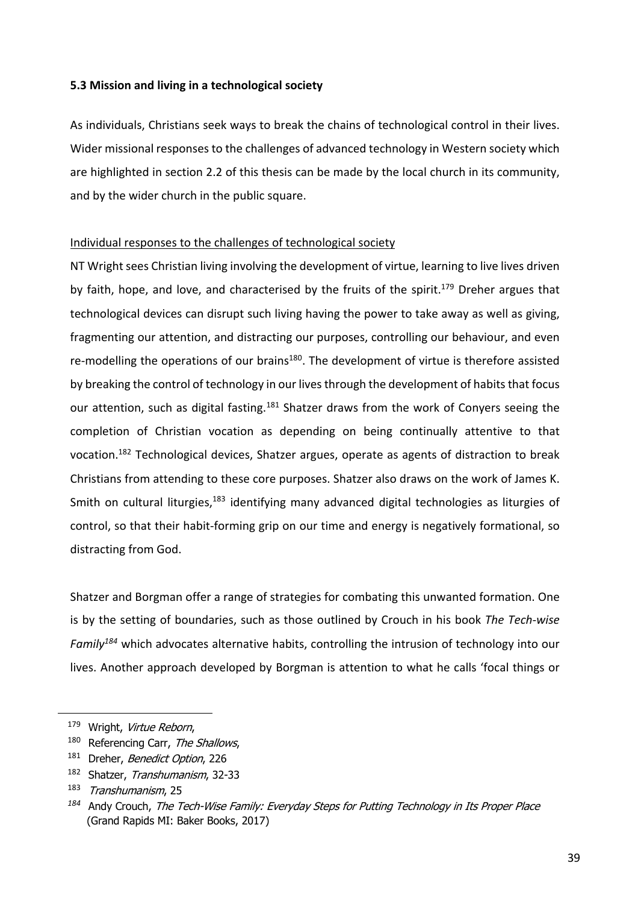### 5.3 Mission and living in a technological society

As individuals, Christians seek ways to break the chains of technological control in their lives. Wider missional responses to the challenges of advanced technology in Western society which are highlighted in section 2.2 of this thesis can be made by the local church in its community, and by the wider church in the public square.

Individual responses to the challenges of technological society

NT Wright sees Christian living involving the development of virtue, learning to live lives driven by faith, hope, and love, and characterised by the fruits of the spirit.[179] Dreher argues that technological devices can disrupt such living having the power to take away as well as giving, fragmenting our attention, and distracting our purposes, controlling our behaviour, and even re-modelling the operations of our brains[180]. The development of virtue is therefore assisted by breaking the control of technology in our lives through the development of habits that focus our attention, such as digital fasting.[181] Shatzer draws from the work of Conyers seeing the completion of Christian vocation as depending on being continually attentive to that vocation.[182] Technological devices, Shatzer argues, operate as agents of distraction to break Christians from attending to these core purposes. Shatzer also draws on the work of James K. Smith on cultural liturgies,[183] identifying many advanced digital technologies as liturgies of control, so that their habit-forming grip on our time and energy is negatively formational, so distracting from God.

Shatzer and Borgman offer a range of strategies for combating this unwanted formation. One is by the setting of boundaries, such as those outlined by Crouch in his book *The Tech-wise Family*[184] which advocates alternative habits, controlling the intrusion of technology into our lives. Another approach developed by Borgman is attention to what he calls 'focal things or

---

[179] Wright, *Virtue Reborn*,

[180] Referencing Carr, *The Shallows*,

[181] Dreher, *Benedict Option*, 226

[182] Shatzer, *Transhumanism*, 32-33

[183] *Transhumanism*, 25

[184] Andy Crouch, *The Tech-Wise Family: Everyday Steps for Putting Technology in Its Proper Place* (Grand Rapids MI: Baker Books, 2017)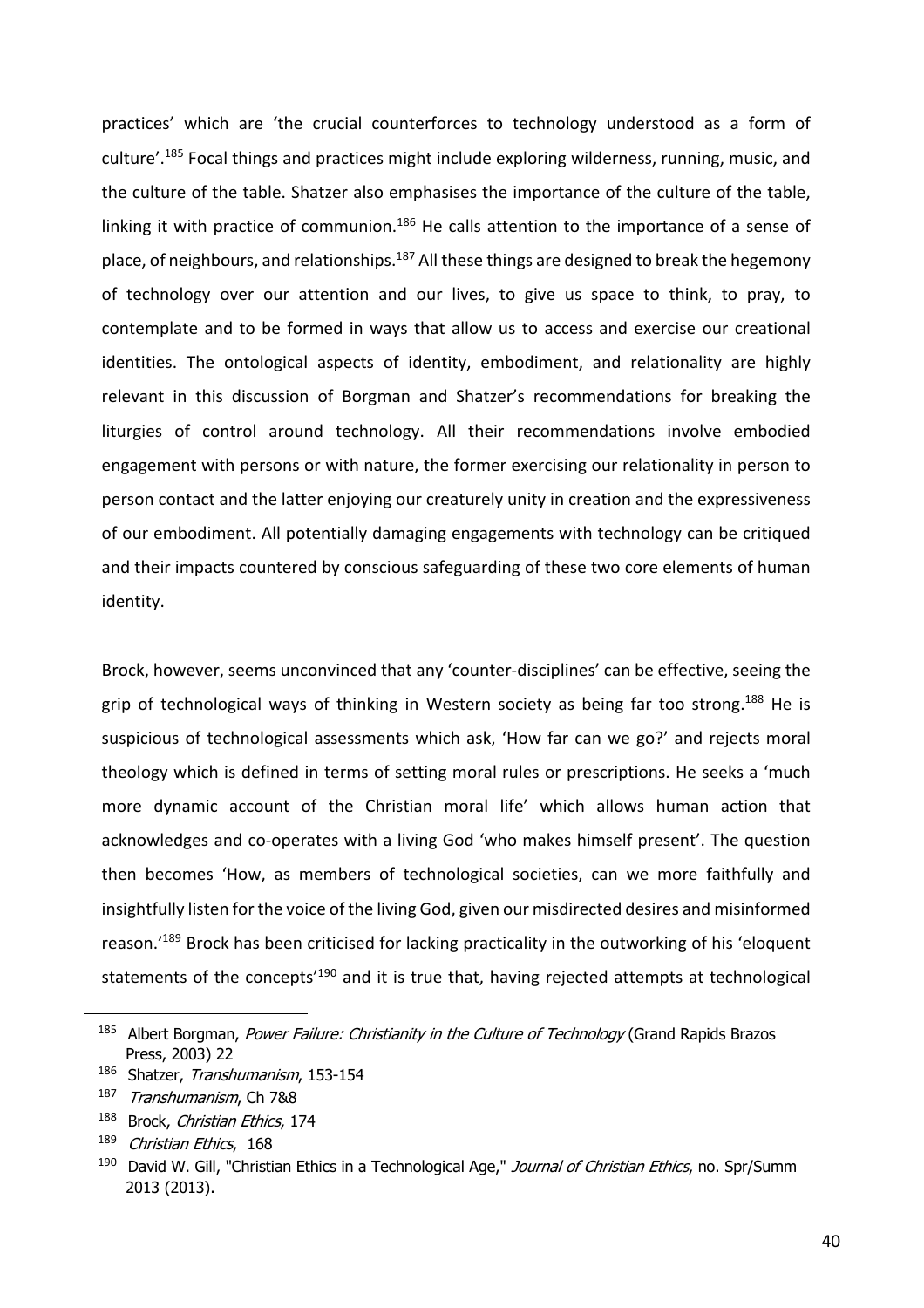practices' which are 'the crucial counterforces to technology understood as a form of culture'.[185] Focal things and practices might include exploring wilderness, running, music, and the culture of the table. Shatzer also emphasises the importance of the culture of the table, linking it with practice of communion.[186] He calls attention to the importance of a sense of place, of neighbours, and relationships.[187] All these things are designed to break the hegemony of technology over our attention and our lives, to give us space to think, to pray, to contemplate and to be formed in ways that allow us to access and exercise our creational identities. The ontological aspects of identity, embodiment, and relationality are highly relevant in this discussion of Borgman and Shatzer's recommendations for breaking the liturgies of control around technology. All their recommendations involve embodied engagement with persons or with nature, the former exercising our relationality in person to person contact and the latter enjoying our creaturely unity in creation and the expressiveness of our embodiment. All potentially damaging engagements with technology can be critiqued and their impacts countered by conscious safeguarding of these two core elements of human identity.

Brock, however, seems unconvinced that any 'counter-disciplines' can be effective, seeing the grip of technological ways of thinking in Western society as being far too strong.[188] He is suspicious of technological assessments which ask, 'How far can we go?' and rejects moral theology which is defined in terms of setting moral rules or prescriptions. He seeks a 'much more dynamic account of the Christian moral life' which allows human action that acknowledges and co-operates with a living God 'who makes himself present'. The question then becomes 'How, as members of technological societies, can we more faithfully and insightfully listen for the voice of the living God, given our misdirected desires and misinformed reason.'[189] Brock has been criticised for lacking practicality in the outworking of his 'eloquent statements of the concepts'[190] and it is true that, having rejected attempts at technological

---

[185] Albert Borgman, *Power Failure: Christianity in the Culture of Technology* (Grand Rapids Brazos Press, 2003) 22

[186] Shatzer, *Transhumanism*, 153-154

[187] *Transhumanism*, Ch 7&8

[188] Brock, *Christian Ethics*, 174

[189] *Christian Ethics*, 168

[190] David W. Gill, "Christian Ethics in a Technological Age," *Journal of Christian Ethics*, no. Spr/Summ 2013 (2013).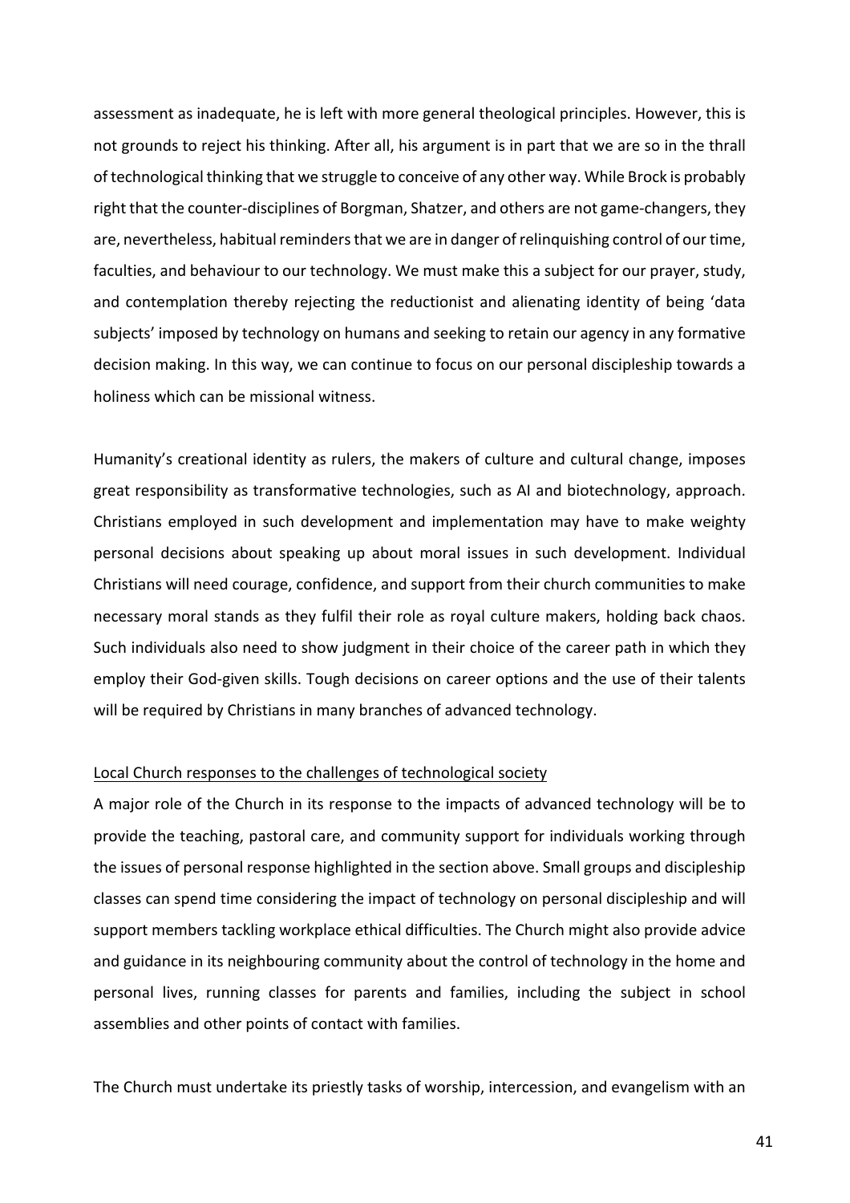assessment as inadequate, he is left with more general theological principles. However, this is not grounds to reject his thinking. After all, his argument is in part that we are so in the thrall of technological thinking that we struggle to conceive of any other way. While Brock is probably right that the counter-disciplines of Borgman, Shatzer, and others are not game-changers, they are, nevertheless, habitual reminders that we are in danger of relinquishing control of our time, faculties, and behaviour to our technology. We must make this a subject for our prayer, study, and contemplation thereby rejecting the reductionist and alienating identity of being 'data subjects' imposed by technology on humans and seeking to retain our agency in any formative decision making. In this way, we can continue to focus on our personal discipleship towards a holiness which can be missional witness.

Humanity's creational identity as rulers, the makers of culture and cultural change, imposes great responsibility as transformative technologies, such as AI and biotechnology, approach. Christians employed in such development and implementation may have to make weighty personal decisions about speaking up about moral issues in such development. Individual Christians will need courage, confidence, and support from their church communities to make necessary moral stands as they fulfil their role as royal culture makers, holding back chaos. Such individuals also need to show judgment in their choice of the career path in which they employ their God-given skills. Tough decisions on career options and the use of their talents will be required by Christians in many branches of advanced technology.

<u>Local Church responses to the challenges of technological society</u>

A major role of the Church in its response to the impacts of advanced technology will be to provide the teaching, pastoral care, and community support for individuals working through the issues of personal response highlighted in the section above. Small groups and discipleship classes can spend time considering the impact of technology on personal discipleship and will support members tackling workplace ethical difficulties. The Church might also provide advice and guidance in its neighbouring community about the control of technology in the home and personal lives, running classes for parents and families, including the subject in school assemblies and other points of contact with families.

The Church must undertake its priestly tasks of worship, intercession, and evangelism with an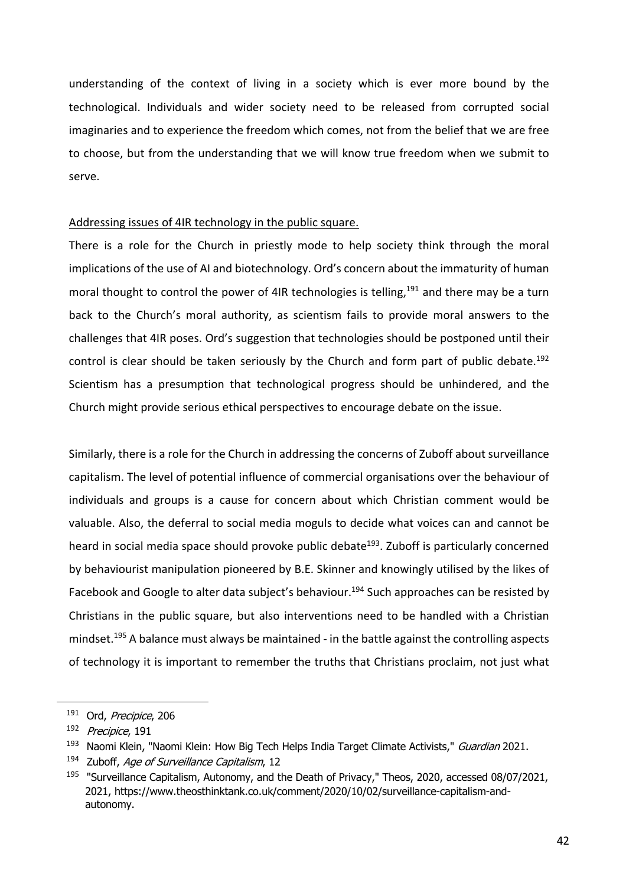understanding of the context of living in a society which is ever more bound by the technological. Individuals and wider society need to be released from corrupted social imaginaries and to experience the freedom which comes, not from the belief that we are free to choose, but from the understanding that we will know true freedom when we submit to serve.

<u>Addressing issues of 4IR technology in the public square.</u>

There is a role for the Church in priestly mode to help society think through the moral implications of the use of AI and biotechnology. Ord's concern about the immaturity of human moral thought to control the power of 4IR technologies is telling,[191] and there may be a turn back to the Church's moral authority, as scientism fails to provide moral answers to the challenges that 4IR poses. Ord's suggestion that technologies should be postponed until their control is clear should be taken seriously by the Church and form part of public debate.[192] Scientism has a presumption that technological progress should be unhindered, and the Church might provide serious ethical perspectives to encourage debate on the issue.

Similarly, there is a role for the Church in addressing the concerns of Zuboff about surveillance capitalism. The level of potential influence of commercial organisations over the behaviour of individuals and groups is a cause for concern about which Christian comment would be valuable. Also, the deferral to social media moguls to decide what voices can and cannot be heard in social media space should provoke public debate[193]. Zuboff is particularly concerned by behaviourist manipulation pioneered by B.E. Skinner and knowingly utilised by the likes of Facebook and Google to alter data subject's behaviour.[194] Such approaches can be resisted by Christians in the public square, but also interventions need to be handled with a Christian mindset.[195] A balance must always be maintained - in the battle against the controlling aspects of technology it is important to remember the truths that Christians proclaim, not just what

---

[191] Ord, *Precipice*, 206

[192] *Precipice*, 191

[193] Naomi Klein, "Naomi Klein: How Big Tech Helps India Target Climate Activists," *Guardian* 2021.

[194] Zuboff, *Age of Surveillance Capitalism*, 12

[195] "Surveillance Capitalism, Autonomy, and the Death of Privacy," Theos, 2020, accessed 08/07/2021, 2021, https://www.theosthinktank.co.uk/comment/2020/10/02/surveillance-capitalism-and-autonomy.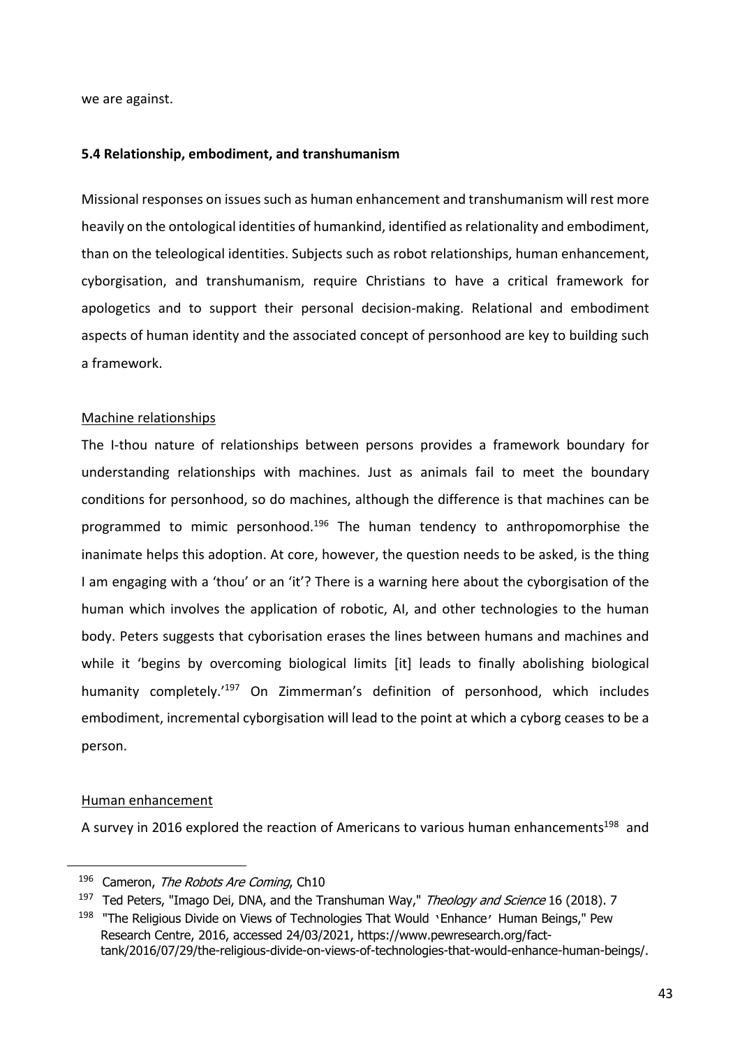we are against.

**5.4 Relationship, embodiment, and transhumanism**

Missional responses on issues such as human enhancement and transhumanism will rest more heavily on the ontological identities of humankind, identified as relationality and embodiment, than on the teleological identities. Subjects such as robot relationships, human enhancement, cyborgisation, and transhumanism, require Christians to have a critical framework for apologetics and to support their personal decision-making. Relational and embodiment aspects of human identity and the associated concept of personhood are key to building such a framework.

Machine relationships

The I-thou nature of relationships between persons provides a framework boundary for understanding relationships with machines. Just as animals fail to meet the boundary conditions for personhood, so do machines, although the difference is that machines can be programmed to mimic personhood.[196] The human tendency to anthropomorphise the inanimate helps this adoption. At core, however, the question needs to be asked, is the thing I am engaging with a 'thou' or an 'it'? There is a warning here about the cyborgisation of the human which involves the application of robotic, AI, and other technologies to the human body. Peters suggests that cyborisation erases the lines between humans and machines and while it 'begins by overcoming biological limits [it] leads to finally abolishing biological humanity completely.'[197] On Zimmerman's definition of personhood, which includes embodiment, incremental cyborgisation will lead to the point at which a cyborg ceases to be a person.

Human enhancement

A survey in 2016 explored the reaction of Americans to various human enhancements[198] and

---

[196] Cameron, *The Robots Are Coming*, Ch10

[197] Ted Peters, "Imago Dei, DNA, and the Transhuman Way," *Theology and Science* 16 (2018). 7

[198] "The Religious Divide on Views of Technologies That Would 'Enhance' Human Beings," Pew Research Centre, 2016, accessed 24/03/2021, https://www.pewresearch.org/fact-tank/2016/07/29/the-religious-divide-on-views-of-technologies-that-would-enhance-human-beings/.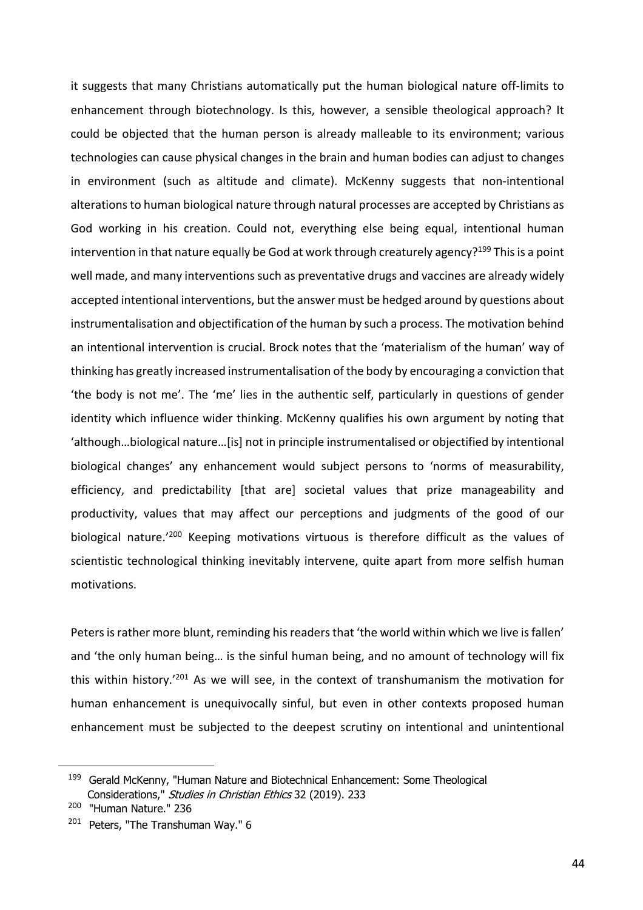it suggests that many Christians automatically put the human biological nature off-limits to enhancement through biotechnology. Is this, however, a sensible theological approach? It could be objected that the human person is already malleable to its environment; various technologies can cause physical changes in the brain and human bodies can adjust to changes in environment (such as altitude and climate). McKenny suggests that non-intentional alterations to human biological nature through natural processes are accepted by Christians as God working in his creation. Could not, everything else being equal, intentional human intervention in that nature equally be God at work through creaturely agency?[199] This is a point well made, and many interventions such as preventative drugs and vaccines are already widely accepted intentional interventions, but the answer must be hedged around by questions about instrumentalisation and objectification of the human by such a process. The motivation behind an intentional intervention is crucial. Brock notes that the 'materialism of the human' way of thinking has greatly increased instrumentalisation of the body by encouraging a conviction that 'the body is not me'. The 'me' lies in the authentic self, particularly in questions of gender identity which influence wider thinking. McKenny qualifies his own argument by noting that 'although…biological nature…[is] not in principle instrumentalised or objectified by intentional biological changes' any enhancement would subject persons to 'norms of measurability, efficiency, and predictability [that are] societal values that prize manageability and productivity, values that may affect our perceptions and judgments of the good of our biological nature.'[200] Keeping motivations virtuous is therefore difficult as the values of scientistic technological thinking inevitably intervene, quite apart from more selfish human motivations.

Peters is rather more blunt, reminding his readers that 'the world within which we live is fallen' and 'the only human being… is the sinful human being, and no amount of technology will fix this within history.'[201] As we will see, in the context of transhumanism the motivation for human enhancement is unequivocally sinful, but even in other contexts proposed human enhancement must be subjected to the deepest scrutiny on intentional and unintentional

---

[199] Gerald McKenny, "Human Nature and Biotechnical Enhancement: Some Theological Considerations," *Studies in Christian Ethics* 32 (2019). 233

[200] "Human Nature." 236

[201] Peters, "The Transhuman Way." 6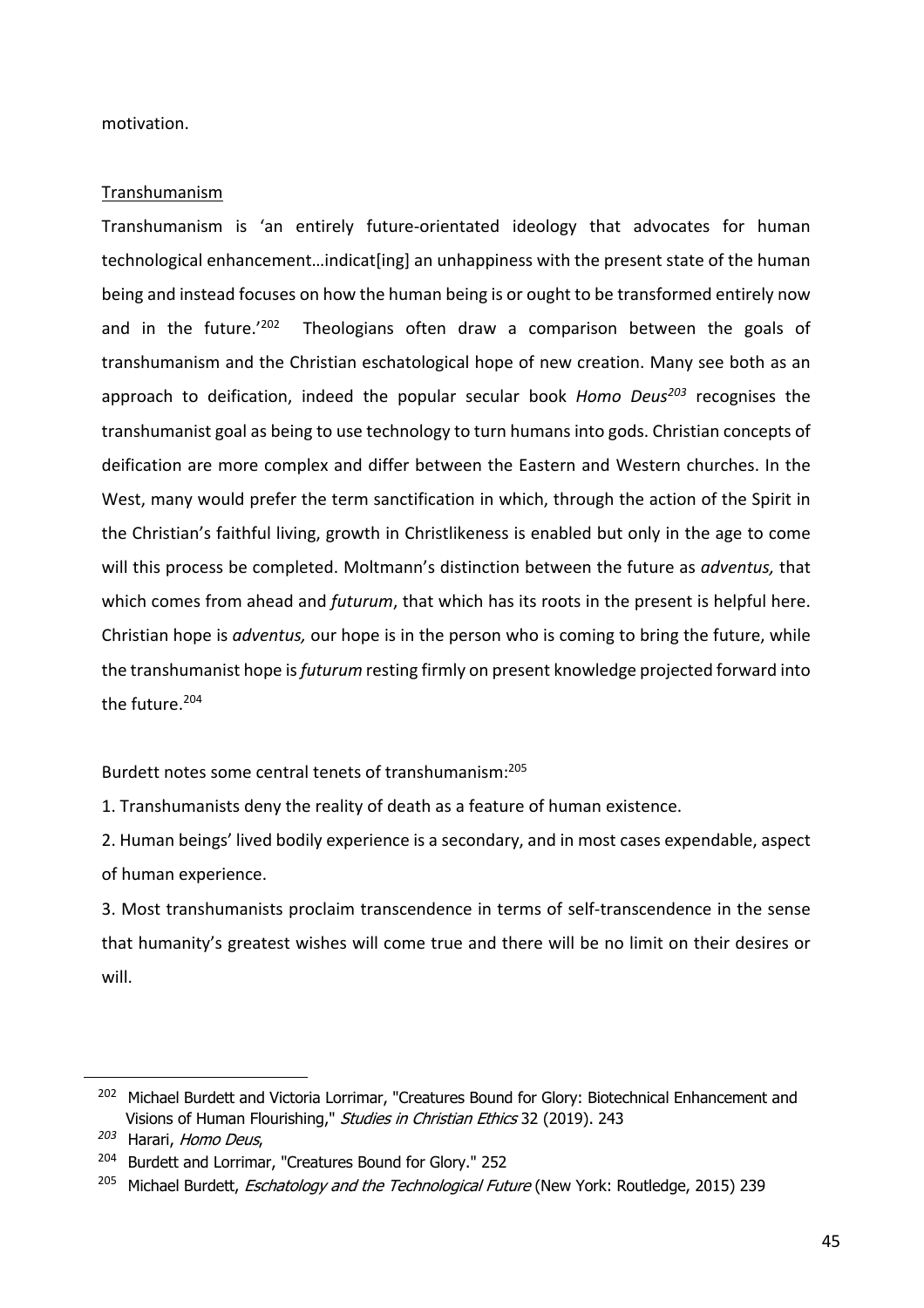motivation.

Transhumanism

Transhumanism is 'an entirely future-orientated ideology that advocates for human technological enhancement…indicat[ing] an unhappiness with the present state of the human being and instead focuses on how the human being is or ought to be transformed entirely now and in the future.'[202] Theologians often draw a comparison between the goals of transhumanism and the Christian eschatological hope of new creation. Many see both as an approach to deification, indeed the popular secular book *Homo Deus*[203] recognises the transhumanist goal as being to use technology to turn humans into gods. Christian concepts of deification are more complex and differ between the Eastern and Western churches. In the West, many would prefer the term sanctification in which, through the action of the Spirit in the Christian's faithful living, growth in Christlikeness is enabled but only in the age to come will this process be completed. Moltmann's distinction between the future as *adventus,* that which comes from ahead and *futurum*, that which has its roots in the present is helpful here. Christian hope is *adventus,* our hope is in the person who is coming to bring the future, while the transhumanist hope is *futurum* resting firmly on present knowledge projected forward into the future.[204]

Burdett notes some central tenets of transhumanism:[205]

1. Transhumanists deny the reality of death as a feature of human existence.
2. Human beings' lived bodily experience is a secondary, and in most cases expendable, aspect of human experience.
3. Most transhumanists proclaim transcendence in terms of self-transcendence in the sense that humanity's greatest wishes will come true and there will be no limit on their desires or will.

---

[202] Michael Burdett and Victoria Lorrimar, "Creatures Bound for Glory: Biotechnical Enhancement and Visions of Human Flourishing," *Studies in Christian Ethics* 32 (2019). 243

[203] Harari, *Homo Deus*,

[204] Burdett and Lorrimar, "Creatures Bound for Glory." 252

[205] Michael Burdett, *Eschatology and the Technological Future* (New York: Routledge, 2015) 239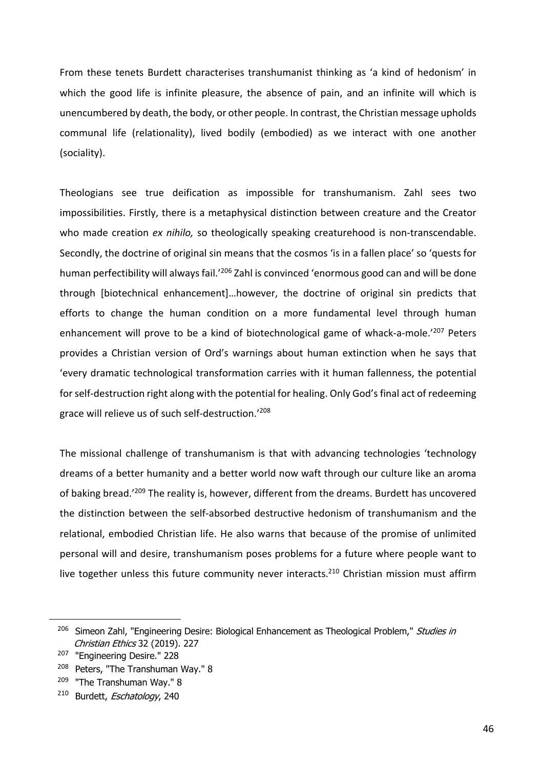From these tenets Burdett characterises transhumanist thinking as 'a kind of hedonism' in which the good life is infinite pleasure, the absence of pain, and an infinite will which is unencumbered by death, the body, or other people. In contrast, the Christian message upholds communal life (relationality), lived bodily (embodied) as we interact with one another (sociality).

Theologians see true deification as impossible for transhumanism. Zahl sees two impossibilities. Firstly, there is a metaphysical distinction between creature and the Creator who made creation *ex nihilo,* so theologically speaking creaturehood is non-transcendable. Secondly, the doctrine of original sin means that the cosmos 'is in a fallen place' so 'quests for human perfectibility will always fail.'[206] Zahl is convinced 'enormous good can and will be done through [biotechnical enhancement]…however, the doctrine of original sin predicts that efforts to change the human condition on a more fundamental level through human enhancement will prove to be a kind of biotechnological game of whack-a-mole.'[207] Peters provides a Christian version of Ord's warnings about human extinction when he says that 'every dramatic technological transformation carries with it human fallenness, the potential for self-destruction right along with the potential for healing. Only God's final act of redeeming grace will relieve us of such self-destruction.'[208]

The missional challenge of transhumanism is that with advancing technologies 'technology dreams of a better humanity and a better world now waft through our culture like an aroma of baking bread.'[209] The reality is, however, different from the dreams. Burdett has uncovered the distinction between the self-absorbed destructive hedonism of transhumanism and the relational, embodied Christian life. He also warns that because of the promise of unlimited personal will and desire, transhumanism poses problems for a future where people want to live together unless this future community never interacts.[210] Christian mission must affirm

---

[206] Simeon Zahl, "Engineering Desire: Biological Enhancement as Theological Problem," *Studies in Christian Ethics* 32 (2019). 227

[207] "Engineering Desire." 228

[208] Peters, "The Transhuman Way." 8

[209] "The Transhuman Way." 8

[210] Burdett, *Eschatology*, 240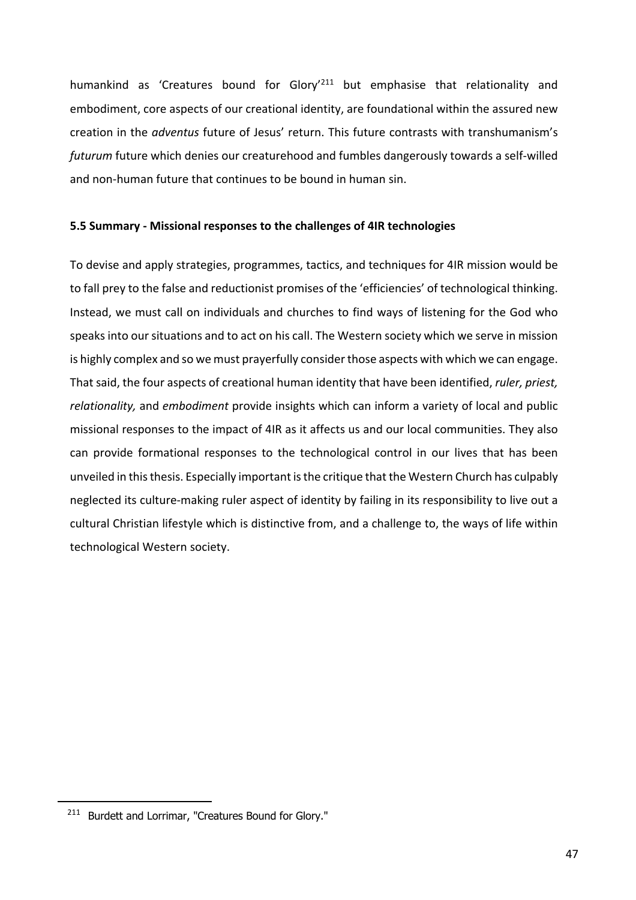humankind as 'Creatures bound for Glory'[211] but emphasise that relationality and embodiment, core aspects of our creational identity, are foundational within the assured new creation in the *adventus* future of Jesus' return. This future contrasts with transhumanism's *futurum* future which denies our creaturehood and fumbles dangerously towards a self-willed and non-human future that continues to be bound in human sin.

### 5.5 Summary - Missional responses to the challenges of 4IR technologies

To devise and apply strategies, programmes, tactics, and techniques for 4IR mission would be to fall prey to the false and reductionist promises of the 'efficiencies' of technological thinking. Instead, we must call on individuals and churches to find ways of listening for the God who speaks into our situations and to act on his call. The Western society which we serve in mission is highly complex and so we must prayerfully consider those aspects with which we can engage. That said, the four aspects of creational human identity that have been identified, *ruler, priest, relationality,* and *embodiment* provide insights which can inform a variety of local and public missional responses to the impact of 4IR as it affects us and our local communities. They also can provide formational responses to the technological control in our lives that has been unveiled in this thesis. Especially important is the critique that the Western Church has culpably neglected its culture-making ruler aspect of identity by failing in its responsibility to live out a cultural Christian lifestyle which is distinctive from, and a challenge to, the ways of life within technological Western society.

---

[211] Burdett and Lorrimar, "Creatures Bound for Glory."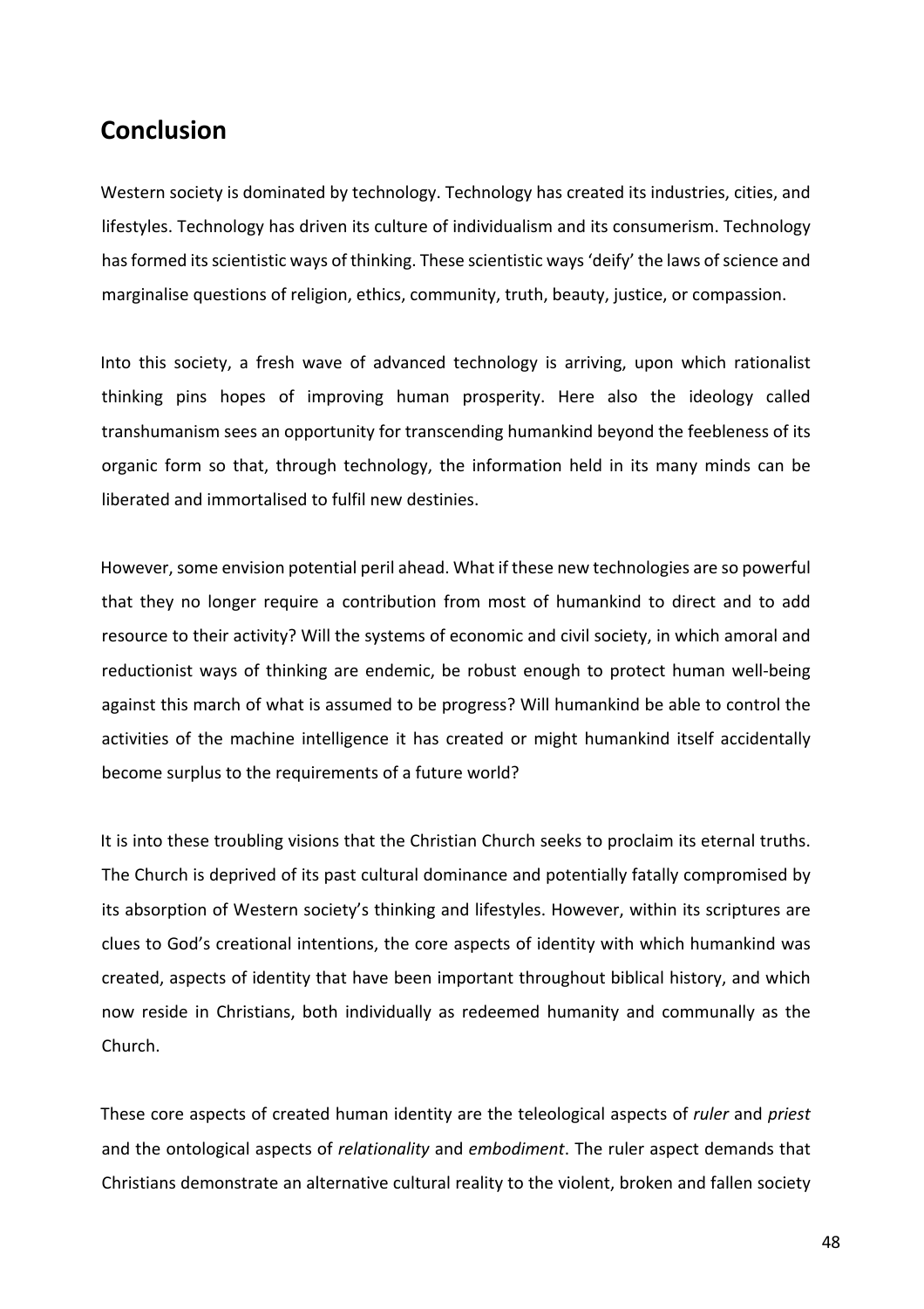## Conclusion

Western society is dominated by technology. Technology has created its industries, cities, and lifestyles. Technology has driven its culture of individualism and its consumerism. Technology has formed its scientistic ways of thinking. These scientistic ways 'deify' the laws of science and marginalise questions of religion, ethics, community, truth, beauty, justice, or compassion.

Into this society, a fresh wave of advanced technology is arriving, upon which rationalist thinking pins hopes of improving human prosperity. Here also the ideology called transhumanism sees an opportunity for transcending humankind beyond the feebleness of its organic form so that, through technology, the information held in its many minds can be liberated and immortalised to fulfil new destinies.

However, some envision potential peril ahead. What if these new technologies are so powerful that they no longer require a contribution from most of humankind to direct and to add resource to their activity? Will the systems of economic and civil society, in which amoral and reductionist ways of thinking are endemic, be robust enough to protect human well-being against this march of what is assumed to be progress? Will humankind be able to control the activities of the machine intelligence it has created or might humankind itself accidentally become surplus to the requirements of a future world?

It is into these troubling visions that the Christian Church seeks to proclaim its eternal truths. The Church is deprived of its past cultural dominance and potentially fatally compromised by its absorption of Western society's thinking and lifestyles. However, within its scriptures are clues to God's creational intentions, the core aspects of identity with which humankind was created, aspects of identity that have been important throughout biblical history, and which now reside in Christians, both individually as redeemed humanity and communally as the Church.

These core aspects of created human identity are the teleological aspects of *ruler* and *priest* and the ontological aspects of *relationality* and *embodiment*. The ruler aspect demands that Christians demonstrate an alternative cultural reality to the violent, broken and fallen society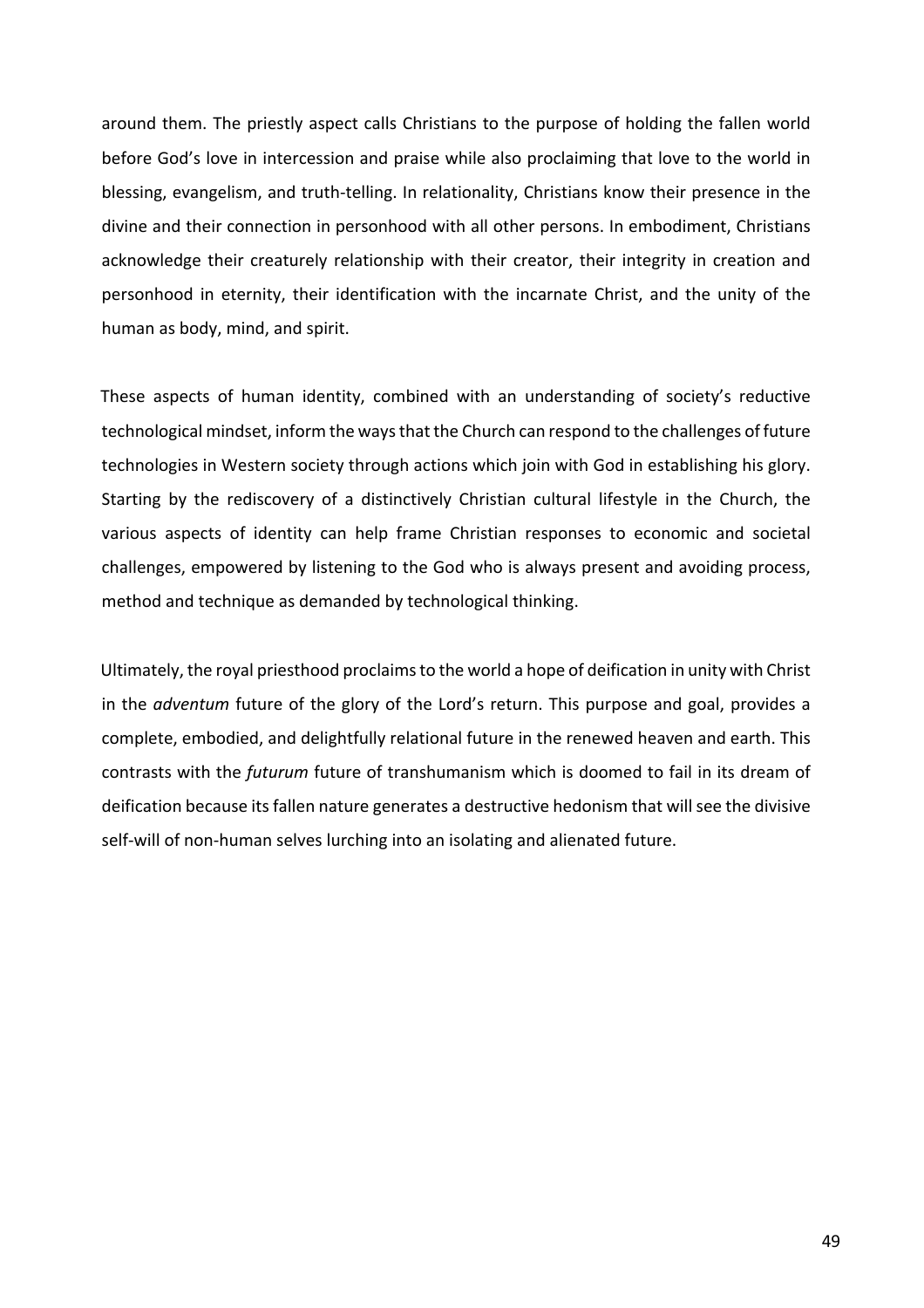around them. The priestly aspect calls Christians to the purpose of holding the fallen world before God's love in intercession and praise while also proclaiming that love to the world in blessing, evangelism, and truth-telling. In relationality, Christians know their presence in the divine and their connection in personhood with all other persons. In embodiment, Christians acknowledge their creaturely relationship with their creator, their integrity in creation and personhood in eternity, their identification with the incarnate Christ, and the unity of the human as body, mind, and spirit.

These aspects of human identity, combined with an understanding of society's reductive technological mindset, inform the ways that the Church can respond to the challenges of future technologies in Western society through actions which join with God in establishing his glory. Starting by the rediscovery of a distinctively Christian cultural lifestyle in the Church, the various aspects of identity can help frame Christian responses to economic and societal challenges, empowered by listening to the God who is always present and avoiding process, method and technique as demanded by technological thinking.

Ultimately, the royal priesthood proclaims to the world a hope of deification in unity with Christ in the *adventum* future of the glory of the Lord's return. This purpose and goal, provides a complete, embodied, and delightfully relational future in the renewed heaven and earth. This contrasts with the *futurum* future of transhumanism which is doomed to fail in its dream of deification because its fallen nature generates a destructive hedonism that will see the divisive self-will of non-human selves lurching into an isolating and alienated future.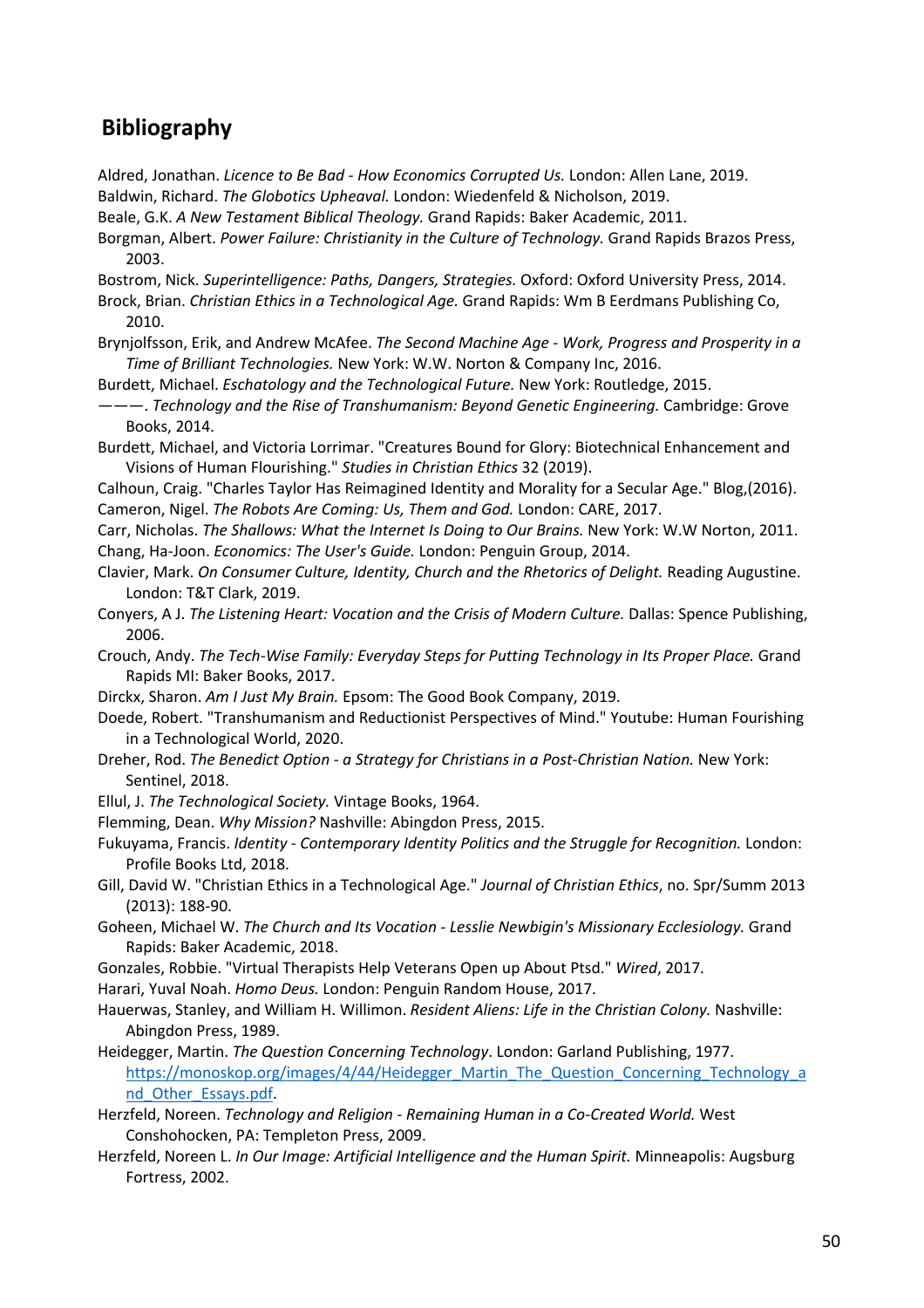## Bibliography

Aldred, Jonathan. *Licence to Be Bad - How Economics Corrupted Us.* London: Allen Lane, 2019.

Baldwin, Richard. *The Globotics Upheaval.* London: Wiedenfeld & Nicholson, 2019.

Beale, G.K. *A New Testament Biblical Theology.* Grand Rapids: Baker Academic, 2011.

Borgman, Albert. *Power Failure: Christianity in the Culture of Technology.* Grand Rapids Brazos Press, 2003.

Bostrom, Nick. *Superintelligence: Paths, Dangers, Strategies.* Oxford: Oxford University Press, 2014.

Brock, Brian. *Christian Ethics in a Technological Age.* Grand Rapids: Wm B Eerdmans Publishing Co, 2010.

Brynjolfsson, Erik, and Andrew McAfee. *The Second Machine Age - Work, Progress and Prosperity in a Time of Brilliant Technologies.* New York: W.W. Norton & Company Inc, 2016.

Burdett, Michael. *Eschatology and the Technological Future.* New York: Routledge, 2015.

———. *Technology and the Rise of Transhumanism: Beyond Genetic Engineering.* Cambridge: Grove Books, 2014.

Burdett, Michael, and Victoria Lorrimar. "Creatures Bound for Glory: Biotechnical Enhancement and Visions of Human Flourishing." *Studies in Christian Ethics* 32 (2019).

Calhoun, Craig. "Charles Taylor Has Reimagined Identity and Morality for a Secular Age." Blog,(2016).

Cameron, Nigel. *The Robots Are Coming: Us, Them and God.* London: CARE, 2017.

Carr, Nicholas. *The Shallows: What the Internet Is Doing to Our Brains.* New York: W.W Norton, 2011.

Chang, Ha-Joon. *Economics: The User's Guide.* London: Penguin Group, 2014.

Clavier, Mark. *On Consumer Culture, Identity, Church and the Rhetorics of Delight.* Reading Augustine. London: T&T Clark, 2019.

Conyers, A J. *The Listening Heart: Vocation and the Crisis of Modern Culture.* Dallas: Spence Publishing, 2006.

Crouch, Andy. *The Tech-Wise Family: Everyday Steps for Putting Technology in Its Proper Place.* Grand Rapids MI: Baker Books, 2017.

Dirckx, Sharon. *Am I Just My Brain.* Epsom: The Good Book Company, 2019.

Doede, Robert. "Transhumanism and Reductionist Perspectives of Mind." Youtube: Human Fourishing in a Technological World, 2020.

Dreher, Rod. *The Benedict Option - a Strategy for Christians in a Post-Christian Nation.* New York: Sentinel, 2018.

Ellul, J. *The Technological Society.* Vintage Books, 1964.

Flemming, Dean. *Why Mission?* Nashville: Abingdon Press, 2015.

Fukuyama, Francis. *Identity - Contemporary Identity Politics and the Struggle for Recognition.* London: Profile Books Ltd, 2018.

Gill, David W. "Christian Ethics in a Technological Age." *Journal of Christian Ethics*, no. Spr/Summ 2013 (2013): 188-90.

Goheen, Michael W. *The Church and Its Vocation - Lesslie Newbigin's Missionary Ecclesiology.* Grand Rapids: Baker Academic, 2018.

Gonzales, Robbie. "Virtual Therapists Help Veterans Open up About Ptsd." *Wired*, 2017.

Harari, Yuval Noah. *Homo Deus.* London: Penguin Random House, 2017.

Hauerwas, Stanley, and William H. Willimon. *Resident Aliens: Life in the Christian Colony.* Nashville: Abingdon Press, 1989.

Heidegger, Martin. *The Question Concerning Technology*. London: Garland Publishing, 1977. https://monoskop.org/images/4/44/Heidegger_Martin_The_Question_Concerning_Technology_and_Other_Essays.pdf.

Herzfeld, Noreen. *Technology and Religion - Remaining Human in a Co-Created World.* West Conshohocken, PA: Templeton Press, 2009.

Herzfeld, Noreen L. *In Our Image: Artificial Intelligence and the Human Spirit.* Minneapolis: Augsburg Fortress, 2002.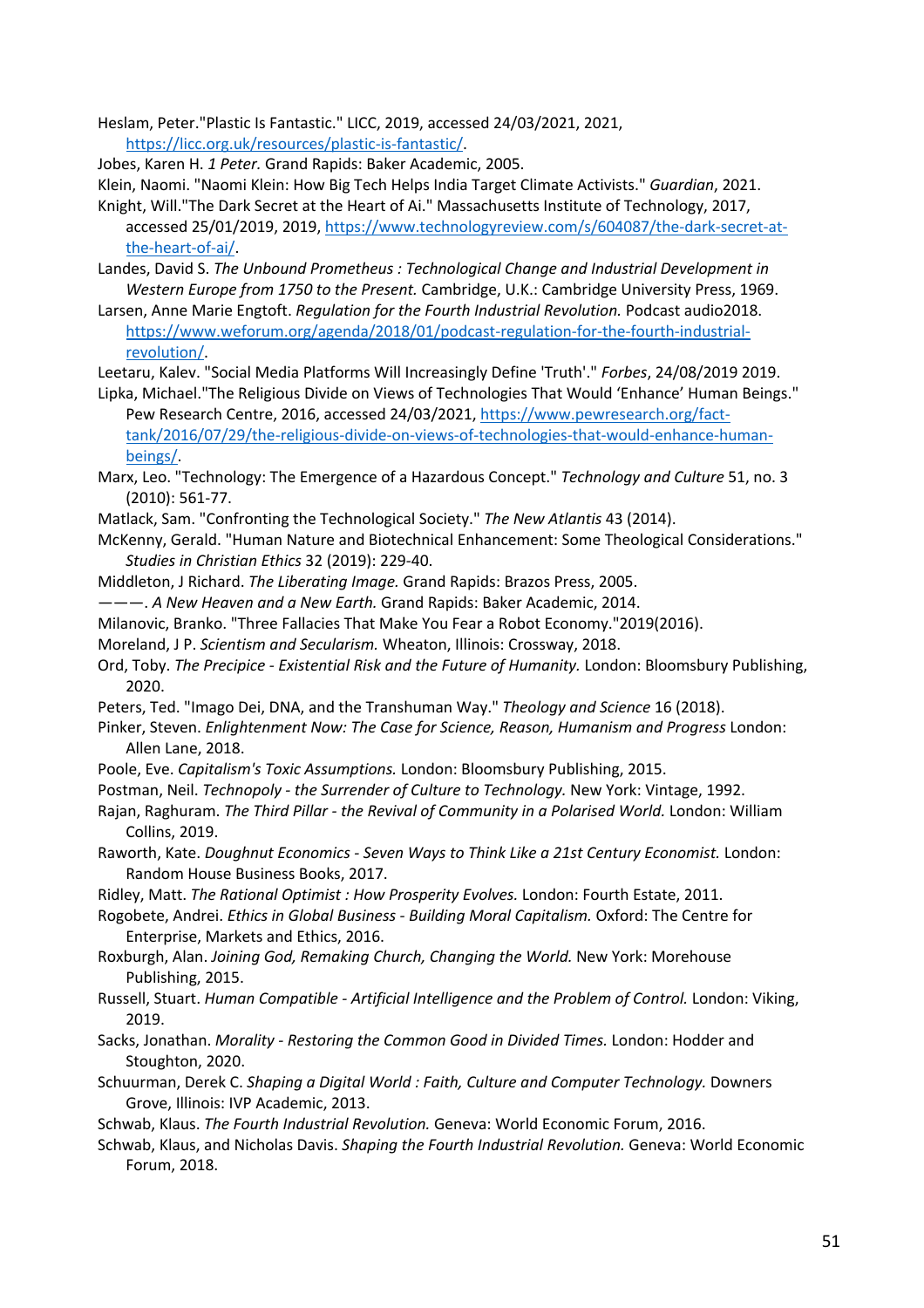Heslam, Peter."Plastic Is Fantastic." LICC, 2019, accessed 24/03/2021, 2021, https://licc.org.uk/resources/plastic-is-fantastic/.

Jobes, Karen H. *1 Peter.* Grand Rapids: Baker Academic, 2005.

Klein, Naomi. "Naomi Klein: How Big Tech Helps India Target Climate Activists." *Guardian*, 2021.

Knight, Will."The Dark Secret at the Heart of Ai." Massachusetts Institute of Technology, 2017, accessed 25/01/2019, 2019, https://www.technologyreview.com/s/604087/the-dark-secret-at-the-heart-of-ai/.

Landes, David S. *The Unbound Prometheus : Technological Change and Industrial Development in Western Europe from 1750 to the Present.* Cambridge, U.K.: Cambridge University Press, 1969.

Larsen, Anne Marie Engtoft. *Regulation for the Fourth Industrial Revolution.* Podcast audio2018. https://www.weforum.org/agenda/2018/01/podcast-regulation-for-the-fourth-industrial-revolution/.

Leetaru, Kalev. "Social Media Platforms Will Increasingly Define 'Truth'." *Forbes*, 24/08/2019 2019.

Lipka, Michael."The Religious Divide on Views of Technologies That Would 'Enhance' Human Beings." Pew Research Centre, 2016, accessed 24/03/2021, https://www.pewresearch.org/fact-tank/2016/07/29/the-religious-divide-on-views-of-technologies-that-would-enhance-human-beings/.

Marx, Leo. "Technology: The Emergence of a Hazardous Concept." *Technology and Culture* 51, no. 3 (2010): 561-77.

Matlack, Sam. "Confronting the Technological Society." *The New Atlantis* 43 (2014).

McKenny, Gerald. "Human Nature and Biotechnical Enhancement: Some Theological Considerations." *Studies in Christian Ethics* 32 (2019): 229-40.

Middleton, J Richard. *The Liberating Image.* Grand Rapids: Brazos Press, 2005.

———. *A New Heaven and a New Earth.* Grand Rapids: Baker Academic, 2014.

Milanovic, Branko. "Three Fallacies That Make You Fear a Robot Economy."2019(2016).

Moreland, J P. *Scientism and Secularism.* Wheaton, Illinois: Crossway, 2018.

Ord, Toby. *The Precipice - Existential Risk and the Future of Humanity.* London: Bloomsbury Publishing, 2020.

Peters, Ted. "Imago Dei, DNA, and the Transhuman Way." *Theology and Science* 16 (2018).

Pinker, Steven. *Enlightenment Now: The Case for Science, Reason, Humanism and Progress* London: Allen Lane, 2018.

Poole, Eve. *Capitalism's Toxic Assumptions.* London: Bloomsbury Publishing, 2015.

Postman, Neil. *Technopoly - the Surrender of Culture to Technology.* New York: Vintage, 1992.

Rajan, Raghuram. *The Third Pillar - the Revival of Community in a Polarised World.* London: William Collins, 2019.

Raworth, Kate. *Doughnut Economics - Seven Ways to Think Like a 21st Century Economist.* London: Random House Business Books, 2017.

Ridley, Matt. *The Rational Optimist : How Prosperity Evolves.* London: Fourth Estate, 2011.

Rogobete, Andrei. *Ethics in Global Business - Building Moral Capitalism.* Oxford: The Centre for Enterprise, Markets and Ethics, 2016.

Roxburgh, Alan. *Joining God, Remaking Church, Changing the World.* New York: Morehouse Publishing, 2015.

Russell, Stuart. *Human Compatible - Artificial Intelligence and the Problem of Control.* London: Viking, 2019.

Sacks, Jonathan. *Morality - Restoring the Common Good in Divided Times.* London: Hodder and Stoughton, 2020.

Schuurman, Derek C. *Shaping a Digital World : Faith, Culture and Computer Technology.* Downers Grove, Illinois: IVP Academic, 2013.

Schwab, Klaus. *The Fourth Industrial Revolution.* Geneva: World Economic Forum, 2016.

Schwab, Klaus, and Nicholas Davis. *Shaping the Fourth Industrial Revolution.* Geneva: World Economic Forum, 2018.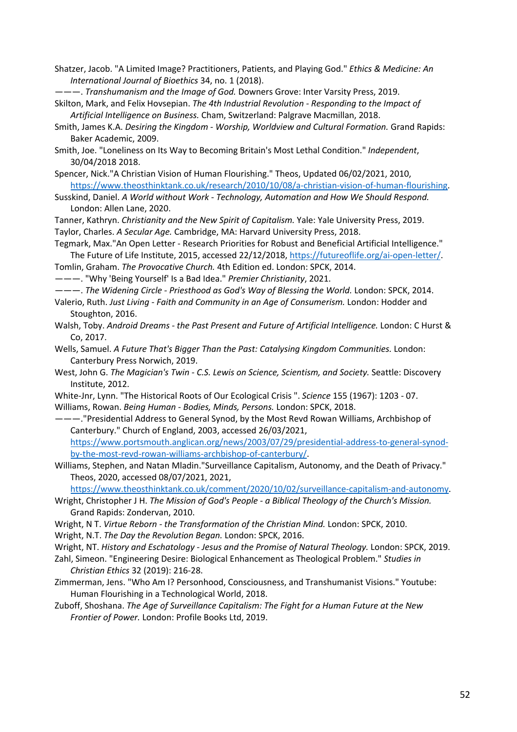Shatzer, Jacob. "A Limited Image? Practitioners, Patients, and Playing God." *Ethics & Medicine: An International Journal of Bioethics* 34, no. 1 (2018).

———. *Transhumanism and the Image of God.* Downers Grove: Inter Varsity Press, 2019.

Skilton, Mark, and Felix Hovsepian. *The 4th Industrial Revolution - Responding to the Impact of Artificial Intelligence on Business.* Cham, Switzerland: Palgrave Macmillan, 2018.

Smith, James K.A. *Desiring the Kingdom - Worship, Worldview and Cultural Formation.* Grand Rapids: Baker Academic, 2009.

Smith, Joe. "Loneliness on Its Way to Becoming Britain's Most Lethal Condition." *Independent*, 30/04/2018 2018.

Spencer, Nick."A Christian Vision of Human Flourishing." Theos, Updated 06/02/2021, 2010, https://www.theosthinktank.co.uk/research/2010/10/08/a-christian-vision-of-human-flourishing.

Susskind, Daniel. *A World without Work - Technology, Automation and How We Should Respond.* London: Allen Lane, 2020.

Tanner, Kathryn. *Christianity and the New Spirit of Capitalism.* Yale: Yale University Press, 2019.

Taylor, Charles. *A Secular Age.* Cambridge, MA: Harvard University Press, 2018.

Tegmark, Max."An Open Letter - Research Priorities for Robust and Beneficial Artificial Intelligence." The Future of Life Institute, 2015, accessed 22/12/2018, https://futureoflife.org/ai-open-letter/.

Tomlin, Graham. *The Provocative Church.* 4th Edition ed. London: SPCK, 2014.

———. "Why 'Being Yourself' Is a Bad Idea." *Premier Christianity*, 2021.

———. *The Widening Circle - Priesthood as God's Way of Blessing the World.* London: SPCK, 2014.

Valerio, Ruth. *Just Living - Faith and Community in an Age of Consumerism.* London: Hodder and Stoughton, 2016.

Walsh, Toby. *Android Dreams - the Past Present and Future of Artificial Intelligence.* London: C Hurst & Co, 2017.

Wells, Samuel. *A Future That's Bigger Than the Past: Catalysing Kingdom Communities.* London: Canterbury Press Norwich, 2019.

West, John G. *The Magician's Twin - C.S. Lewis on Science, Scientism, and Society.* Seattle: Discovery Institute, 2012.

White-Jnr, Lynn. "The Historical Roots of Our Ecological Crisis ". *Science* 155 (1967): 1203 - 07.

Williams, Rowan. *Being Human - Bodies, Minds, Persons.* London: SPCK, 2018.

———."Presidential Address to General Synod, by the Most Revd Rowan Williams, Archbishop of Canterbury." Church of England, 2003, accessed 26/03/2021, https://www.portsmouth.anglican.org/news/2003/07/29/presidential-address-to-general-synod-by-the-most-revd-rowan-williams-archbishop-of-canterbury/.

Williams, Stephen, and Natan Mladin."Surveillance Capitalism, Autonomy, and the Death of Privacy." Theos, 2020, accessed 08/07/2021, 2021, https://www.theosthinktank.co.uk/comment/2020/10/02/surveillance-capitalism-and-autonomy.

Wright, Christopher J H. *The Mission of God's People - a Biblical Theology of the Church's Mission.* Grand Rapids: Zondervan, 2010.

Wright, N T. *Virtue Reborn - the Transformation of the Christian Mind.* London: SPCK, 2010.

Wright, N.T. *The Day the Revolution Began.* London: SPCK, 2016.

Wright, NT. *History and Eschatology - Jesus and the Promise of Natural Theology.* London: SPCK, 2019.

Zahl, Simeon. "Engineering Desire: Biological Enhancement as Theological Problem." *Studies in Christian Ethics* 32 (2019): 216-28.

Zimmerman, Jens. "Who Am I? Personhood, Consciousness, and Transhumanist Visions." Youtube: Human Flourishing in a Technological World, 2018.

Zuboff, Shoshana. *The Age of Surveillance Capitalism: The Fight for a Human Future at the New Frontier of Power.* London: Profile Books Ltd, 2019.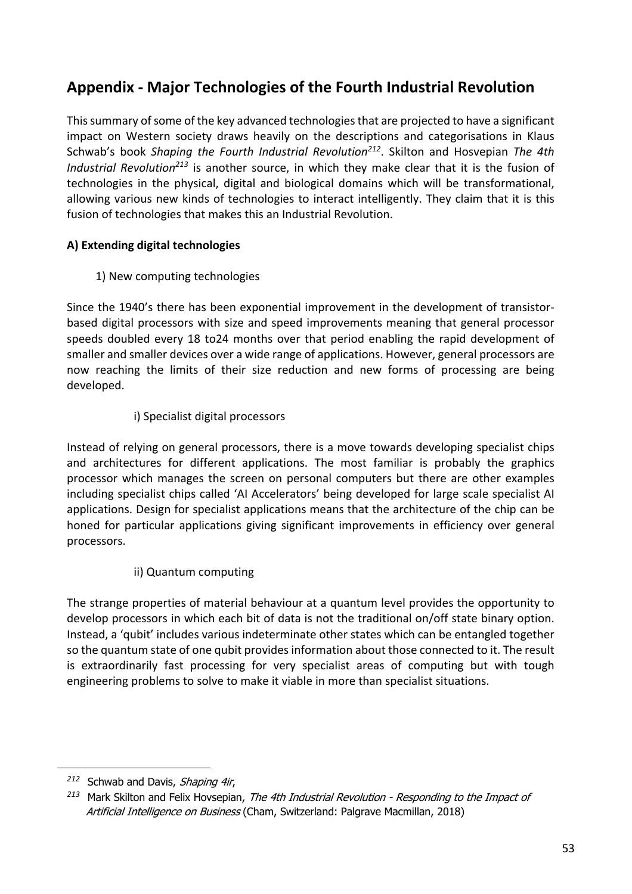## Appendix - Major Technologies of the Fourth Industrial Revolution

This summary of some of the key advanced technologies that are projected to have a significant impact on Western society draws heavily on the descriptions and categorisations in Klaus Schwab's book *Shaping the Fourth Industrial Revolution*[212]. Skilton and Hosvepian *The 4th Industrial Revolution*[213] is another source, in which they make clear that it is the fusion of technologies in the physical, digital and biological domains which will be transformational, allowing various new kinds of technologies to interact intelligently. They claim that it is this fusion of technologies that makes this an Industrial Revolution.

**A) Extending digital technologies**

1) New computing technologies

Since the 1940's there has been exponential improvement in the development of transistor-based digital processors with size and speed improvements meaning that general processor speeds doubled every 18 to24 months over that period enabling the rapid development of smaller and smaller devices over a wide range of applications. However, general processors are now reaching the limits of their size reduction and new forms of processing are being developed.

i) Specialist digital processors

Instead of relying on general processors, there is a move towards developing specialist chips and architectures for different applications. The most familiar is probably the graphics processor which manages the screen on personal computers but there are other examples including specialist chips called 'AI Accelerators' being developed for large scale specialist AI applications. Design for specialist applications means that the architecture of the chip can be honed for particular applications giving significant improvements in efficiency over general processors.

ii) Quantum computing

The strange properties of material behaviour at a quantum level provides the opportunity to develop processors in which each bit of data is not the traditional on/off state binary option. Instead, a 'qubit' includes various indeterminate other states which can be entangled together so the quantum state of one qubit provides information about those connected to it. The result is extraordinarily fast processing for very specialist areas of computing but with tough engineering problems to solve to make it viable in more than specialist situations.

---

[212] Schwab and Davis, *Shaping 4ir*,

[213] Mark Skilton and Felix Hovsepian, *The 4th Industrial Revolution - Responding to the Impact of Artificial Intelligence on Business* (Cham, Switzerland: Palgrave Macmillan, 2018)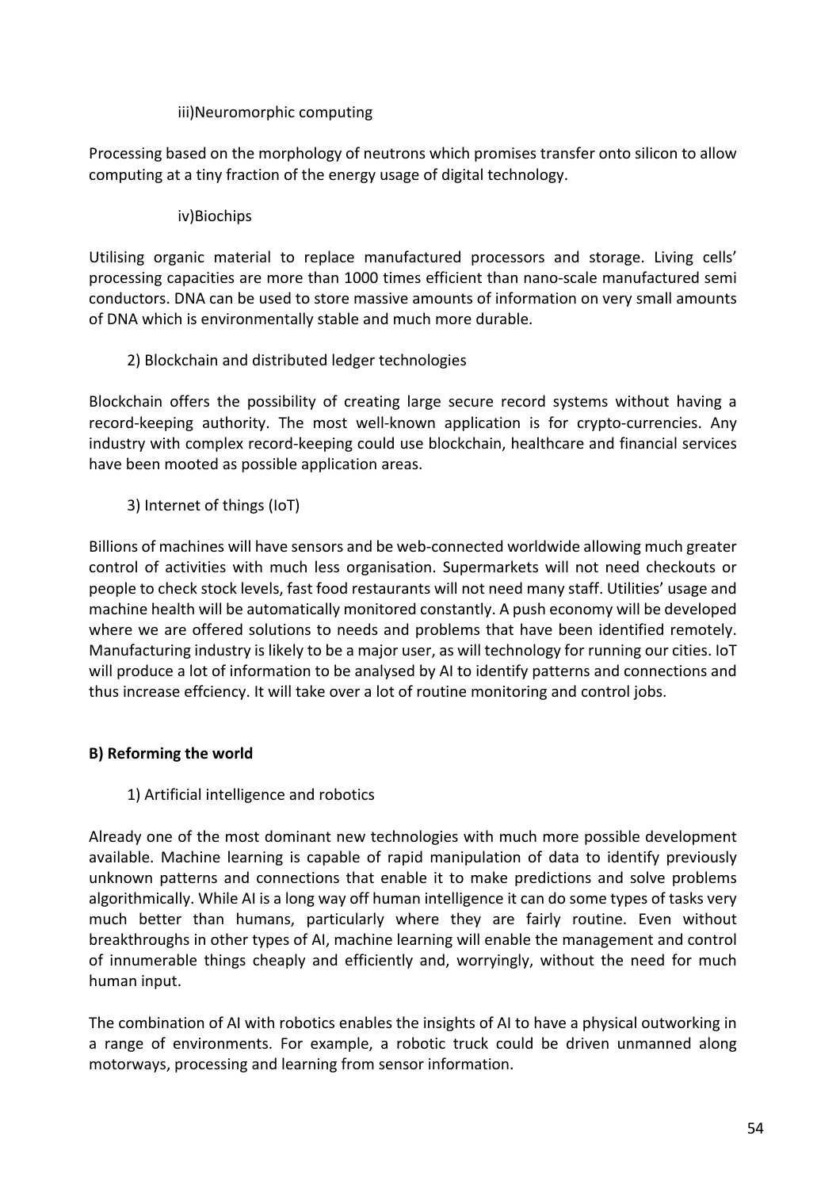iii)Neuromorphic computing

Processing based on the morphology of neutrons which promises transfer onto silicon to allow computing at a tiny fraction of the energy usage of digital technology.

iv)Biochips

Utilising organic material to replace manufactured processors and storage. Living cells' processing capacities are more than 1000 times efficient than nano-scale manufactured semi conductors. DNA can be used to store massive amounts of information on very small amounts of DNA which is environmentally stable and much more durable.

2) Blockchain and distributed ledger technologies

Blockchain offers the possibility of creating large secure record systems without having a record-keeping authority. The most well-known application is for crypto-currencies. Any industry with complex record-keeping could use blockchain, healthcare and financial services have been mooted as possible application areas.

3) Internet of things (IoT)

Billions of machines will have sensors and be web-connected worldwide allowing much greater control of activities with much less organisation. Supermarkets will not need checkouts or people to check stock levels, fast food restaurants will not need many staff. Utilities' usage and machine health will be automatically monitored constantly. A push economy will be developed where we are offered solutions to needs and problems that have been identified remotely. Manufacturing industry is likely to be a major user, as will technology for running our cities. IoT will produce a lot of information to be analysed by AI to identify patterns and connections and thus increase effciency. It will take over a lot of routine monitoring and control jobs.

**B) Reforming the world**

1) Artificial intelligence and robotics

Already one of the most dominant new technologies with much more possible development available. Machine learning is capable of rapid manipulation of data to identify previously unknown patterns and connections that enable it to make predictions and solve problems algorithmically. While AI is a long way off human intelligence it can do some types of tasks very much better than humans, particularly where they are fairly routine. Even without breakthroughs in other types of AI, machine learning will enable the management and control of innumerable things cheaply and efficiently and, worryingly, without the need for much human input.

The combination of AI with robotics enables the insights of AI to have a physical outworking in a range of environments. For example, a robotic truck could be driven unmanned along motorways, processing and learning from sensor information.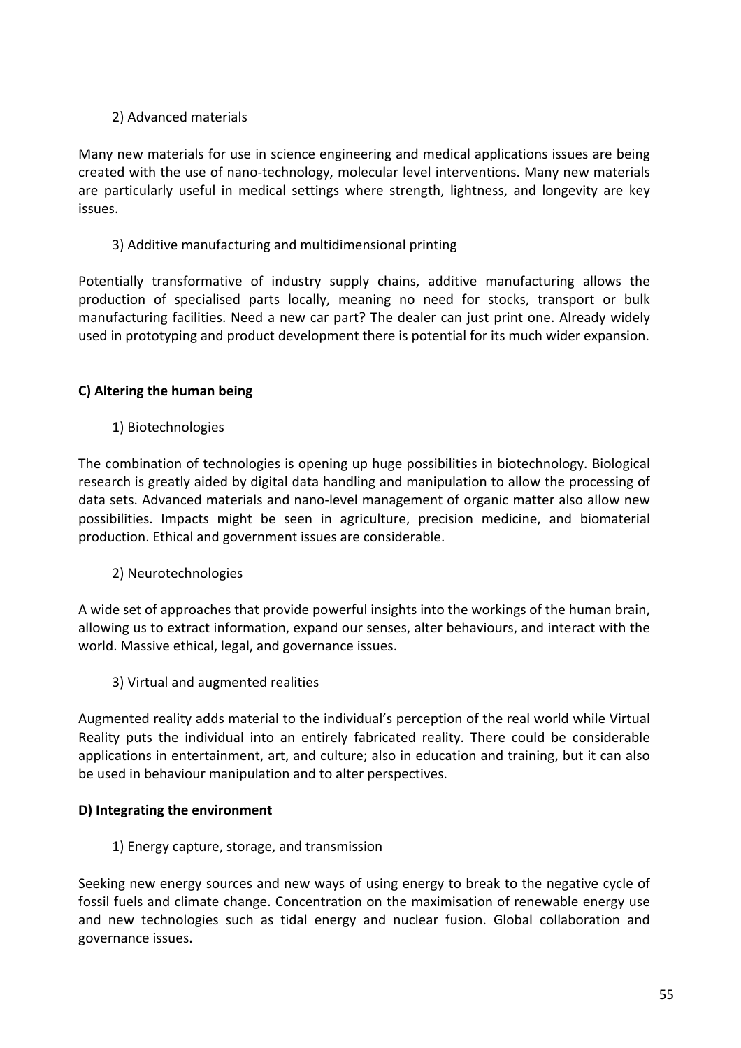2) Advanced materials

Many new materials for use in science engineering and medical applications issues are being created with the use of nano-technology, molecular level interventions. Many new materials are particularly useful in medical settings where strength, lightness, and longevity are key issues.

3) Additive manufacturing and multidimensional printing

Potentially transformative of industry supply chains, additive manufacturing allows the production of specialised parts locally, meaning no need for stocks, transport or bulk manufacturing facilities. Need a new car part? The dealer can just print one. Already widely used in prototyping and product development there is potential for its much wider expansion.

**C) Altering the human being**

1) Biotechnologies

The combination of technologies is opening up huge possibilities in biotechnology. Biological research is greatly aided by digital data handling and manipulation to allow the processing of data sets. Advanced materials and nano-level management of organic matter also allow new possibilities. Impacts might be seen in agriculture, precision medicine, and biomaterial production. Ethical and government issues are considerable.

2) Neurotechnologies

A wide set of approaches that provide powerful insights into the workings of the human brain, allowing us to extract information, expand our senses, alter behaviours, and interact with the world. Massive ethical, legal, and governance issues.

3) Virtual and augmented realities

Augmented reality adds material to the individual's perception of the real world while Virtual Reality puts the individual into an entirely fabricated reality. There could be considerable applications in entertainment, art, and culture; also in education and training, but it can also be used in behaviour manipulation and to alter perspectives.

**D) Integrating the environment**

1) Energy capture, storage, and transmission

Seeking new energy sources and new ways of using energy to break to the negative cycle of fossil fuels and climate change. Concentration on the maximisation of renewable energy use and new technologies such as tidal energy and nuclear fusion. Global collaboration and governance issues.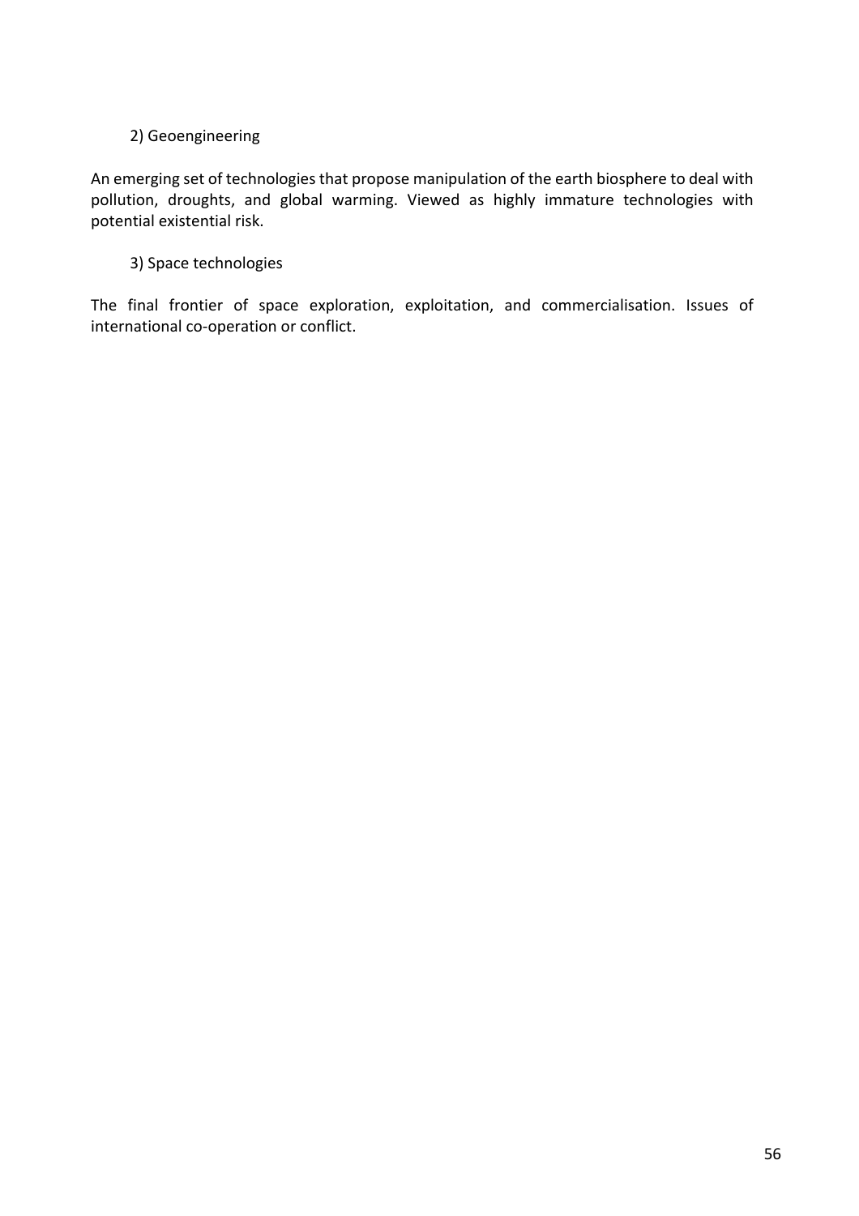2) Geoengineering

An emerging set of technologies that propose manipulation of the earth biosphere to deal with pollution, droughts, and global warming. Viewed as highly immature technologies with potential existential risk.

3) Space technologies

The final frontier of space exploration, exploitation, and commercialisation. Issues of international co-operation or conflict.